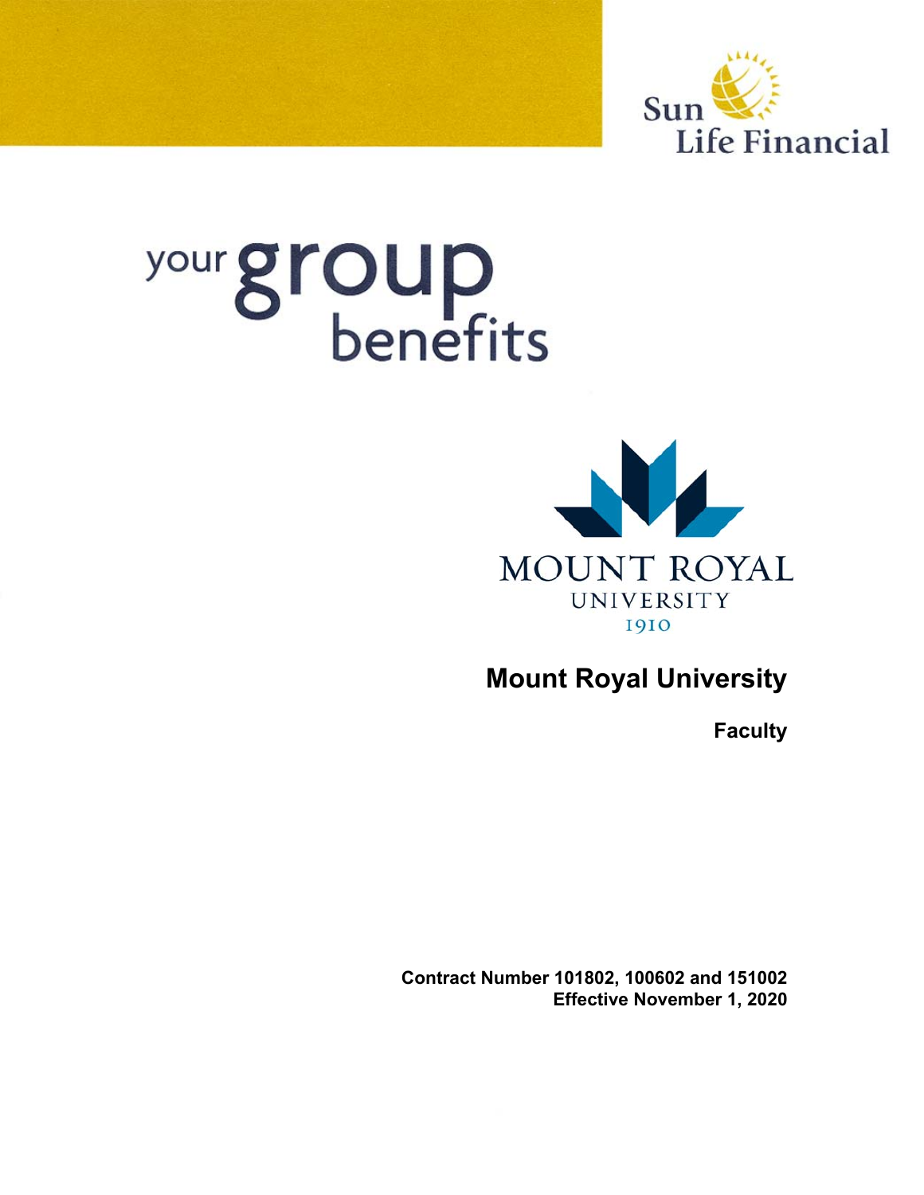Sun Life Financial

# your group benefits

MOUNT ROYAL
UNIVERSITY
1910

## Mount Royal University

**Faculty**

**Contract Number 101802, 100602 and 151002**
**Effective November 1, 2020**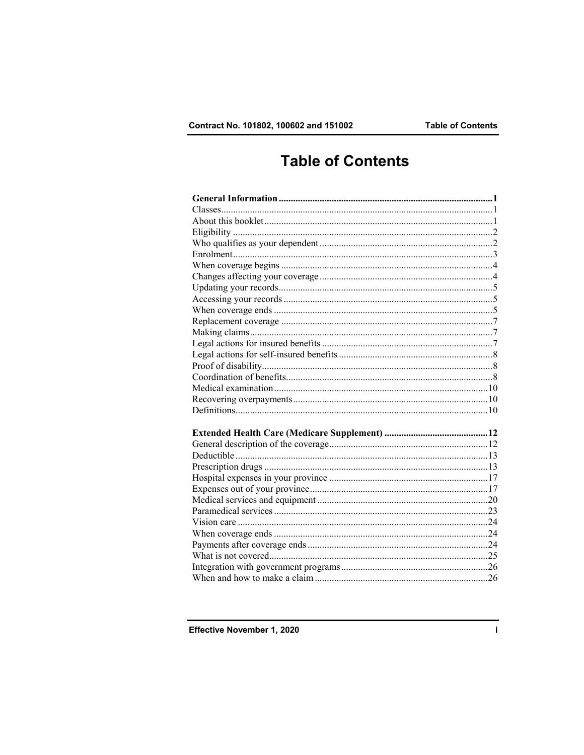# Table of Contents

| | |
|---|---|
| **General Information** | **1** |
| Classes | 1 |
| About this booklet | 1 |
| Eligibility | 2 |
| Who qualifies as your dependent | 2 |
| Enrolment | 3 |
| When coverage begins | 4 |
| Changes affecting your coverage | 4 |
| Updating your records | 5 |
| Accessing your records | 5 |
| When coverage ends | 5 |
| Replacement coverage | 7 |
| Making claims | 7 |
| Legal actions for insured benefits | 7 |
| Legal actions for self-insured benefits | 8 |
| Proof of disability | 8 |
| Coordination of benefits | 8 |
| Medical examination | 10 |
| Recovering overpayments | 10 |
| Definitions | 10 |
| **Extended Health Care (Medicare Supplement)** | **12** |
| General description of the coverage | 12 |
| Deductible | 13 |
| Prescription drugs | 13 |
| Hospital expenses in your province | 17 |
| Expenses out of your province | 17 |
| Medical services and equipment | 20 |
| Paramedical services | 23 |
| Vision care | 24 |
| When coverage ends | 24 |
| Payments after coverage ends | 24 |
| What is not covered | 25 |
| Integration with government programs | 26 |
| When and how to make a claim | 26 |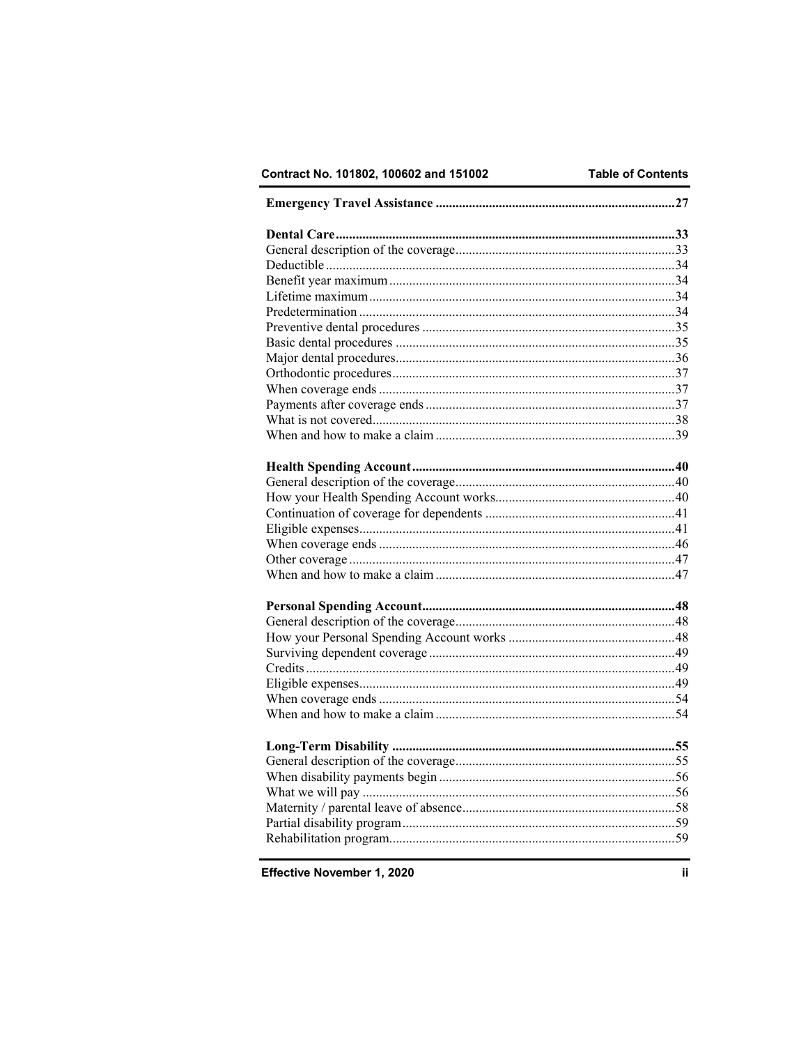**Emergency Travel Assistance** ....................................................................... 27

**Dental Care** ....................................................................................................... 33
General description of the coverage ..................................................................... 33
Deductible ............................................................................................................ 34
Benefit year maximum .......................................................................................... 34
Lifetime maximum ................................................................................................ 34
Predetermination ................................................................................................... 34
Preventive dental procedures ................................................................................ 35
Basic dental procedures ........................................................................................ 35
Major dental procedures ....................................................................................... 36
Orthodontic procedures ......................................................................................... 37
When coverage ends ............................................................................................. 37
Payments after coverage ends ............................................................................... 37
What is not covered ............................................................................................... 38
When and how to make a claim ............................................................................ 39

**Health Spending Account** ................................................................................. 40
General description of the coverage ..................................................................... 40
How your Health Spending Account works ........................................................... 40
Continuation of coverage for dependents .............................................................. 41
Eligible expenses ................................................................................................... 41
When coverage ends ............................................................................................. 46
Other coverage ...................................................................................................... 47
When and how to make a claim ............................................................................ 47

**Personal Spending Account** .............................................................................. 48
General description of the coverage ..................................................................... 48
How your Personal Spending Account works ........................................................ 48
Surviving dependent coverage .............................................................................. 49
Credits .................................................................................................................. 49
Eligible expenses ................................................................................................... 49
When coverage ends ............................................................................................. 54
When and how to make a claim ............................................................................ 54

**Long-Term Disability** ........................................................................................ 55
General description of the coverage ..................................................................... 55
When disability payments begin ........................................................................... 56
What we will pay ................................................................................................... 56
Maternity / parental leave of absence .................................................................... 58
Partial disability program ...................................................................................... 59
Rehabilitation program .......................................................................................... 59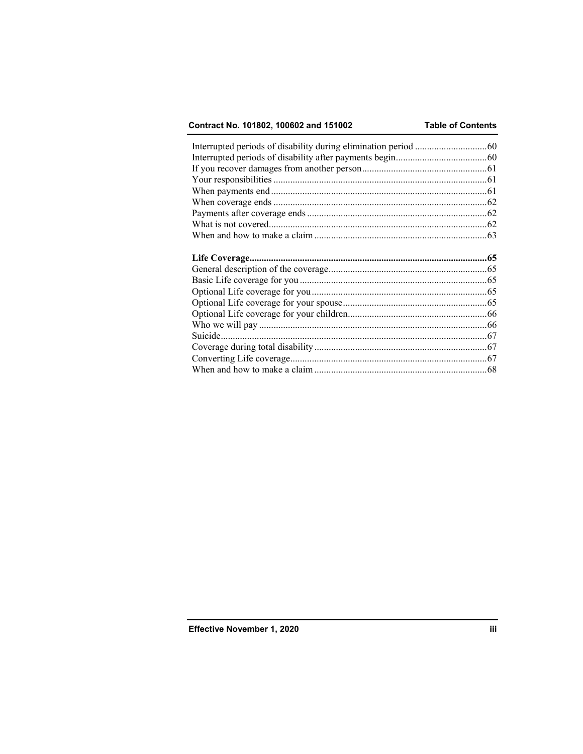Interrupted periods of disability during elimination period .............................60
Interrupted periods of disability after payments begin......................................60
If you recover damages from another person....................................................61
Your responsibilities .........................................................................................61
When payments end..........................................................................................61
When coverage ends .........................................................................................62
Payments after coverage ends ...........................................................................62
What is not covered...........................................................................................62
When and how to make a claim ........................................................................63

**Life Coverage...................................................................................................65**
General description of the coverage..................................................................65
Basic Life coverage for you ..............................................................................65
Optional Life coverage for you .........................................................................65
Optional Life coverage for your spouse ............................................................65
Optional Life coverage for your children..........................................................66
Who we will pay ...............................................................................................66
Suicide...............................................................................................................67
Coverage during total disability ........................................................................67
Converting Life coverage..................................................................................67
When and how to make a claim ........................................................................68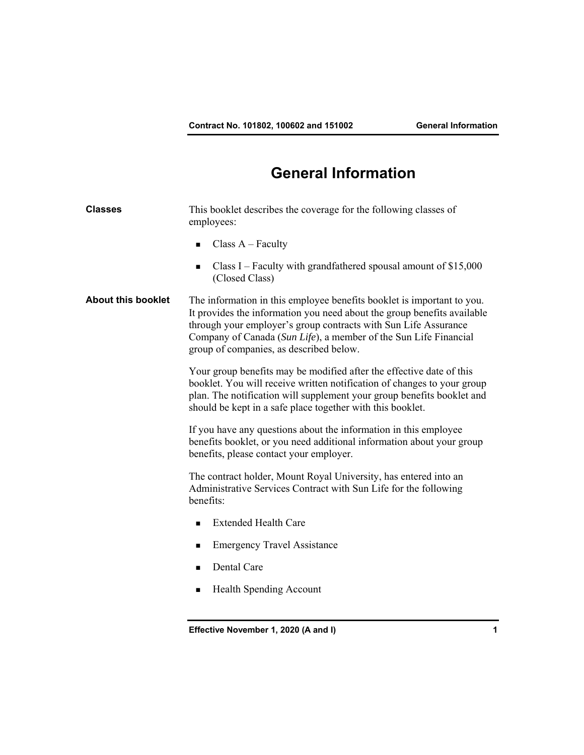# General Information

**Classes**

This booklet describes the coverage for the following classes of employees:

- Class A – Faculty
- Class I – Faculty with grandfathered spousal amount of $15,000 (Closed Class)

**About this booklet**

The information in this employee benefits booklet is important to you. It provides the information you need about the group benefits available through your employer's group contracts with Sun Life Assurance Company of Canada (*Sun Life*), a member of the Sun Life Financial group of companies, as described below.

Your group benefits may be modified after the effective date of this booklet. You will receive written notification of changes to your group plan. The notification will supplement your group benefits booklet and should be kept in a safe place together with this booklet.

If you have any questions about the information in this employee benefits booklet, or you need additional information about your group benefits, please contact your employer.

The contract holder, Mount Royal University, has entered into an Administrative Services Contract with Sun Life for the following benefits:

- Extended Health Care
- Emergency Travel Assistance
- Dental Care
- Health Spending Account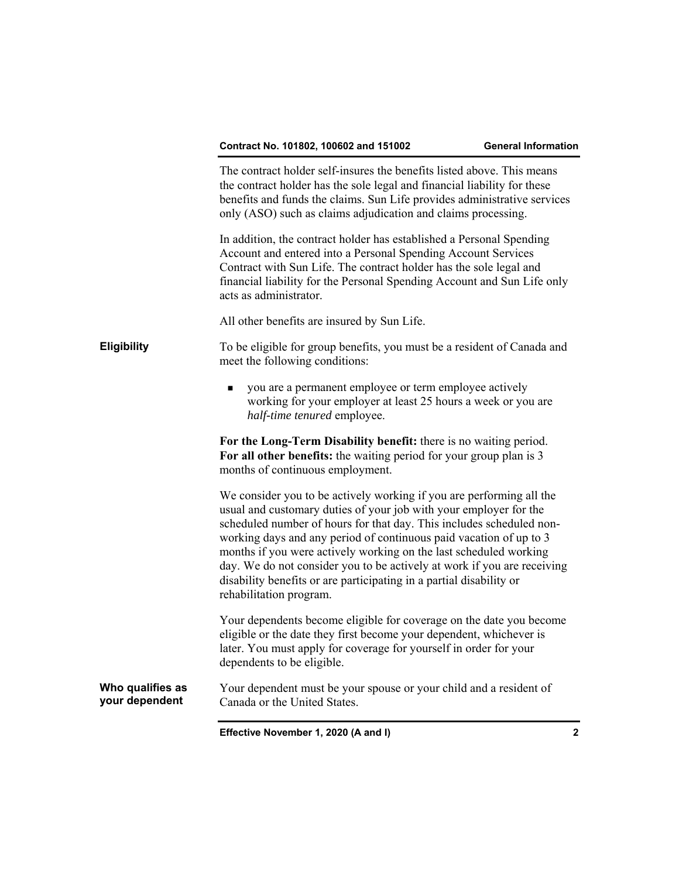The contract holder self-insures the benefits listed above. This means the contract holder has the sole legal and financial liability for these benefits and funds the claims. Sun Life provides administrative services only (ASO) such as claims adjudication and claims processing.

In addition, the contract holder has established a Personal Spending Account and entered into a Personal Spending Account Services Contract with Sun Life. The contract holder has the sole legal and financial liability for the Personal Spending Account and Sun Life only acts as administrator.

All other benefits are insured by Sun Life.

## Eligibility

To be eligible for group benefits, you must be a resident of Canada and meet the following conditions:

- you are a permanent employee or term employee actively working for your employer at least 25 hours a week or you are *half-time tenured* employee.

**For the Long-Term Disability benefit:** there is no waiting period. **For all other benefits:** the waiting period for your group plan is 3 months of continuous employment.

We consider you to be actively working if you are performing all the usual and customary duties of your job with your employer for the scheduled number of hours for that day. This includes scheduled non-working days and any period of continuous paid vacation of up to 3 months if you were actively working on the last scheduled working day. We do not consider you to be actively at work if you are receiving disability benefits or are participating in a partial disability or rehabilitation program.

Your dependents become eligible for coverage on the date you become eligible or the date they first become your dependent, whichever is later. You must apply for coverage for yourself in order for your dependents to be eligible.

## Who qualifies as your dependent

Your dependent must be your spouse or your child and a resident of Canada or the United States.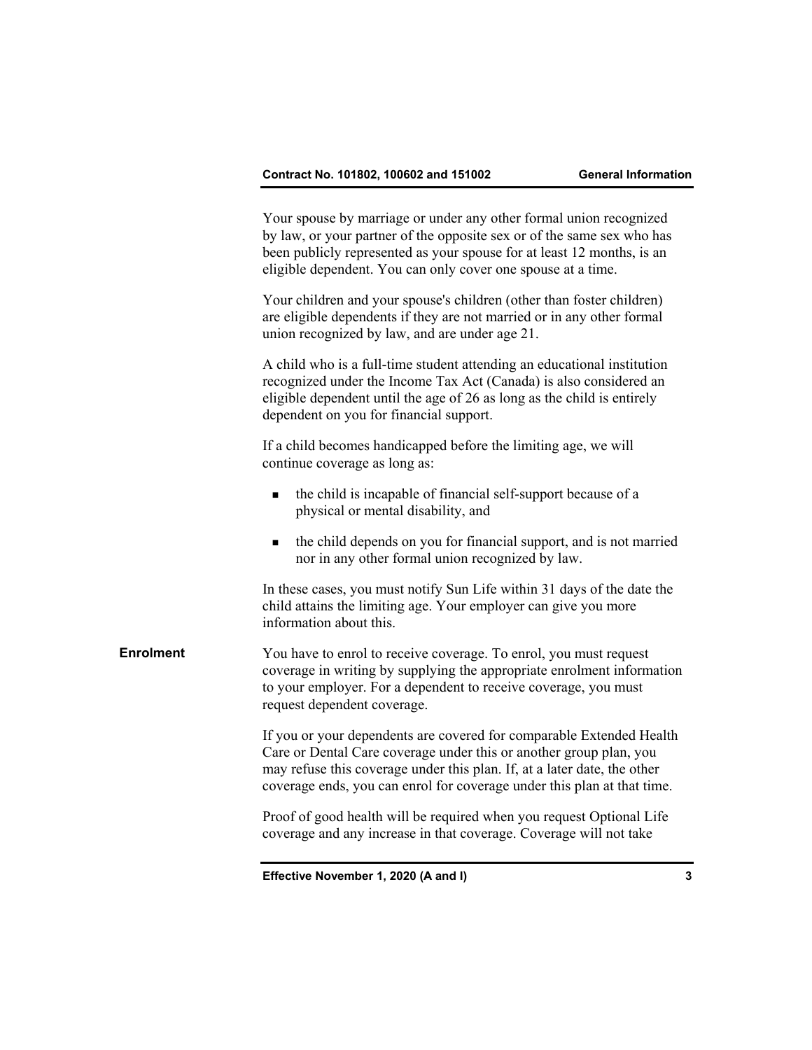Your spouse by marriage or under any other formal union recognized by law, or your partner of the opposite sex or of the same sex who has been publicly represented as your spouse for at least 12 months, is an eligible dependent. You can only cover one spouse at a time.

Your children and your spouse's children (other than foster children) are eligible dependents if they are not married or in any other formal union recognized by law, and are under age 21.

A child who is a full-time student attending an educational institution recognized under the Income Tax Act (Canada) is also considered an eligible dependent until the age of 26 as long as the child is entirely dependent on you for financial support.

If a child becomes handicapped before the limiting age, we will continue coverage as long as:

- the child is incapable of financial self-support because of a physical or mental disability, and
- the child depends on you for financial support, and is not married nor in any other formal union recognized by law.

In these cases, you must notify Sun Life within 31 days of the date the child attains the limiting age. Your employer can give you more information about this.

## Enrolment

You have to enrol to receive coverage. To enrol, you must request coverage in writing by supplying the appropriate enrolment information to your employer. For a dependent to receive coverage, you must request dependent coverage.

If you or your dependents are covered for comparable Extended Health Care or Dental Care coverage under this or another group plan, you may refuse this coverage under this plan. If, at a later date, the other coverage ends, you can enrol for coverage under this plan at that time.

Proof of good health will be required when you request Optional Life coverage and any increase in that coverage. Coverage will not take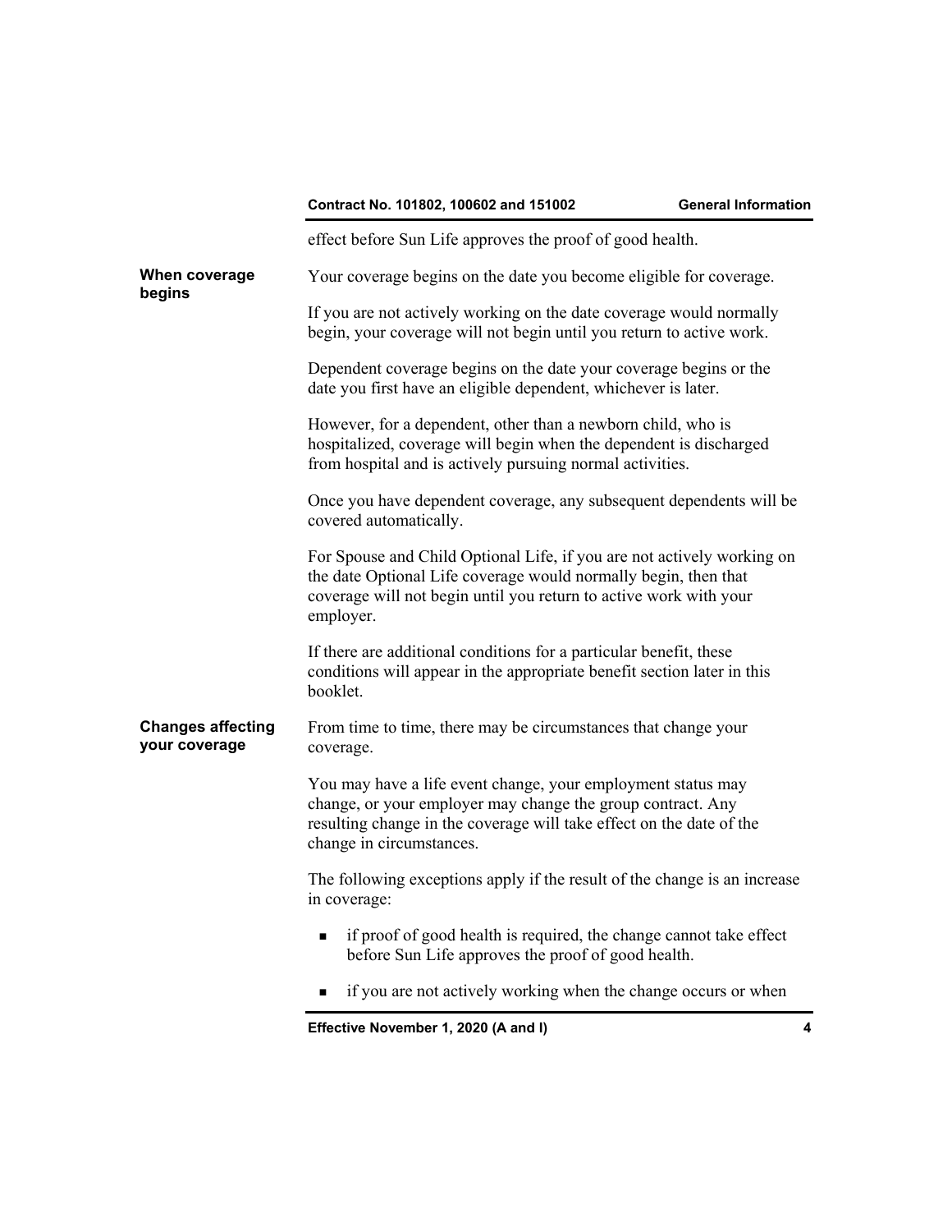effect before Sun Life approves the proof of good health.

### When coverage begins

Your coverage begins on the date you become eligible for coverage.

If you are not actively working on the date coverage would normally begin, your coverage will not begin until you return to active work.

Dependent coverage begins on the date your coverage begins or the date you first have an eligible dependent, whichever is later.

However, for a dependent, other than a newborn child, who is hospitalized, coverage will begin when the dependent is discharged from hospital and is actively pursuing normal activities.

Once you have dependent coverage, any subsequent dependents will be covered automatically.

For Spouse and Child Optional Life, if you are not actively working on the date Optional Life coverage would normally begin, then that coverage will not begin until you return to active work with your employer.

If there are additional conditions for a particular benefit, these conditions will appear in the appropriate benefit section later in this booklet.

### Changes affecting your coverage

From time to time, there may be circumstances that change your coverage.

You may have a life event change, your employment status may change, or your employer may change the group contract. Any resulting change in the coverage will take effect on the date of the change in circumstances.

The following exceptions apply if the result of the change is an increase in coverage:

- if proof of good health is required, the change cannot take effect before Sun Life approves the proof of good health.
- if you are not actively working when the change occurs or when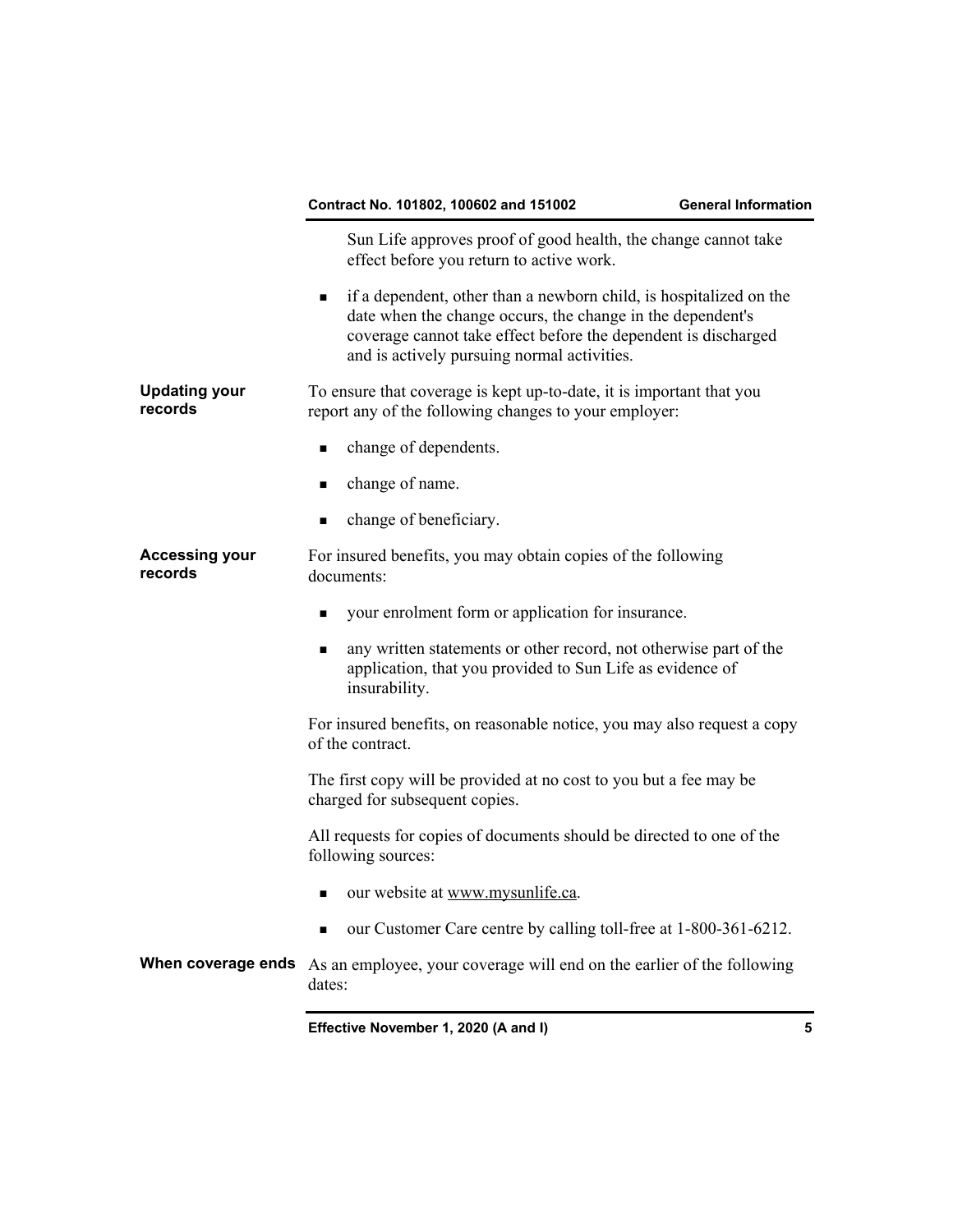Sun Life approves proof of good health, the change cannot take effect before you return to active work.

- if a dependent, other than a newborn child, is hospitalized on the date when the change occurs, the change in the dependent's coverage cannot take effect before the dependent is discharged and is actively pursuing normal activities.

**Updating your records**

To ensure that coverage is kept up-to-date, it is important that you report any of the following changes to your employer:

- change of dependents.
- change of name.
- change of beneficiary.

**Accessing your records**

For insured benefits, you may obtain copies of the following documents:

- your enrolment form or application for insurance.
- any written statements or other record, not otherwise part of the application, that you provided to Sun Life as evidence of insurability.

For insured benefits, on reasonable notice, you may also request a copy of the contract.

The first copy will be provided at no cost to you but a fee may be charged for subsequent copies.

All requests for copies of documents should be directed to one of the following sources:

- our website at www.mysunlife.ca.
- our Customer Care centre by calling toll-free at 1-800-361-6212.

**When coverage ends**

As an employee, your coverage will end on the earlier of the following dates: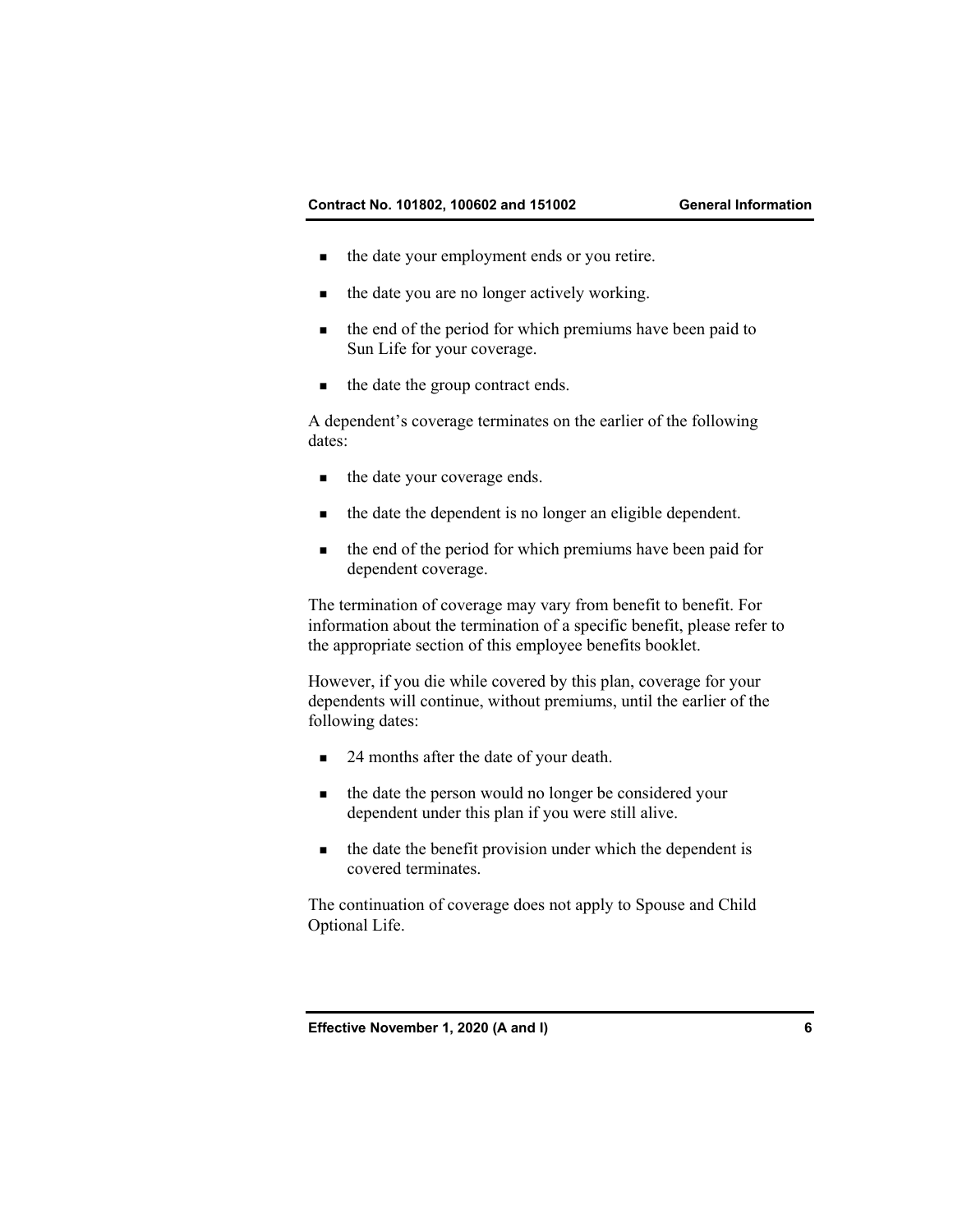- the date your employment ends or you retire.
- the date you are no longer actively working.
- the end of the period for which premiums have been paid to Sun Life for your coverage.
- the date the group contract ends.

A dependent's coverage terminates on the earlier of the following dates:

- the date your coverage ends.
- the date the dependent is no longer an eligible dependent.
- the end of the period for which premiums have been paid for dependent coverage.

The termination of coverage may vary from benefit to benefit. For information about the termination of a specific benefit, please refer to the appropriate section of this employee benefits booklet.

However, if you die while covered by this plan, coverage for your dependents will continue, without premiums, until the earlier of the following dates:

- 24 months after the date of your death.
- the date the person would no longer be considered your dependent under this plan if you were still alive.
- the date the benefit provision under which the dependent is covered terminates.

The continuation of coverage does not apply to Spouse and Child Optional Life.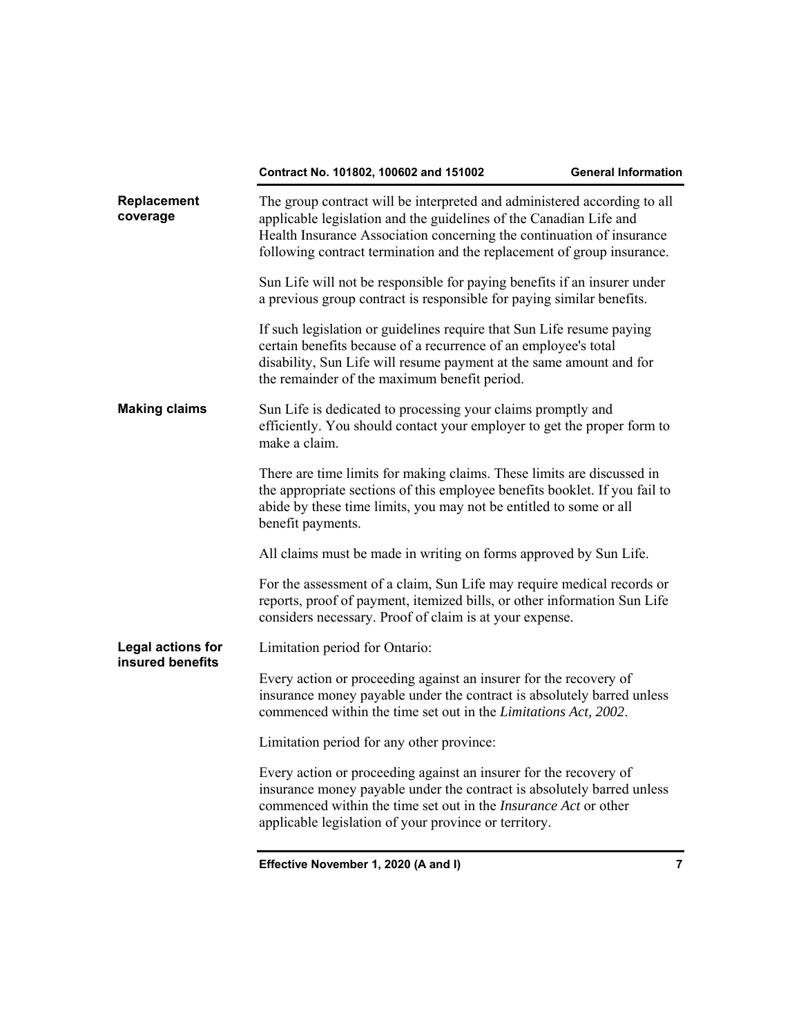## Replacement coverage

The group contract will be interpreted and administered according to all applicable legislation and the guidelines of the Canadian Life and Health Insurance Association concerning the continuation of insurance following contract termination and the replacement of group insurance.

Sun Life will not be responsible for paying benefits if an insurer under a previous group contract is responsible for paying similar benefits.

If such legislation or guidelines require that Sun Life resume paying certain benefits because of a recurrence of an employee's total disability, Sun Life will resume payment at the same amount and for the remainder of the maximum benefit period.

## Making claims

Sun Life is dedicated to processing your claims promptly and efficiently. You should contact your employer to get the proper form to make a claim.

There are time limits for making claims. These limits are discussed in the appropriate sections of this employee benefits booklet. If you fail to abide by these time limits, you may not be entitled to some or all benefit payments.

All claims must be made in writing on forms approved by Sun Life.

For the assessment of a claim, Sun Life may require medical records or reports, proof of payment, itemized bills, or other information Sun Life considers necessary. Proof of claim is at your expense.

## Legal actions for insured benefits

Limitation period for Ontario:

Every action or proceeding against an insurer for the recovery of insurance money payable under the contract is absolutely barred unless commenced within the time set out in the *Limitations Act, 2002*.

Limitation period for any other province:

Every action or proceeding against an insurer for the recovery of insurance money payable under the contract is absolutely barred unless commenced within the time set out in the *Insurance Act* or other applicable legislation of your province or territory.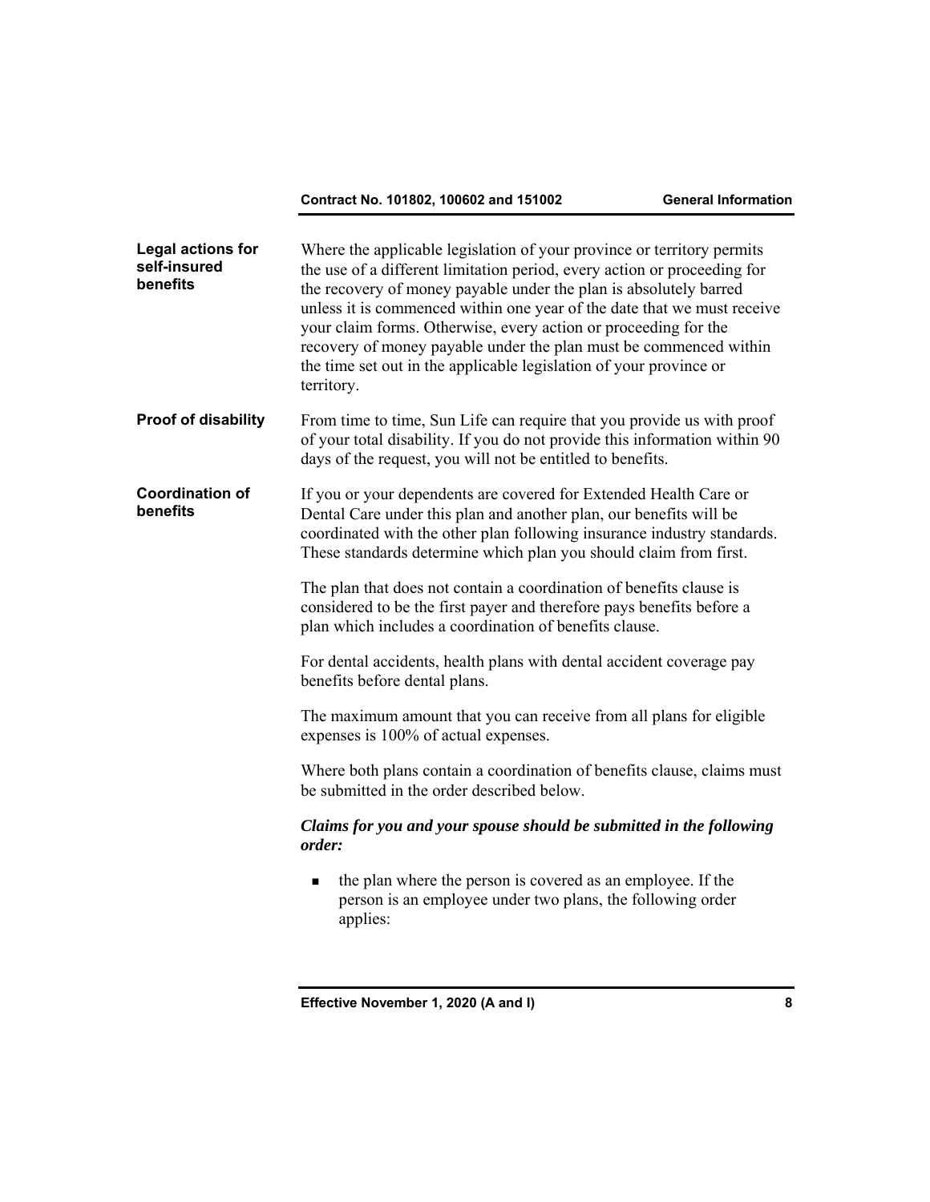### Legal actions for self-insured benefits

Where the applicable legislation of your province or territory permits the use of a different limitation period, every action or proceeding for the recovery of money payable under the plan is absolutely barred unless it is commenced within one year of the date that we must receive your claim forms. Otherwise, every action or proceeding for the recovery of money payable under the plan must be commenced within the time set out in the applicable legislation of your province or territory.

### Proof of disability

From time to time, Sun Life can require that you provide us with proof of your total disability. If you do not provide this information within 90 days of the request, you will not be entitled to benefits.

### Coordination of benefits

If you or your dependents are covered for Extended Health Care or Dental Care under this plan and another plan, our benefits will be coordinated with the other plan following insurance industry standards. These standards determine which plan you should claim from first.

The plan that does not contain a coordination of benefits clause is considered to be the first payer and therefore pays benefits before a plan which includes a coordination of benefits clause.

For dental accidents, health plans with dental accident coverage pay benefits before dental plans.

The maximum amount that you can receive from all plans for eligible expenses is 100% of actual expenses.

Where both plans contain a coordination of benefits clause, claims must be submitted in the order described below.

***Claims for you and your spouse should be submitted in the following order:***

- the plan where the person is covered as an employee. If the person is an employee under two plans, the following order applies: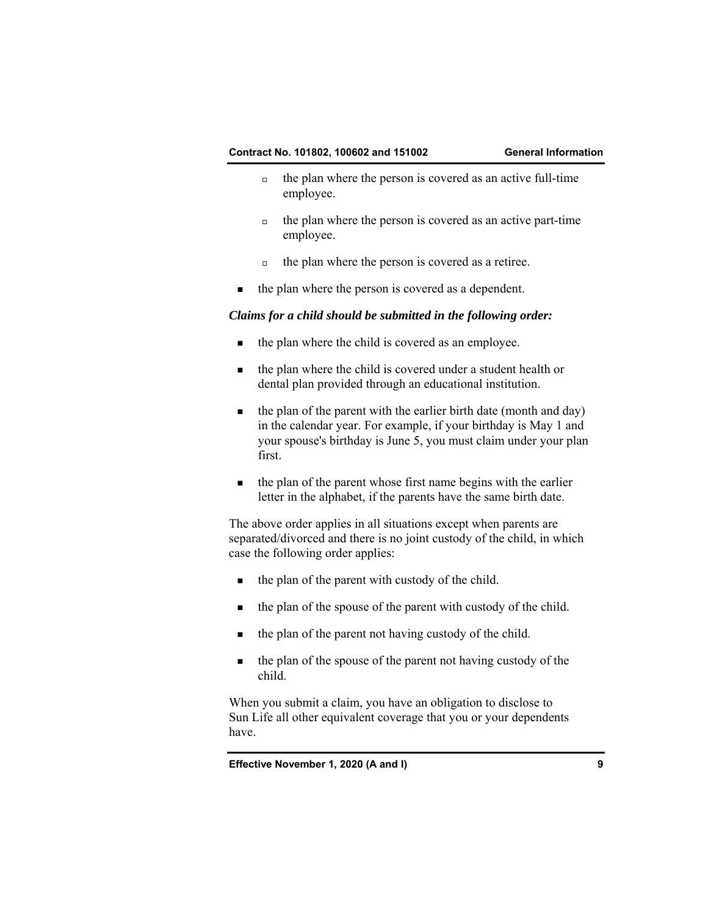- the plan where the person is covered as an active full-time employee.

  - the plan where the person is covered as an active part-time employee.

  - the plan where the person is covered as a retiree.

- the plan where the person is covered as a dependent.

***Claims for a child should be submitted in the following order:***

- the plan where the child is covered as an employee.

- the plan where the child is covered under a student health or dental plan provided through an educational institution.

- the plan of the parent with the earlier birth date (month and day) in the calendar year. For example, if your birthday is May 1 and your spouse's birthday is June 5, you must claim under your plan first.

- the plan of the parent whose first name begins with the earlier letter in the alphabet, if the parents have the same birth date.

The above order applies in all situations except when parents are separated/divorced and there is no joint custody of the child, in which case the following order applies:

- the plan of the parent with custody of the child.

- the plan of the spouse of the parent with custody of the child.

- the plan of the parent not having custody of the child.

- the plan of the spouse of the parent not having custody of the child.

When you submit a claim, you have an obligation to disclose to Sun Life all other equivalent coverage that you or your dependents have.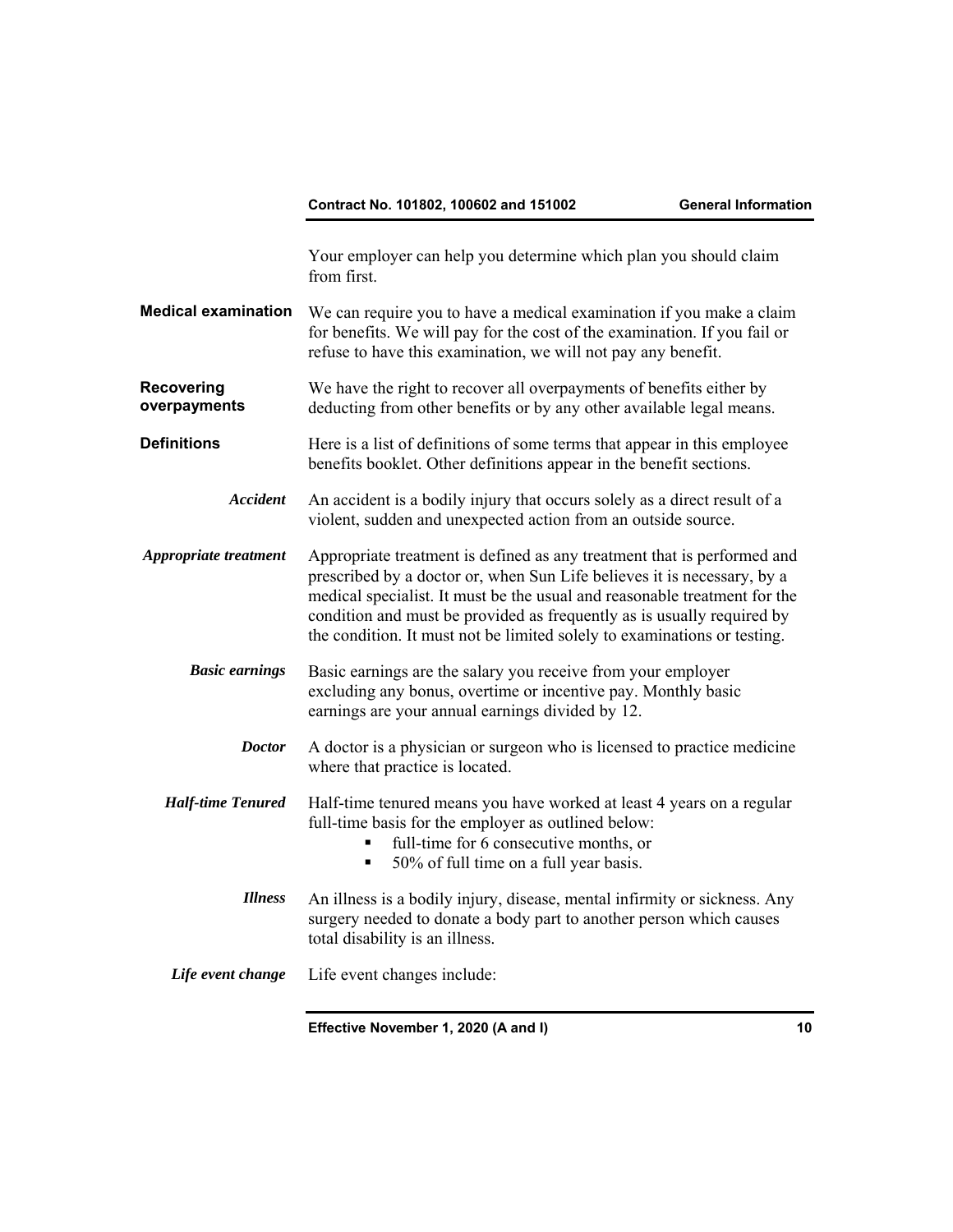Your employer can help you determine which plan you should claim from first.

**Medical examination**

We can require you to have a medical examination if you make a claim for benefits. We will pay for the cost of the examination. If you fail or refuse to have this examination, we will not pay any benefit.

**Recovering overpayments**

We have the right to recover all overpayments of benefits either by deducting from other benefits or by any other available legal means.

**Definitions**

Here is a list of definitions of some terms that appear in this employee benefits booklet. Other definitions appear in the benefit sections.

***Accident***

An accident is a bodily injury that occurs solely as a direct result of a violent, sudden and unexpected action from an outside source.

***Appropriate treatment***

Appropriate treatment is defined as any treatment that is performed and prescribed by a doctor or, when Sun Life believes it is necessary, by a medical specialist. It must be the usual and reasonable treatment for the condition and must be provided as frequently as is usually required by the condition. It must not be limited solely to examinations or testing.

***Basic earnings***

Basic earnings are the salary you receive from your employer excluding any bonus, overtime or incentive pay. Monthly basic earnings are your annual earnings divided by 12.

***Doctor***

A doctor is a physician or surgeon who is licensed to practice medicine where that practice is located.

***Half-time Tenured***

Half-time tenured means you have worked at least 4 years on a regular full-time basis for the employer as outlined below:

- full-time for 6 consecutive months, or
- 50% of full time on a full year basis.

***Illness***

An illness is a bodily injury, disease, mental infirmity or sickness. Any surgery needed to donate a body part to another person which causes total disability is an illness.

***Life event change***

Life event changes include: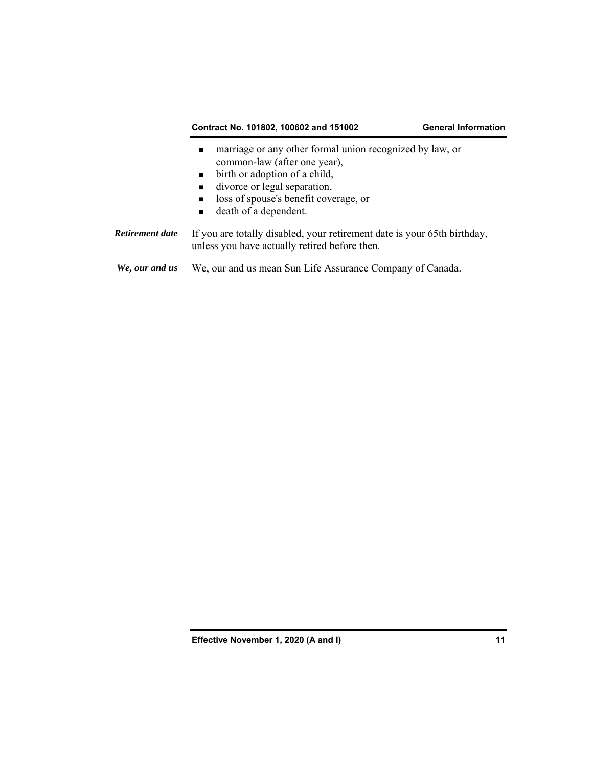- marriage or any other formal union recognized by law, or common-law (after one year),
- birth or adoption of a child,
- divorce or legal separation,
- loss of spouse's benefit coverage, or
- death of a dependent.

***Retirement date*** If you are totally disabled, your retirement date is your 65th birthday, unless you have actually retired before then.

***We, our and us*** We, our and us mean Sun Life Assurance Company of Canada.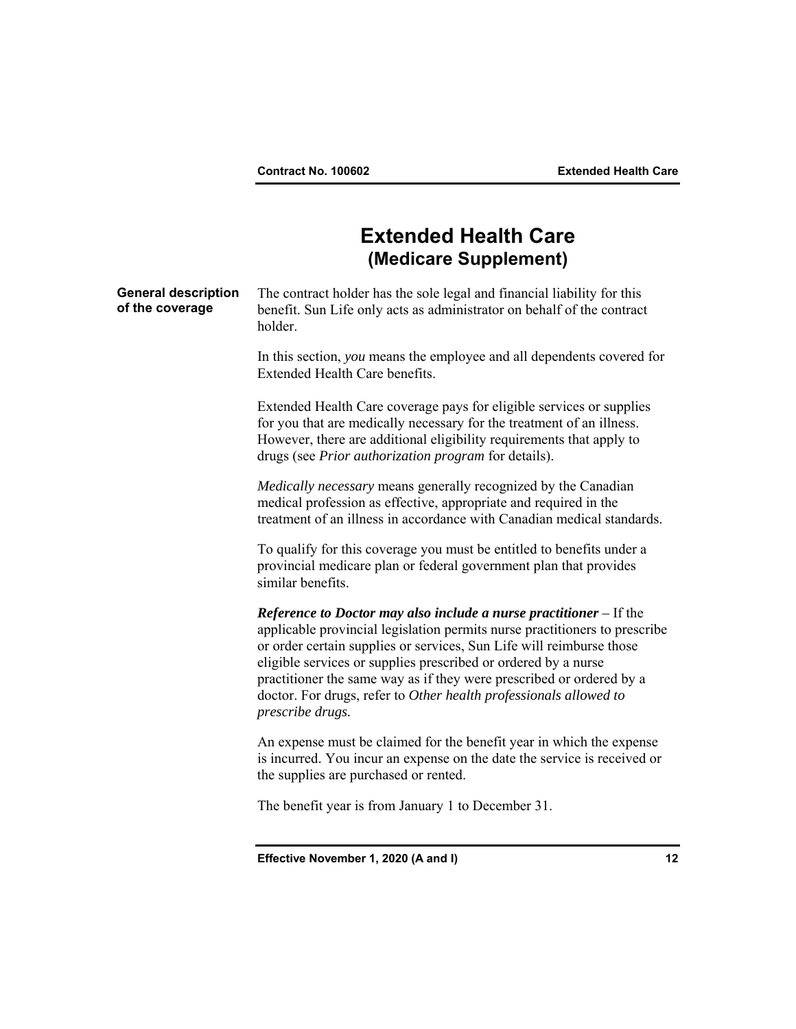# Extended Health Care
## (Medicare Supplement)

**General description of the coverage**

The contract holder has the sole legal and financial liability for this benefit. Sun Life only acts as administrator on behalf of the contract holder.

In this section, *you* means the employee and all dependents covered for Extended Health Care benefits.

Extended Health Care coverage pays for eligible services or supplies for you that are medically necessary for the treatment of an illness. However, there are additional eligibility requirements that apply to drugs (see *Prior authorization program* for details).

*Medically necessary* means generally recognized by the Canadian medical profession as effective, appropriate and required in the treatment of an illness in accordance with Canadian medical standards.

To qualify for this coverage you must be entitled to benefits under a provincial medicare plan or federal government plan that provides similar benefits.

***Reference to Doctor may also include a nurse practitioner*** **–** If the applicable provincial legislation permits nurse practitioners to prescribe or order certain supplies or services, Sun Life will reimburse those eligible services or supplies prescribed or ordered by a nurse practitioner the same way as if they were prescribed or ordered by a doctor. For drugs, refer to *Other health professionals allowed to prescribe drugs.*

An expense must be claimed for the benefit year in which the expense is incurred. You incur an expense on the date the service is received or the supplies are purchased or rented.

The benefit year is from January 1 to December 31.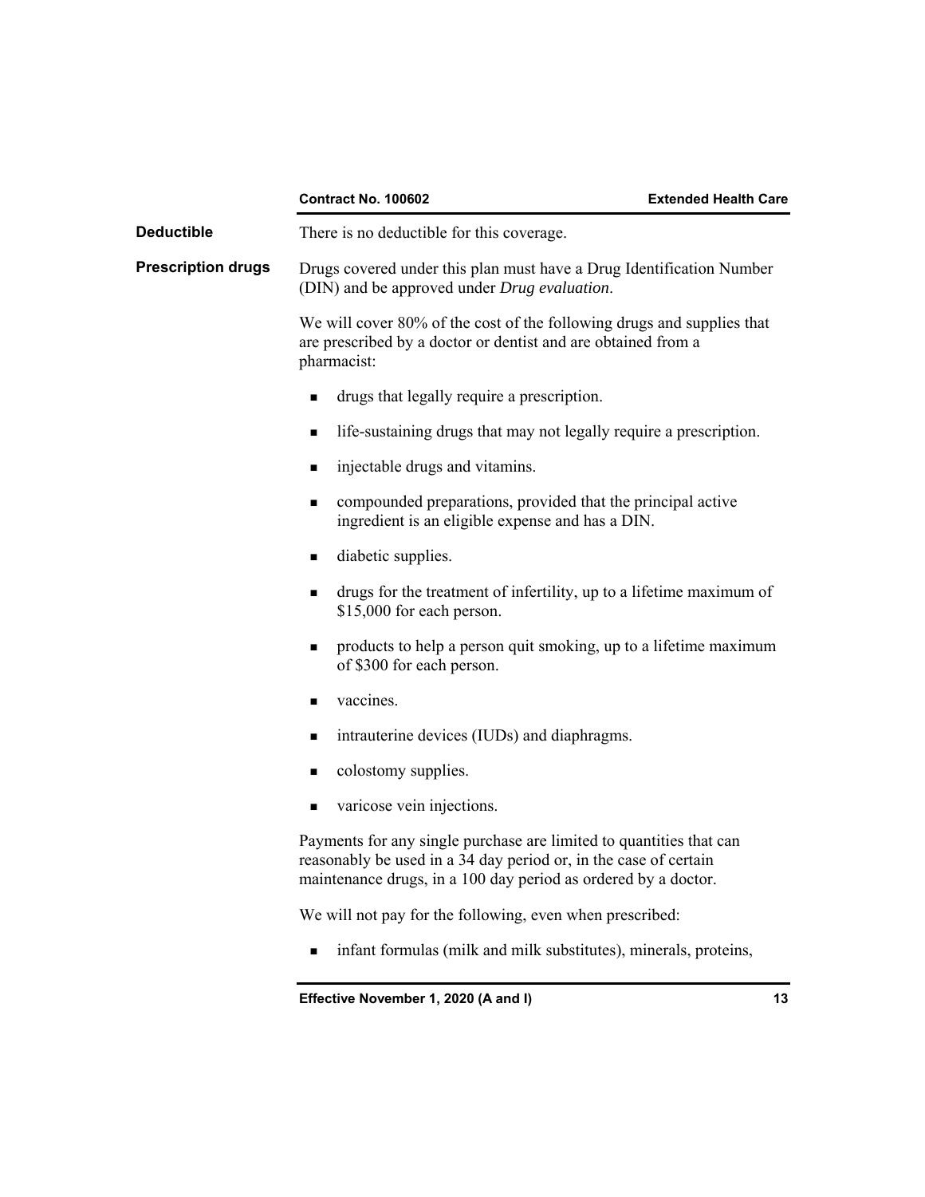**Deductible**

There is no deductible for this coverage.

**Prescription drugs**

Drugs covered under this plan must have a Drug Identification Number (DIN) and be approved under *Drug evaluation*.

We will cover 80% of the cost of the following drugs and supplies that are prescribed by a doctor or dentist and are obtained from a pharmacist:

- drugs that legally require a prescription.
- life-sustaining drugs that may not legally require a prescription.
- injectable drugs and vitamins.
- compounded preparations, provided that the principal active ingredient is an eligible expense and has a DIN.
- diabetic supplies.
- drugs for the treatment of infertility, up to a lifetime maximum of $15,000 for each person.
- products to help a person quit smoking, up to a lifetime maximum of $300 for each person.
- vaccines.
- intrauterine devices (IUDs) and diaphragms.
- colostomy supplies.
- varicose vein injections.

Payments for any single purchase are limited to quantities that can reasonably be used in a 34 day period or, in the case of certain maintenance drugs, in a 100 day period as ordered by a doctor.

We will not pay for the following, even when prescribed:

- infant formulas (milk and milk substitutes), minerals, proteins,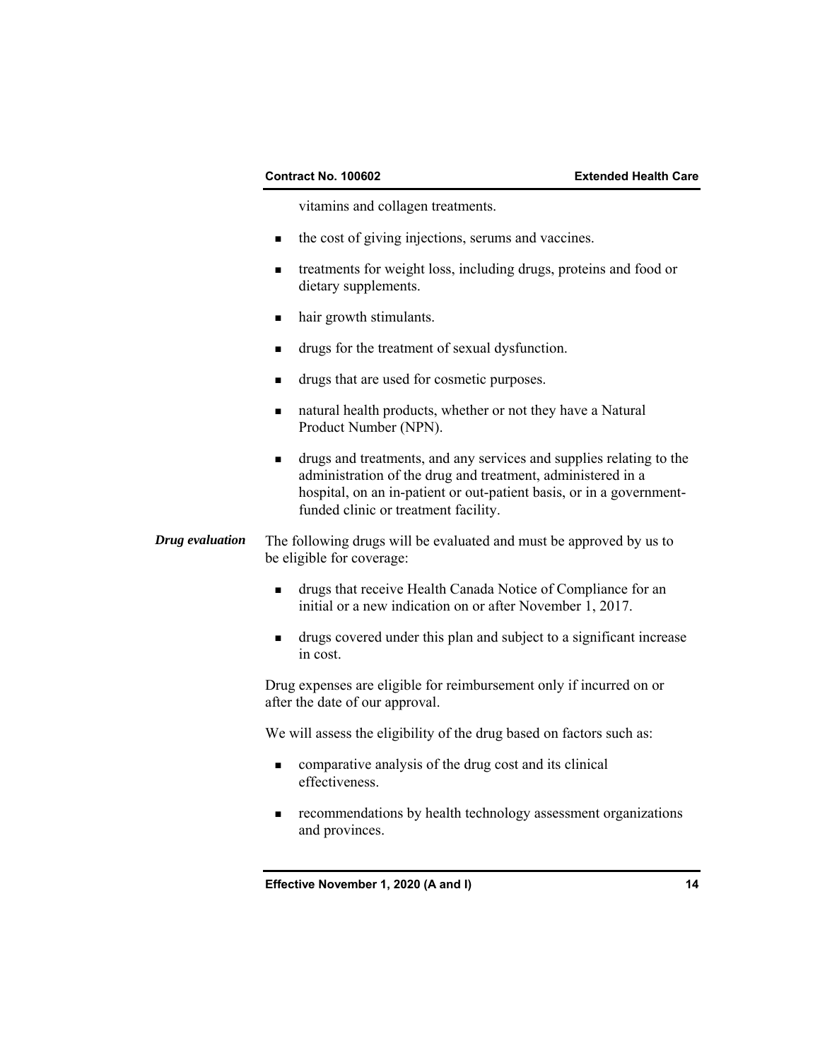vitamins and collagen treatments.

- the cost of giving injections, serums and vaccines.
- treatments for weight loss, including drugs, proteins and food or dietary supplements.
- hair growth stimulants.
- drugs for the treatment of sexual dysfunction.
- drugs that are used for cosmetic purposes.
- natural health products, whether or not they have a Natural Product Number (NPN).
- drugs and treatments, and any services and supplies relating to the administration of the drug and treatment, administered in a hospital, on an in-patient or out-patient basis, or in a government-funded clinic or treatment facility.

***Drug evaluation***

The following drugs will be evaluated and must be approved by us to be eligible for coverage:

- drugs that receive Health Canada Notice of Compliance for an initial or a new indication on or after November 1, 2017.
- drugs covered under this plan and subject to a significant increase in cost.

Drug expenses are eligible for reimbursement only if incurred on or after the date of our approval.

We will assess the eligibility of the drug based on factors such as:

- comparative analysis of the drug cost and its clinical effectiveness.
- recommendations by health technology assessment organizations and provinces.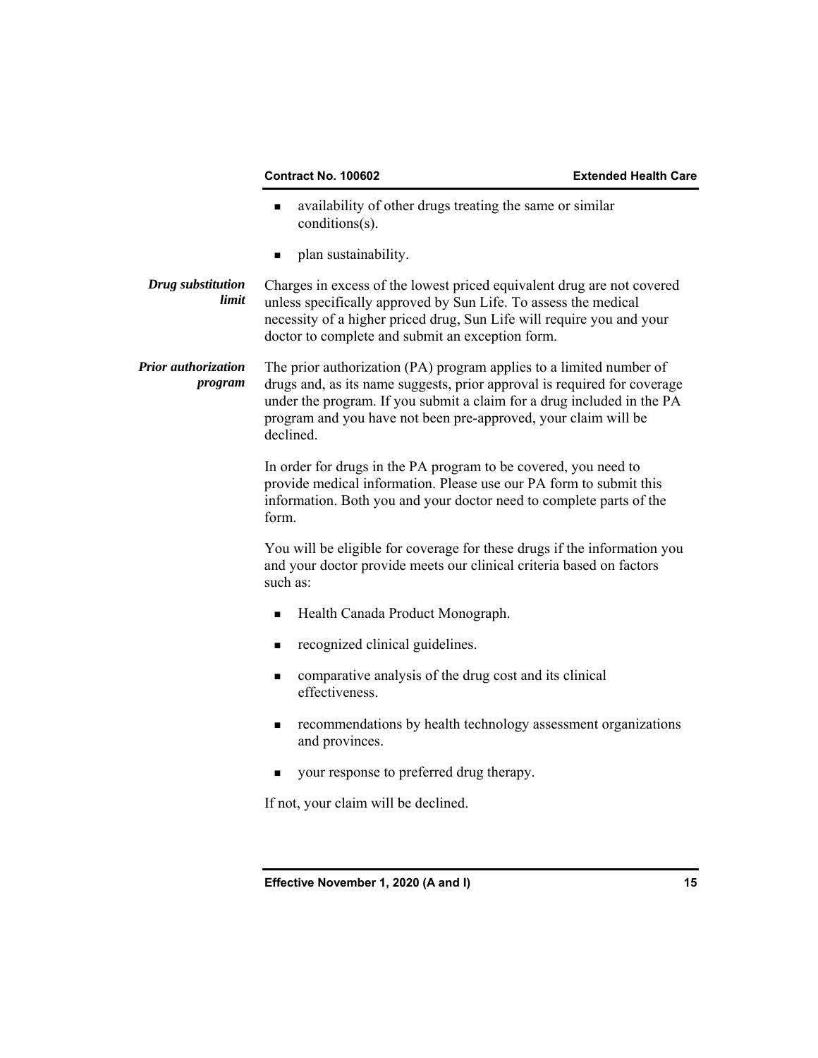- availability of other drugs treating the same or similar conditions(s).
- plan sustainability.

***Drug substitution limit***

Charges in excess of the lowest priced equivalent drug are not covered unless specifically approved by Sun Life. To assess the medical necessity of a higher priced drug, Sun Life will require you and your doctor to complete and submit an exception form.

***Prior authorization program***

The prior authorization (PA) program applies to a limited number of drugs and, as its name suggests, prior approval is required for coverage under the program. If you submit a claim for a drug included in the PA program and you have not been pre-approved, your claim will be declined.

In order for drugs in the PA program to be covered, you need to provide medical information. Please use our PA form to submit this information. Both you and your doctor need to complete parts of the form.

You will be eligible for coverage for these drugs if the information you and your doctor provide meets our clinical criteria based on factors such as:

- Health Canada Product Monograph.
- recognized clinical guidelines.
- comparative analysis of the drug cost and its clinical effectiveness.
- recommendations by health technology assessment organizations and provinces.
- your response to preferred drug therapy.

If not, your claim will be declined.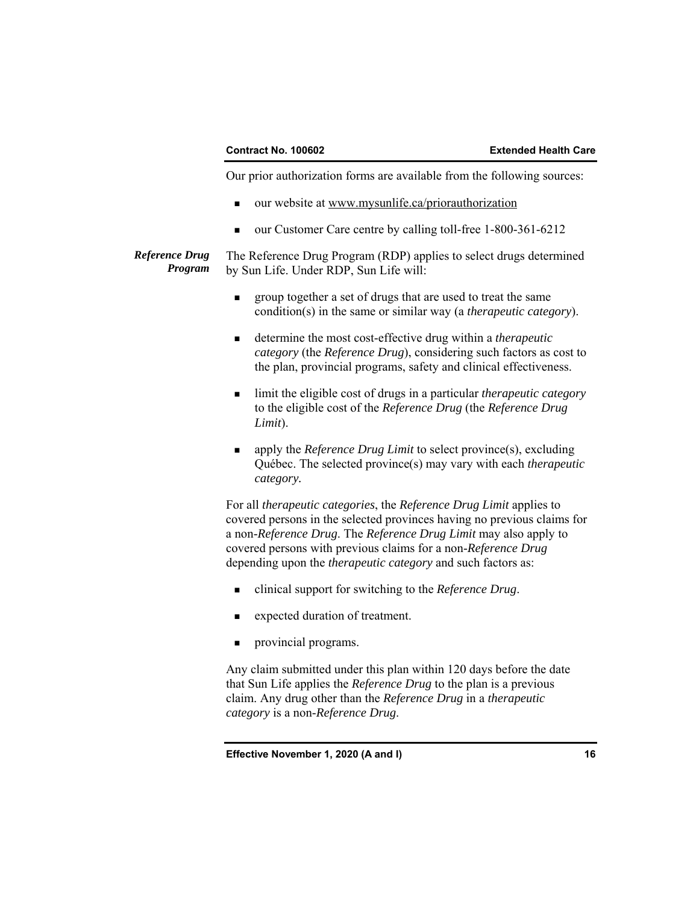Our prior authorization forms are available from the following sources:

- our website at www.mysunlife.ca/priorauthorization
- our Customer Care centre by calling toll-free 1-800-361-6212

***Reference Drug Program***

The Reference Drug Program (RDP) applies to select drugs determined by Sun Life. Under RDP, Sun Life will:

- group together a set of drugs that are used to treat the same condition(s) in the same or similar way (a *therapeutic category*).
- determine the most cost-effective drug within a *therapeutic category* (the *Reference Drug*), considering such factors as cost to the plan, provincial programs, safety and clinical effectiveness.
- limit the eligible cost of drugs in a particular *therapeutic category* to the eligible cost of the *Reference Drug* (the *Reference Drug Limit*).
- apply the *Reference Drug Limit* to select province(s), excluding Québec. The selected province(s) may vary with each *therapeutic category.*

For all *therapeutic categories*, the *Reference Drug Limit* applies to covered persons in the selected provinces having no previous claims for a non-*Reference Drug*. The *Reference Drug Limit* may also apply to covered persons with previous claims for a non-*Reference Drug* depending upon the *therapeutic category* and such factors as:

- clinical support for switching to the *Reference Drug*.
- expected duration of treatment.
- provincial programs.

Any claim submitted under this plan within 120 days before the date that Sun Life applies the *Reference Drug* to the plan is a previous claim. Any drug other than the *Reference Drug* in a *therapeutic category* is a non-*Reference Drug*.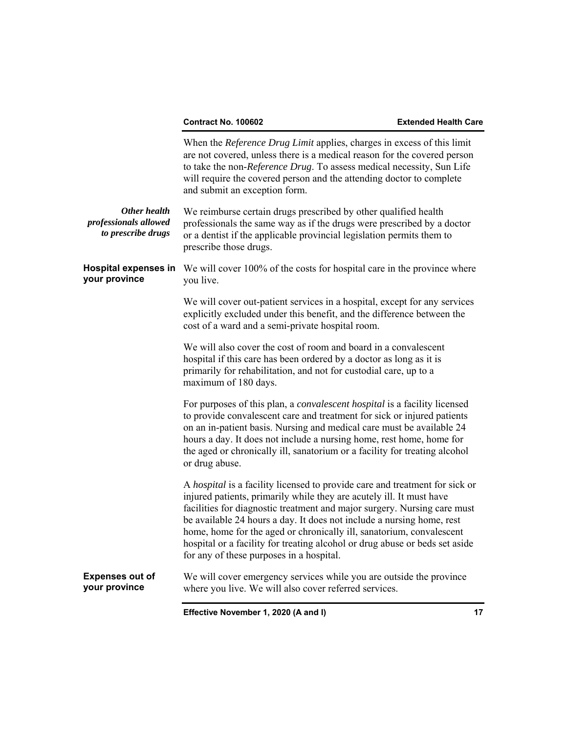When the *Reference Drug Limit* applies, charges in excess of this limit are not covered, unless there is a medical reason for the covered person to take the non-*Reference Drug*. To assess medical necessity, Sun Life will require the covered person and the attending doctor to complete and submit an exception form.

***Other health professionals allowed to prescribe drugs***

We reimburse certain drugs prescribed by other qualified health professionals the same way as if the drugs were prescribed by a doctor or a dentist if the applicable provincial legislation permits them to prescribe those drugs.

**Hospital expenses in your province**

We will cover 100% of the costs for hospital care in the province where you live.

We will cover out-patient services in a hospital, except for any services explicitly excluded under this benefit, and the difference between the cost of a ward and a semi-private hospital room.

We will also cover the cost of room and board in a convalescent hospital if this care has been ordered by a doctor as long as it is primarily for rehabilitation, and not for custodial care, up to a maximum of 180 days.

For purposes of this plan, a *convalescent hospital* is a facility licensed to provide convalescent care and treatment for sick or injured patients on an in-patient basis. Nursing and medical care must be available 24 hours a day. It does not include a nursing home, rest home, home for the aged or chronically ill, sanatorium or a facility for treating alcohol or drug abuse.

A *hospital* is a facility licensed to provide care and treatment for sick or injured patients, primarily while they are acutely ill. It must have facilities for diagnostic treatment and major surgery. Nursing care must be available 24 hours a day. It does not include a nursing home, rest home, home for the aged or chronically ill, sanatorium, convalescent hospital or a facility for treating alcohol or drug abuse or beds set aside for any of these purposes in a hospital.

**Expenses out of your province**

We will cover emergency services while you are outside the province where you live. We will also cover referred services.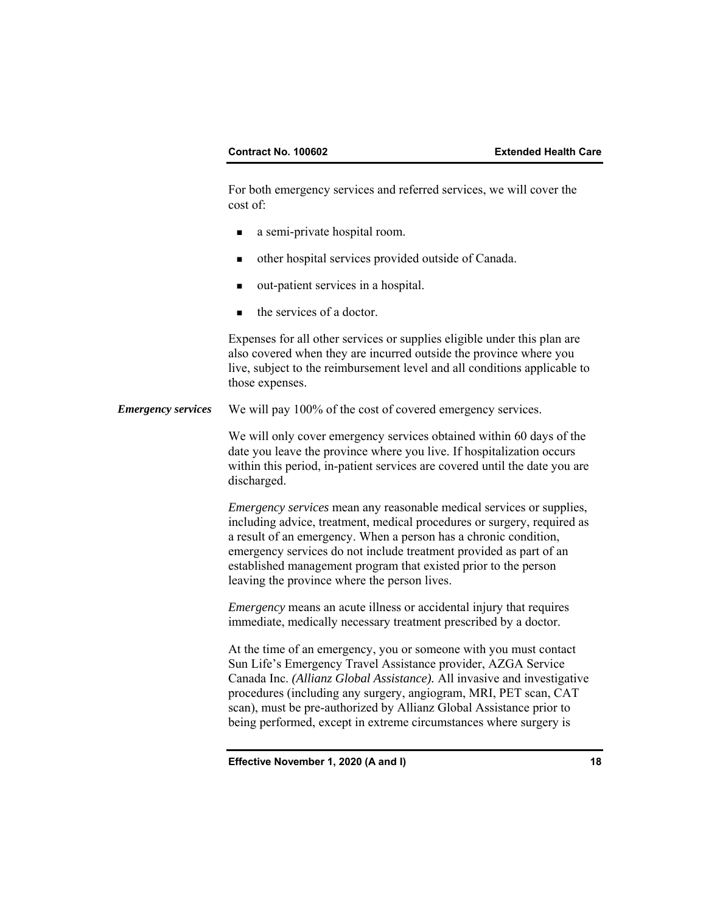For both emergency services and referred services, we will cover the cost of:

- a semi-private hospital room.
- other hospital services provided outside of Canada.
- out-patient services in a hospital.
- the services of a doctor.

Expenses for all other services or supplies eligible under this plan are also covered when they are incurred outside the province where you live, subject to the reimbursement level and all conditions applicable to those expenses.

***Emergency services***

We will pay 100% of the cost of covered emergency services.

We will only cover emergency services obtained within 60 days of the date you leave the province where you live. If hospitalization occurs within this period, in-patient services are covered until the date you are discharged.

*Emergency services* mean any reasonable medical services or supplies, including advice, treatment, medical procedures or surgery, required as a result of an emergency. When a person has a chronic condition, emergency services do not include treatment provided as part of an established management program that existed prior to the person leaving the province where the person lives.

*Emergency* means an acute illness or accidental injury that requires immediate, medically necessary treatment prescribed by a doctor.

At the time of an emergency, you or someone with you must contact Sun Life's Emergency Travel Assistance provider, AZGA Service Canada Inc. *(Allianz Global Assistance).* All invasive and investigative procedures (including any surgery, angiogram, MRI, PET scan, CAT scan), must be pre-authorized by Allianz Global Assistance prior to being performed, except in extreme circumstances where surgery is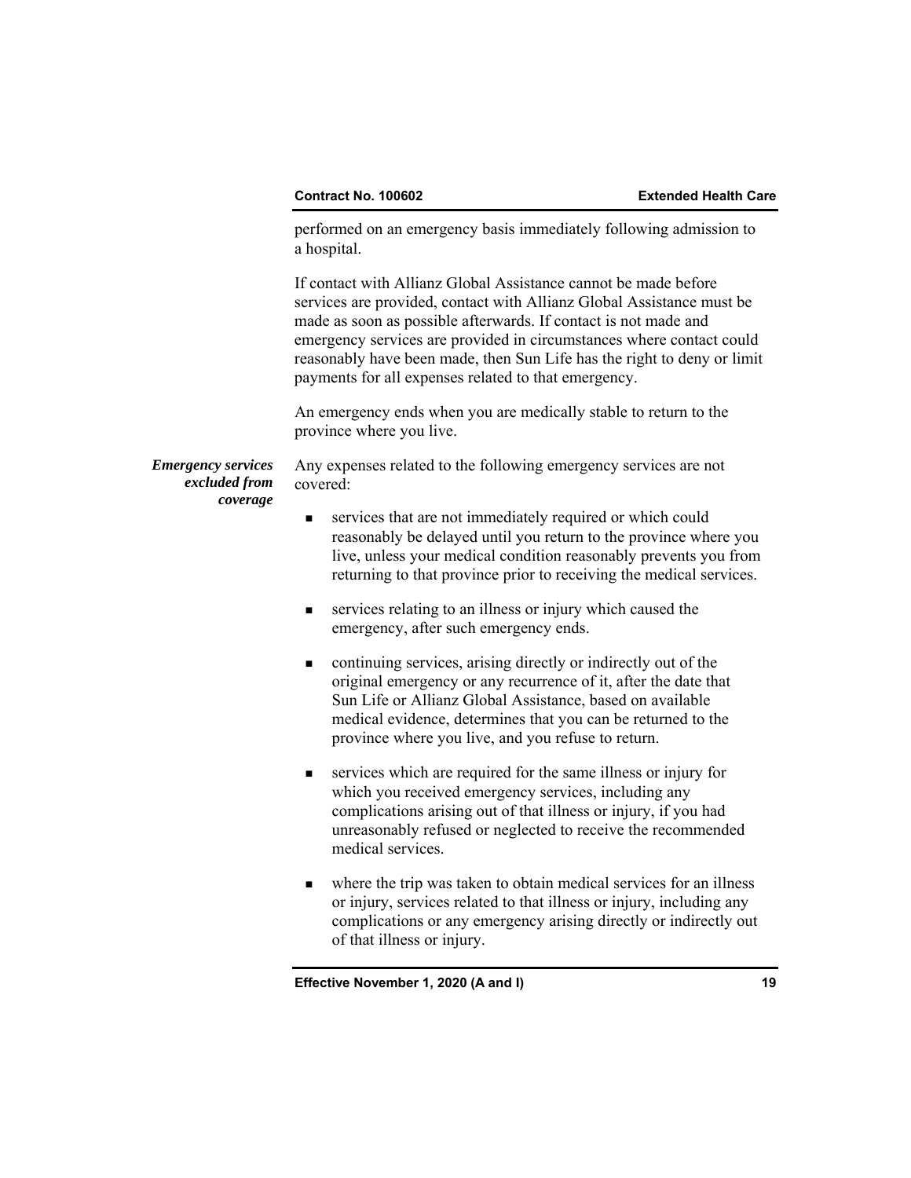performed on an emergency basis immediately following admission to a hospital.

If contact with Allianz Global Assistance cannot be made before services are provided, contact with Allianz Global Assistance must be made as soon as possible afterwards. If contact is not made and emergency services are provided in circumstances where contact could reasonably have been made, then Sun Life has the right to deny or limit payments for all expenses related to that emergency.

An emergency ends when you are medically stable to return to the province where you live.

***Emergency services excluded from coverage***

Any expenses related to the following emergency services are not covered:

- services that are not immediately required or which could reasonably be delayed until you return to the province where you live, unless your medical condition reasonably prevents you from returning to that province prior to receiving the medical services.
- services relating to an illness or injury which caused the emergency, after such emergency ends.
- continuing services, arising directly or indirectly out of the original emergency or any recurrence of it, after the date that Sun Life or Allianz Global Assistance, based on available medical evidence, determines that you can be returned to the province where you live, and you refuse to return.
- services which are required for the same illness or injury for which you received emergency services, including any complications arising out of that illness or injury, if you had unreasonably refused or neglected to receive the recommended medical services.
- where the trip was taken to obtain medical services for an illness or injury, services related to that illness or injury, including any complications or any emergency arising directly or indirectly out of that illness or injury.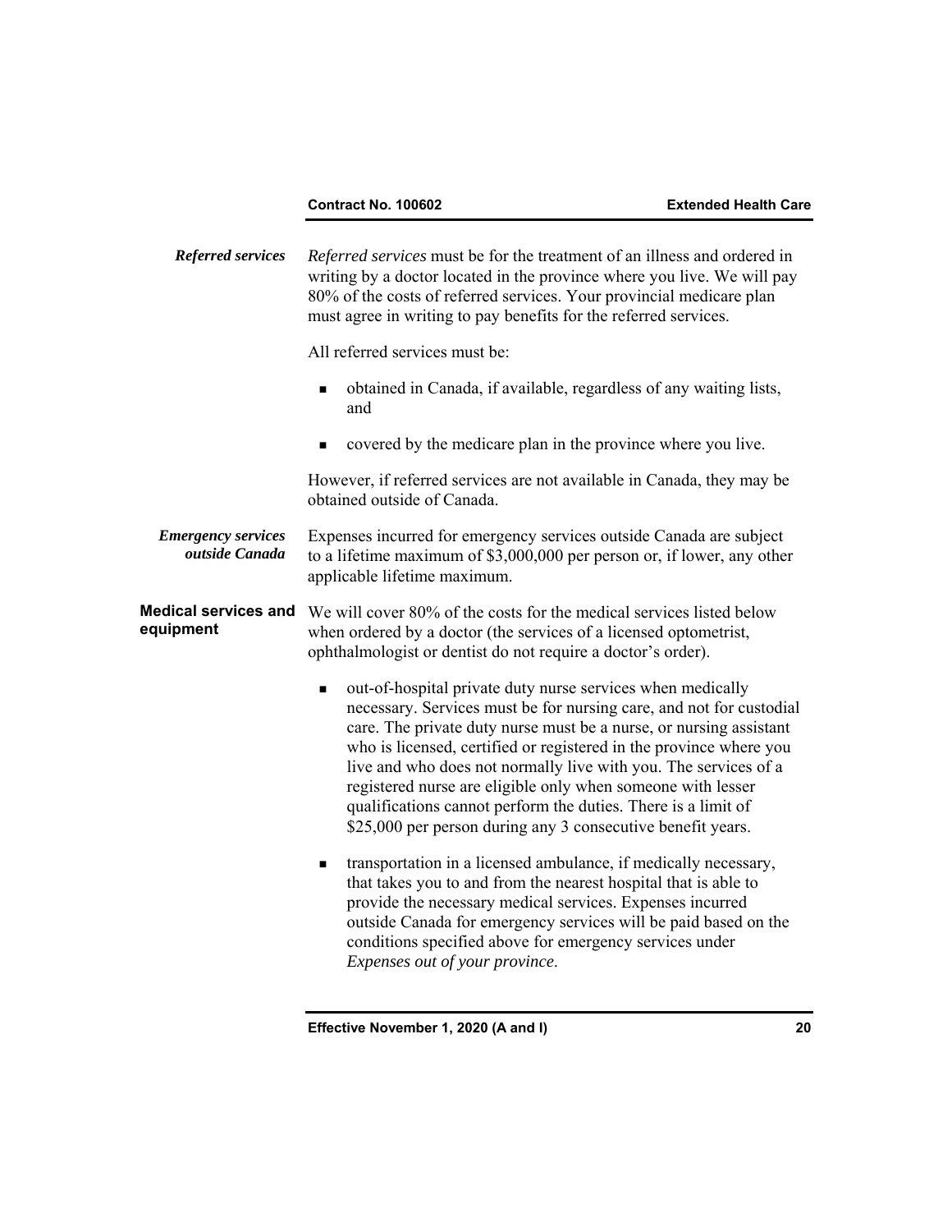***Referred services***

*Referred services* must be for the treatment of an illness and ordered in writing by a doctor located in the province where you live. We will pay 80% of the costs of referred services. Your provincial medicare plan must agree in writing to pay benefits for the referred services.

All referred services must be:

- obtained in Canada, if available, regardless of any waiting lists, and
- covered by the medicare plan in the province where you live.

However, if referred services are not available in Canada, they may be obtained outside of Canada.

***Emergency services outside Canada***

Expenses incurred for emergency services outside Canada are subject to a lifetime maximum of $3,000,000 per person or, if lower, any other applicable lifetime maximum.

**Medical services and equipment**

We will cover 80% of the costs for the medical services listed below when ordered by a doctor (the services of a licensed optometrist, ophthalmologist or dentist do not require a doctor's order).

- out-of-hospital private duty nurse services when medically necessary. Services must be for nursing care, and not for custodial care. The private duty nurse must be a nurse, or nursing assistant who is licensed, certified or registered in the province where you live and who does not normally live with you. The services of a registered nurse are eligible only when someone with lesser qualifications cannot perform the duties. There is a limit of $25,000 per person during any 3 consecutive benefit years.
- transportation in a licensed ambulance, if medically necessary, that takes you to and from the nearest hospital that is able to provide the necessary medical services. Expenses incurred outside Canada for emergency services will be paid based on the conditions specified above for emergency services under *Expenses out of your province*.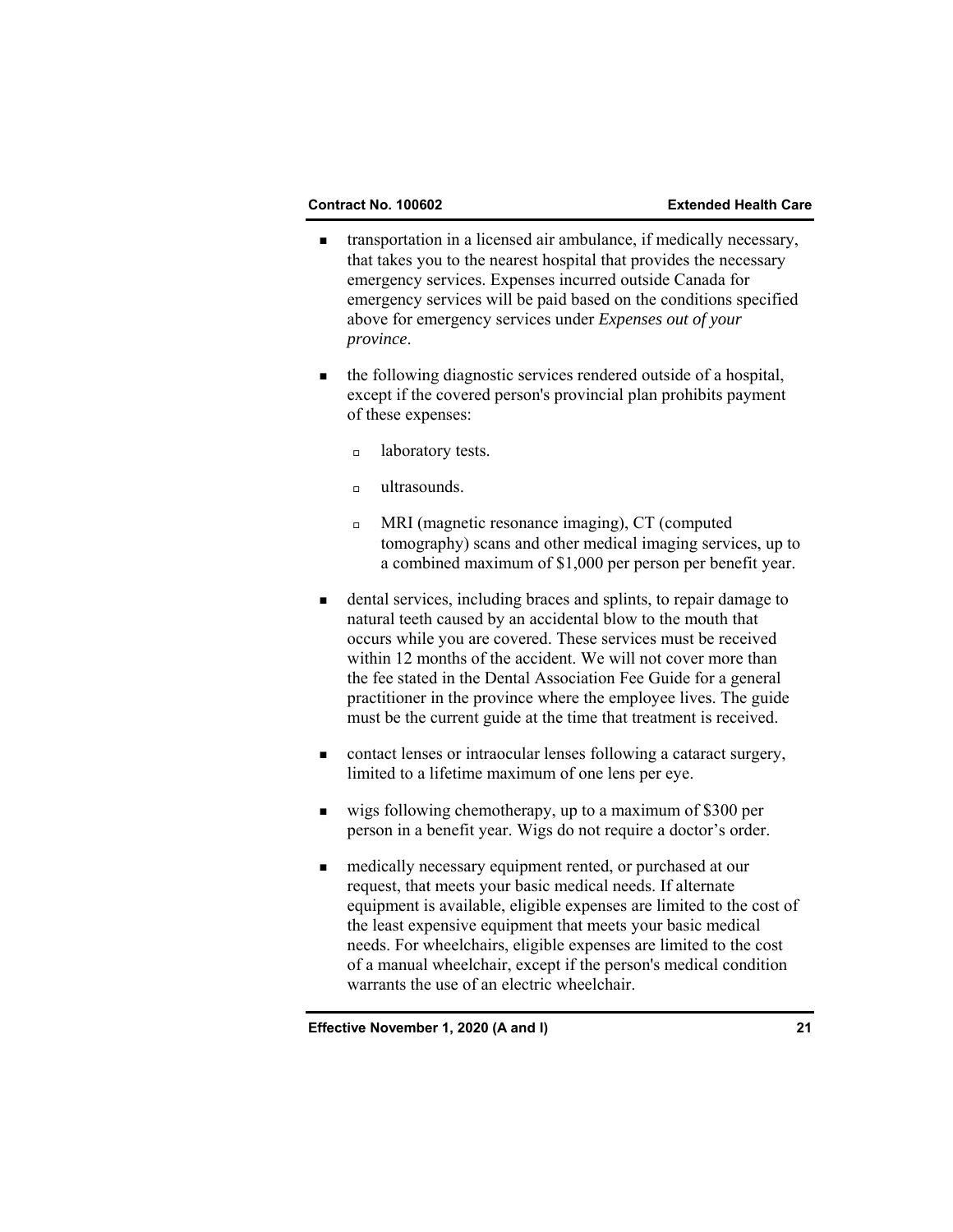- transportation in a licensed air ambulance, if medically necessary, that takes you to the nearest hospital that provides the necessary emergency services. Expenses incurred outside Canada for emergency services will be paid based on the conditions specified above for emergency services under *Expenses out of your province*.

- the following diagnostic services rendered outside of a hospital, except if the covered person's provincial plan prohibits payment of these expenses:

  - laboratory tests.

  - ultrasounds.

  - MRI (magnetic resonance imaging), CT (computed tomography) scans and other medical imaging services, up to a combined maximum of $1,000 per person per benefit year.

- dental services, including braces and splints, to repair damage to natural teeth caused by an accidental blow to the mouth that occurs while you are covered. These services must be received within 12 months of the accident. We will not cover more than the fee stated in the Dental Association Fee Guide for a general practitioner in the province where the employee lives. The guide must be the current guide at the time that treatment is received.

- contact lenses or intraocular lenses following a cataract surgery, limited to a lifetime maximum of one lens per eye.

- wigs following chemotherapy, up to a maximum of $300 per person in a benefit year. Wigs do not require a doctor's order.

- medically necessary equipment rented, or purchased at our request, that meets your basic medical needs. If alternate equipment is available, eligible expenses are limited to the cost of the least expensive equipment that meets your basic medical needs. For wheelchairs, eligible expenses are limited to the cost of a manual wheelchair, except if the person's medical condition warrants the use of an electric wheelchair.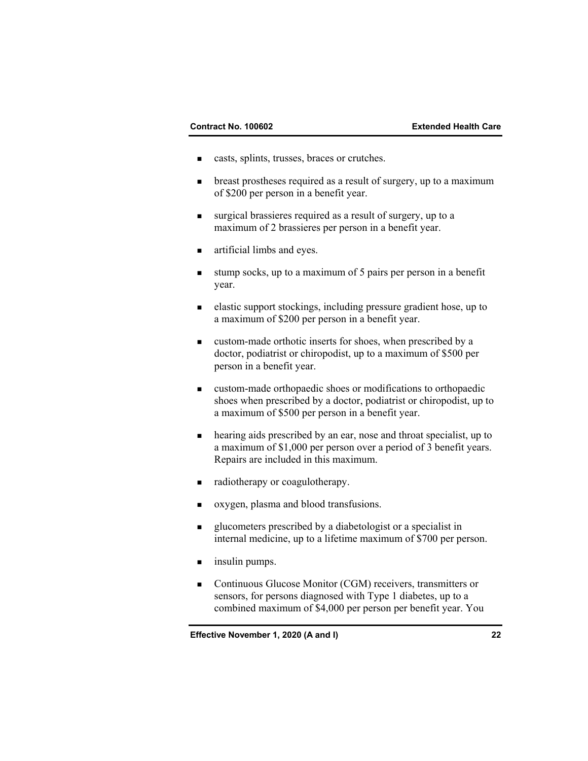- casts, splints, trusses, braces or crutches.
- breast prostheses required as a result of surgery, up to a maximum of $200 per person in a benefit year.
- surgical brassieres required as a result of surgery, up to a maximum of 2 brassieres per person in a benefit year.
- artificial limbs and eyes.
- stump socks, up to a maximum of 5 pairs per person in a benefit year.
- elastic support stockings, including pressure gradient hose, up to a maximum of $200 per person in a benefit year.
- custom-made orthotic inserts for shoes, when prescribed by a doctor, podiatrist or chiropodist, up to a maximum of $500 per person in a benefit year.
- custom-made orthopaedic shoes or modifications to orthopaedic shoes when prescribed by a doctor, podiatrist or chiropodist, up to a maximum of $500 per person in a benefit year.
- hearing aids prescribed by an ear, nose and throat specialist, up to a maximum of $1,000 per person over a period of 3 benefit years. Repairs are included in this maximum.
- radiotherapy or coagulotherapy.
- oxygen, plasma and blood transfusions.
- glucometers prescribed by a diabetologist or a specialist in internal medicine, up to a lifetime maximum of $700 per person.
- insulin pumps.
- Continuous Glucose Monitor (CGM) receivers, transmitters or sensors, for persons diagnosed with Type 1 diabetes, up to a combined maximum of $4,000 per person per benefit year. You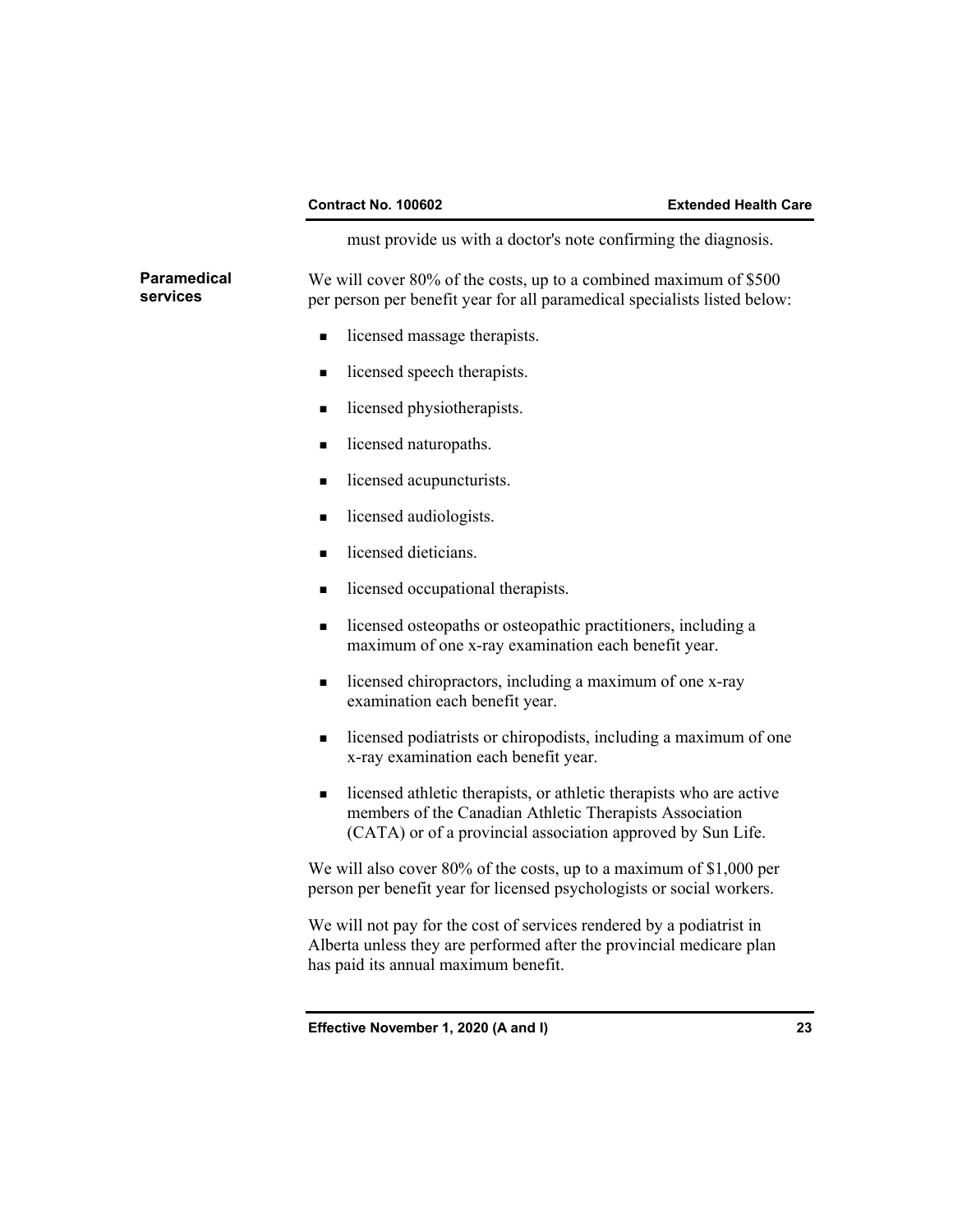must provide us with a doctor's note confirming the diagnosis.

**Paramedical services**

We will cover 80% of the costs, up to a combined maximum of $500 per person per benefit year for all paramedical specialists listed below:

- licensed massage therapists.
- licensed speech therapists.
- licensed physiotherapists.
- licensed naturopaths.
- licensed acupuncturists.
- licensed audiologists.
- licensed dieticians.
- licensed occupational therapists.
- licensed osteopaths or osteopathic practitioners, including a maximum of one x-ray examination each benefit year.
- licensed chiropractors, including a maximum of one x-ray examination each benefit year.
- licensed podiatrists or chiropodists, including a maximum of one x-ray examination each benefit year.
- licensed athletic therapists, or athletic therapists who are active members of the Canadian Athletic Therapists Association (CATA) or of a provincial association approved by Sun Life.

We will also cover 80% of the costs, up to a maximum of $1,000 per person per benefit year for licensed psychologists or social workers.

We will not pay for the cost of services rendered by a podiatrist in Alberta unless they are performed after the provincial medicare plan has paid its annual maximum benefit.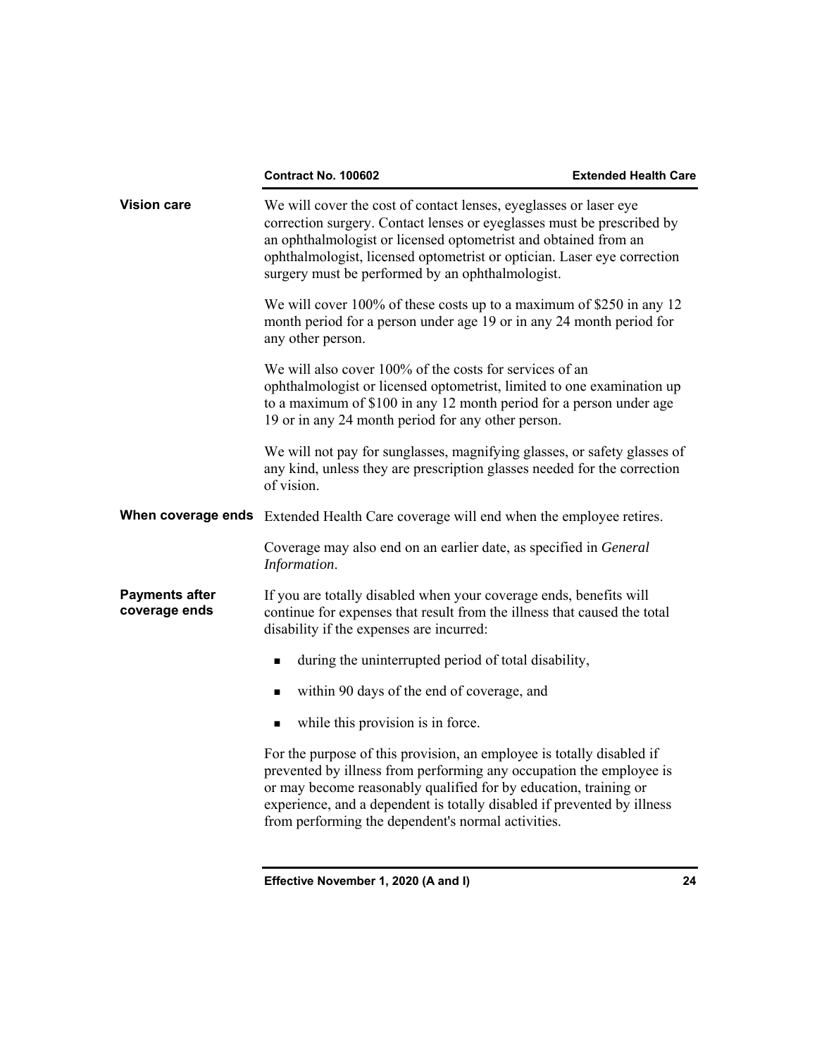### Vision care

We will cover the cost of contact lenses, eyeglasses or laser eye correction surgery. Contact lenses or eyeglasses must be prescribed by an ophthalmologist or licensed optometrist and obtained from an ophthalmologist, licensed optometrist or optician. Laser eye correction surgery must be performed by an ophthalmologist.

We will cover 100% of these costs up to a maximum of $250 in any 12 month period for a person under age 19 or in any 24 month period for any other person.

We will also cover 100% of the costs for services of an ophthalmologist or licensed optometrist, limited to one examination up to a maximum of $100 in any 12 month period for a person under age 19 or in any 24 month period for any other person.

We will not pay for sunglasses, magnifying glasses, or safety glasses of any kind, unless they are prescription glasses needed for the correction of vision.

### When coverage ends

Extended Health Care coverage will end when the employee retires.

Coverage may also end on an earlier date, as specified in *General Information*.

### Payments after coverage ends

If you are totally disabled when your coverage ends, benefits will continue for expenses that result from the illness that caused the total disability if the expenses are incurred:

- during the uninterrupted period of total disability,
- within 90 days of the end of coverage, and
- while this provision is in force.

For the purpose of this provision, an employee is totally disabled if prevented by illness from performing any occupation the employee is or may become reasonably qualified for by education, training or experience, and a dependent is totally disabled if prevented by illness from performing the dependent's normal activities.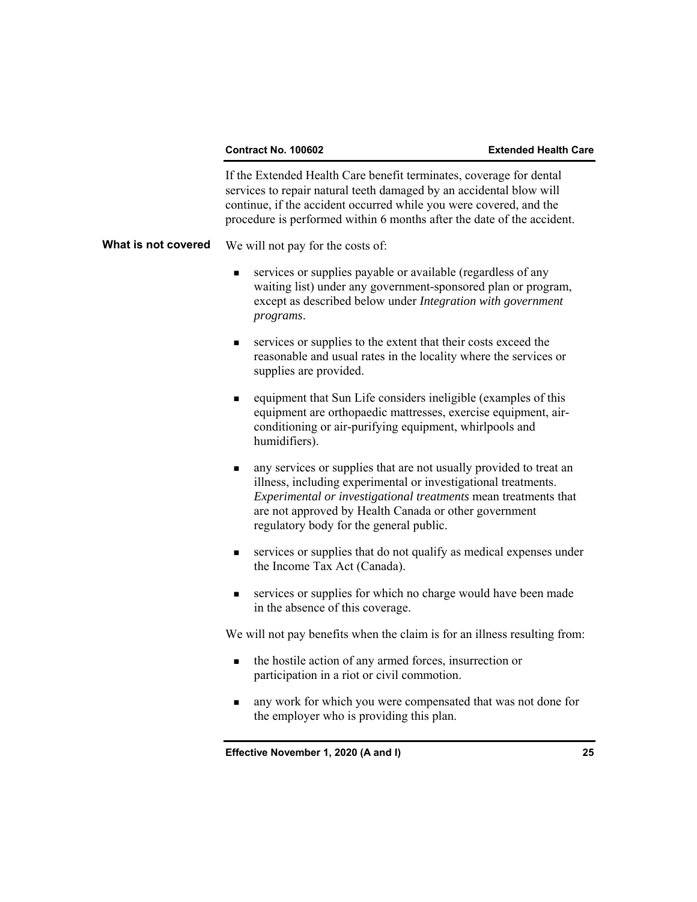If the Extended Health Care benefit terminates, coverage for dental services to repair natural teeth damaged by an accidental blow will continue, if the accident occurred while you were covered, and the procedure is performed within 6 months after the date of the accident.

## What is not covered

We will not pay for the costs of:

- services or supplies payable or available (regardless of any waiting list) under any government-sponsored plan or program, except as described below under *Integration with government programs*.
- services or supplies to the extent that their costs exceed the reasonable and usual rates in the locality where the services or supplies are provided.
- equipment that Sun Life considers ineligible (examples of this equipment are orthopaedic mattresses, exercise equipment, air-conditioning or air-purifying equipment, whirlpools and humidifiers).
- any services or supplies that are not usually provided to treat an illness, including experimental or investigational treatments. *Experimental or investigational treatments* mean treatments that are not approved by Health Canada or other government regulatory body for the general public.
- services or supplies that do not qualify as medical expenses under the Income Tax Act (Canada).
- services or supplies for which no charge would have been made in the absence of this coverage.

We will not pay benefits when the claim is for an illness resulting from:

- the hostile action of any armed forces, insurrection or participation in a riot or civil commotion.
- any work for which you were compensated that was not done for the employer who is providing this plan.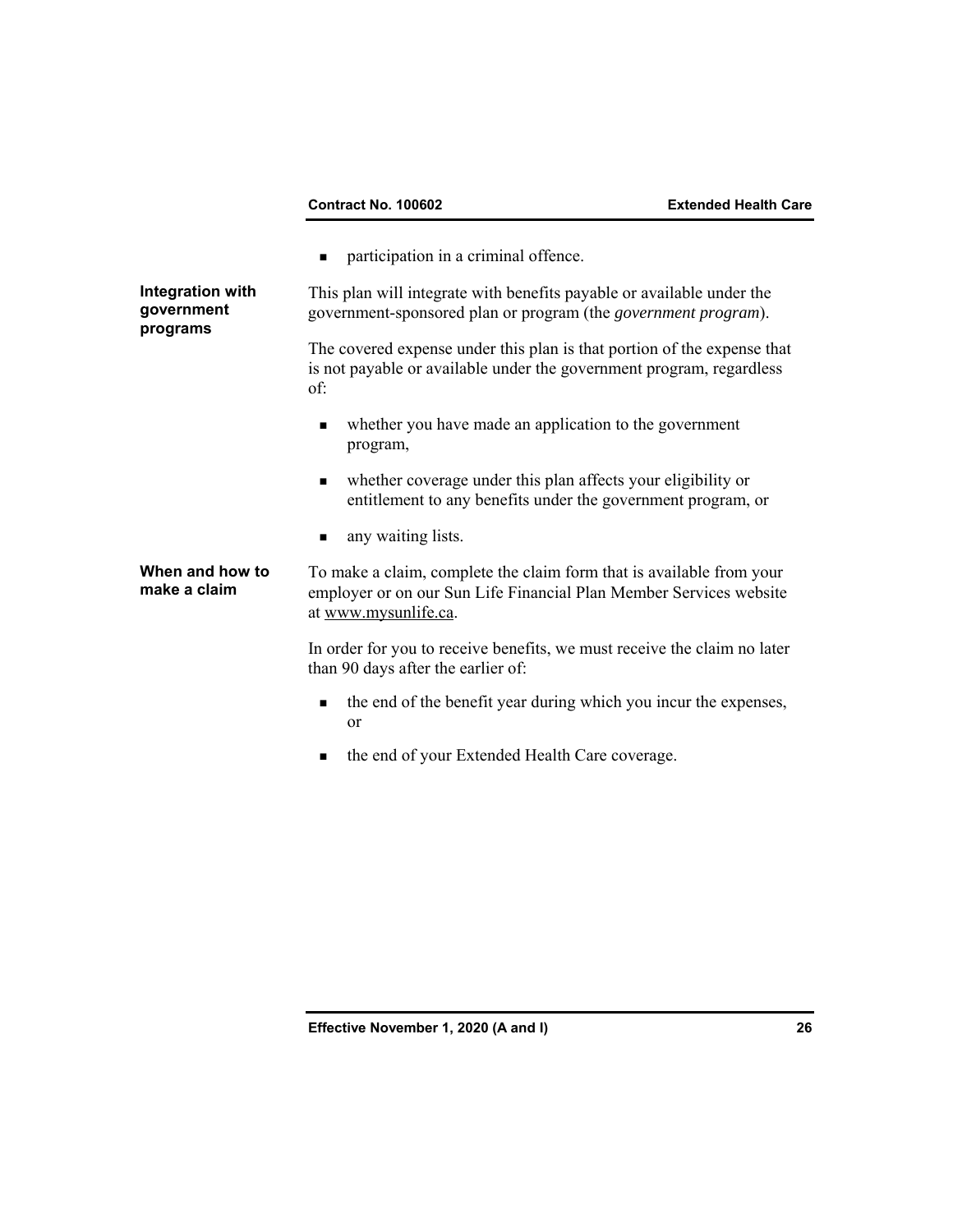- participation in a criminal offence.

**Integration with government programs**

This plan will integrate with benefits payable or available under the government-sponsored plan or program (the *government program*).

The covered expense under this plan is that portion of the expense that is not payable or available under the government program, regardless of:

- whether you have made an application to the government program,
- whether coverage under this plan affects your eligibility or entitlement to any benefits under the government program, or
- any waiting lists.

**When and how to make a claim**

To make a claim, complete the claim form that is available from your employer or on our Sun Life Financial Plan Member Services website at www.mysunlife.ca.

In order for you to receive benefits, we must receive the claim no later than 90 days after the earlier of:

- the end of the benefit year during which you incur the expenses, or
- the end of your Extended Health Care coverage.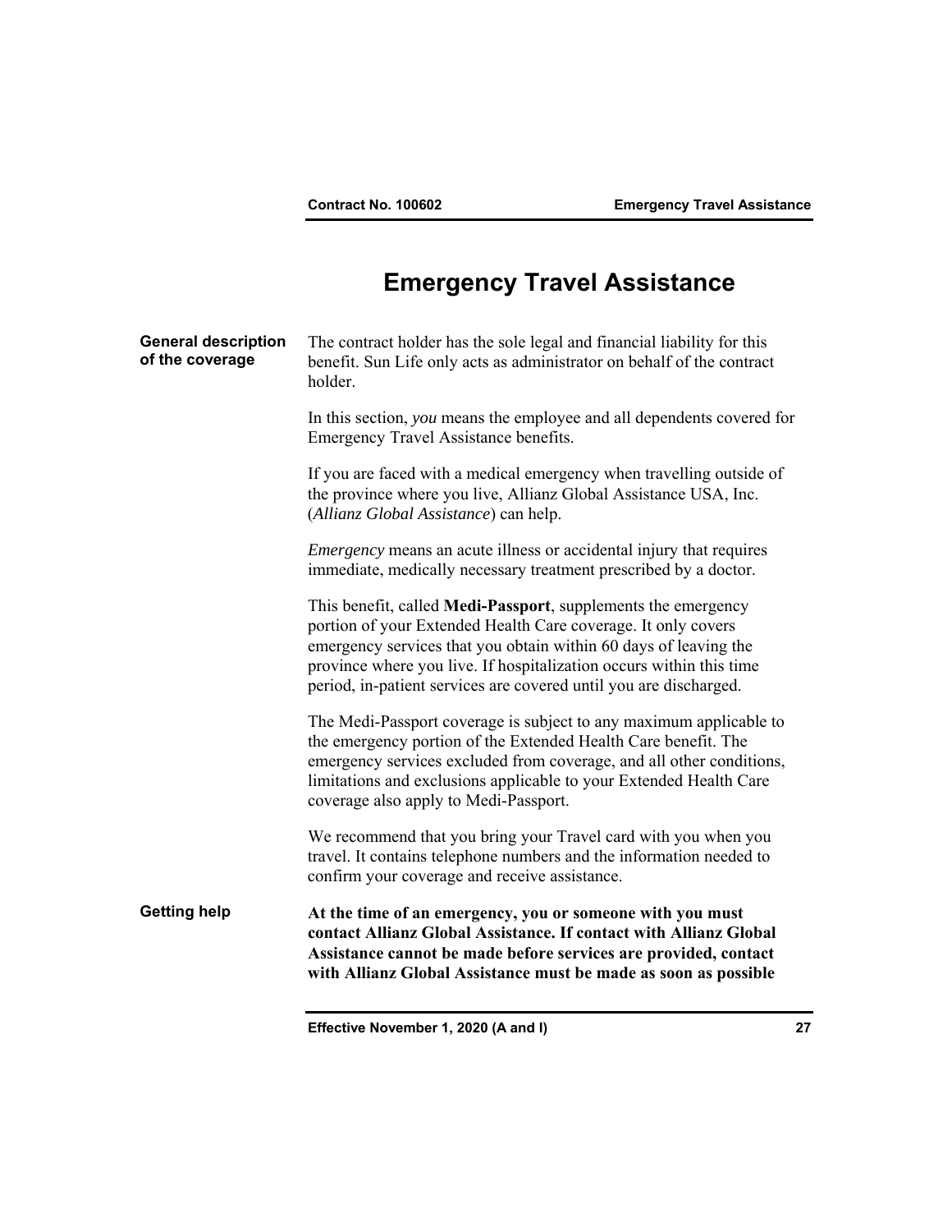# Emergency Travel Assistance

**General description of the coverage**

The contract holder has the sole legal and financial liability for this benefit. Sun Life only acts as administrator on behalf of the contract holder.

In this section, *you* means the employee and all dependents covered for Emergency Travel Assistance benefits.

If you are faced with a medical emergency when travelling outside of the province where you live, Allianz Global Assistance USA, Inc. (*Allianz Global Assistance*) can help.

*Emergency* means an acute illness or accidental injury that requires immediate, medically necessary treatment prescribed by a doctor.

This benefit, called **Medi-Passport**, supplements the emergency portion of your Extended Health Care coverage. It only covers emergency services that you obtain within 60 days of leaving the province where you live. If hospitalization occurs within this time period, in-patient services are covered until you are discharged.

The Medi-Passport coverage is subject to any maximum applicable to the emergency portion of the Extended Health Care benefit. The emergency services excluded from coverage, and all other conditions, limitations and exclusions applicable to your Extended Health Care coverage also apply to Medi-Passport.

We recommend that you bring your Travel card with you when you travel. It contains telephone numbers and the information needed to confirm your coverage and receive assistance.

**Getting help**

**At the time of an emergency, you or someone with you must contact Allianz Global Assistance. If contact with Allianz Global Assistance cannot be made before services are provided, contact with Allianz Global Assistance must be made as soon as possible**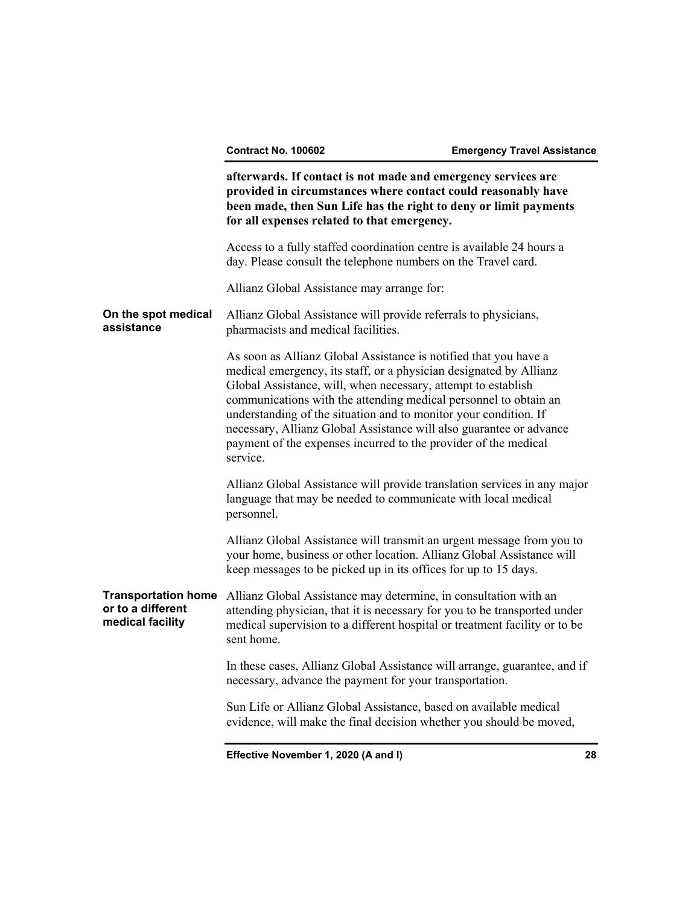**afterwards. If contact is not made and emergency services are provided in circumstances where contact could reasonably have been made, then Sun Life has the right to deny or limit payments for all expenses related to that emergency.**

Access to a fully staffed coordination centre is available 24 hours a day. Please consult the telephone numbers on the Travel card.

Allianz Global Assistance may arrange for:

**On the spot medical assistance**

Allianz Global Assistance will provide referrals to physicians, pharmacists and medical facilities.

As soon as Allianz Global Assistance is notified that you have a medical emergency, its staff, or a physician designated by Allianz Global Assistance, will, when necessary, attempt to establish communications with the attending medical personnel to obtain an understanding of the situation and to monitor your condition. If necessary, Allianz Global Assistance will also guarantee or advance payment of the expenses incurred to the provider of the medical service.

Allianz Global Assistance will provide translation services in any major language that may be needed to communicate with local medical personnel.

Allianz Global Assistance will transmit an urgent message from you to your home, business or other location. Allianz Global Assistance will keep messages to be picked up in its offices for up to 15 days.

**Transportation home or to a different medical facility**

Allianz Global Assistance may determine, in consultation with an attending physician, that it is necessary for you to be transported under medical supervision to a different hospital or treatment facility or to be sent home.

In these cases, Allianz Global Assistance will arrange, guarantee, and if necessary, advance the payment for your transportation.

Sun Life or Allianz Global Assistance, based on available medical evidence, will make the final decision whether you should be moved,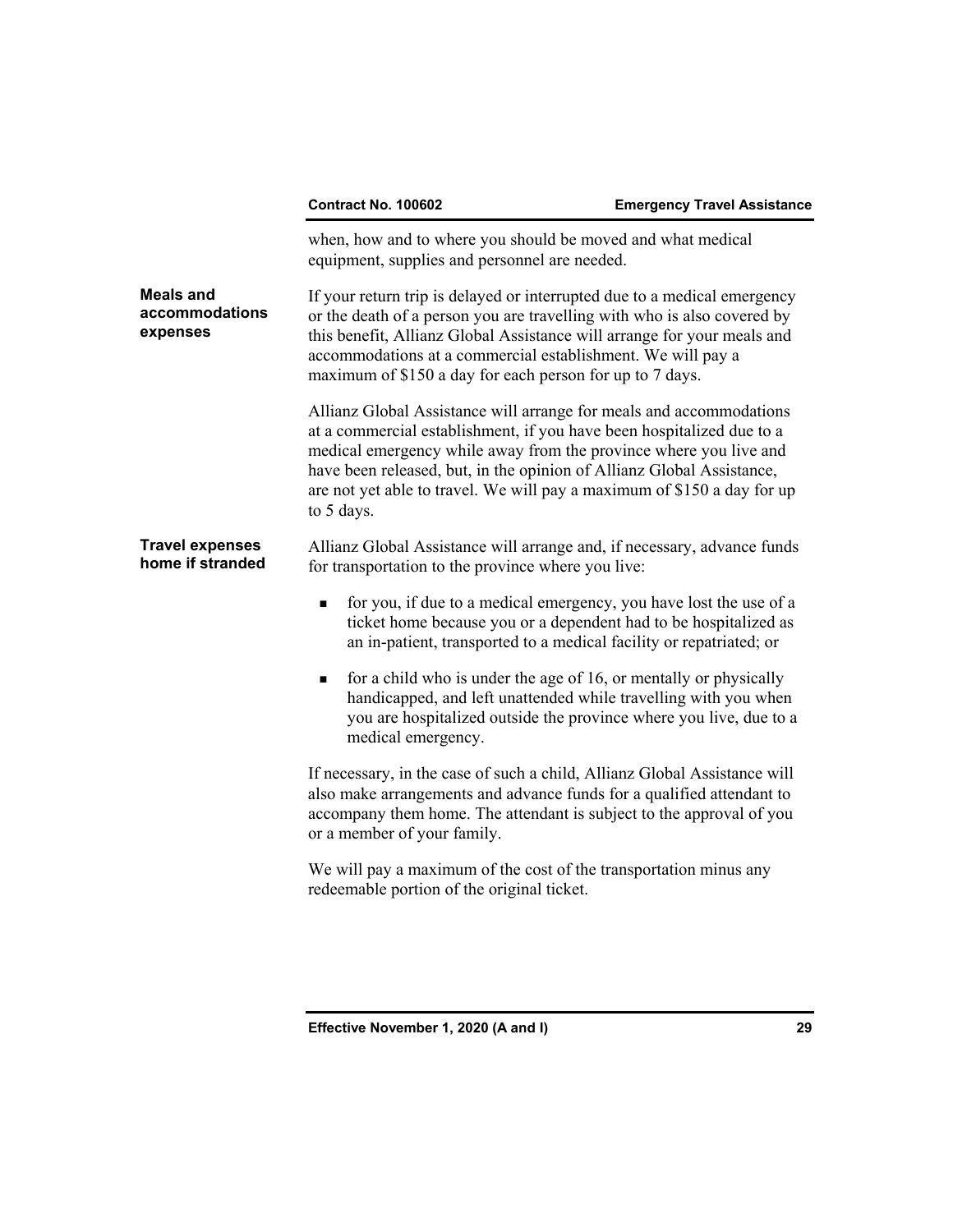when, how and to where you should be moved and what medical equipment, supplies and personnel are needed.

**Meals and accommodations expenses**

If your return trip is delayed or interrupted due to a medical emergency or the death of a person you are travelling with who is also covered by this benefit, Allianz Global Assistance will arrange for your meals and accommodations at a commercial establishment. We will pay a maximum of $150 a day for each person for up to 7 days.

Allianz Global Assistance will arrange for meals and accommodations at a commercial establishment, if you have been hospitalized due to a medical emergency while away from the province where you live and have been released, but, in the opinion of Allianz Global Assistance, are not yet able to travel. We will pay a maximum of $150 a day for up to 5 days.

**Travel expenses home if stranded**

Allianz Global Assistance will arrange and, if necessary, advance funds for transportation to the province where you live:

- for you, if due to a medical emergency, you have lost the use of a ticket home because you or a dependent had to be hospitalized as an in-patient, transported to a medical facility or repatriated; or
- for a child who is under the age of 16, or mentally or physically handicapped, and left unattended while travelling with you when you are hospitalized outside the province where you live, due to a medical emergency.

If necessary, in the case of such a child, Allianz Global Assistance will also make arrangements and advance funds for a qualified attendant to accompany them home. The attendant is subject to the approval of you or a member of your family.

We will pay a maximum of the cost of the transportation minus any redeemable portion of the original ticket.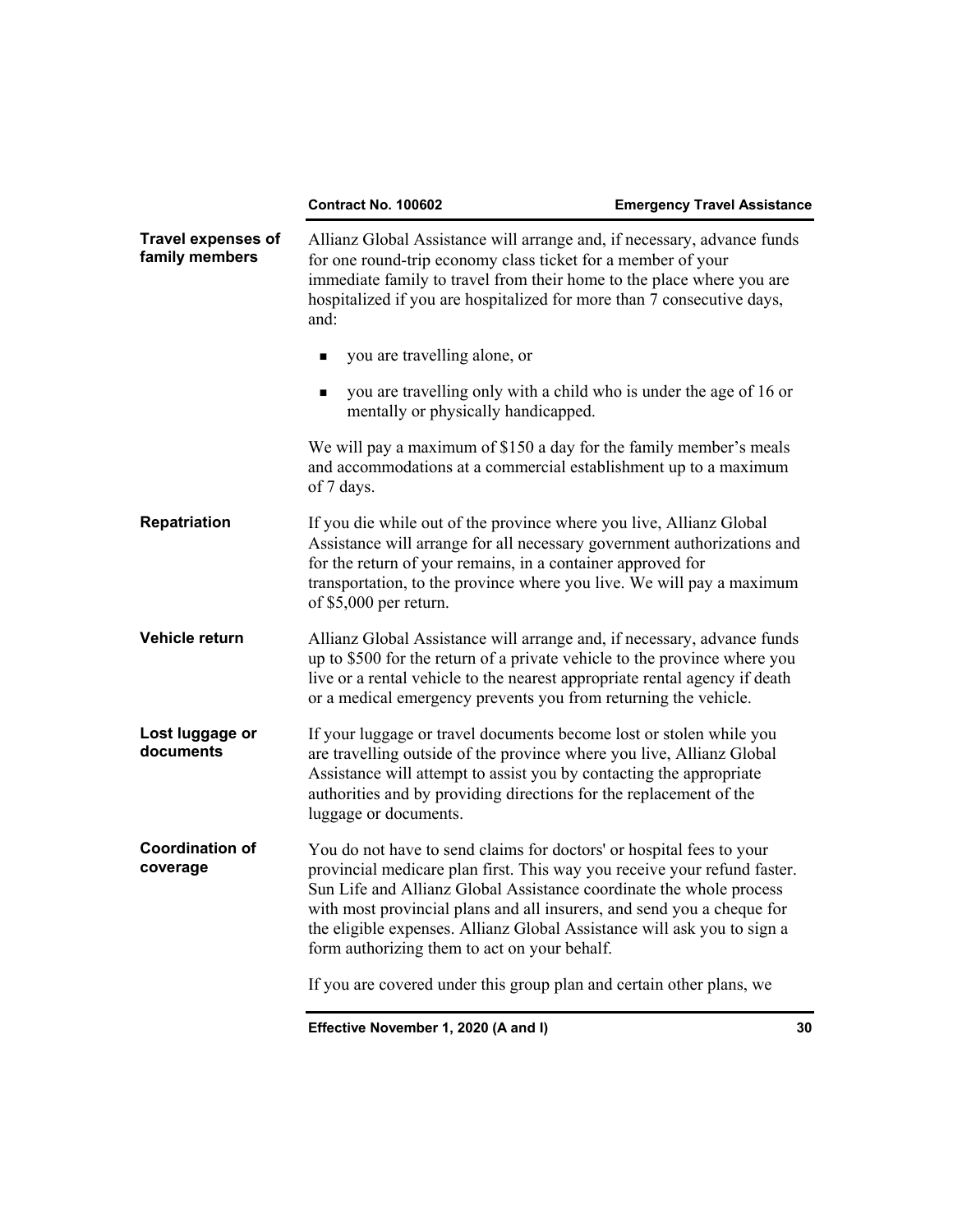### Travel expenses of family members

Allianz Global Assistance will arrange and, if necessary, advance funds for one round-trip economy class ticket for a member of your immediate family to travel from their home to the place where you are hospitalized if you are hospitalized for more than 7 consecutive days, and:

- you are travelling alone, or
- you are travelling only with a child who is under the age of 16 or mentally or physically handicapped.

We will pay a maximum of $150 a day for the family member's meals and accommodations at a commercial establishment up to a maximum of 7 days.

### Repatriation

If you die while out of the province where you live, Allianz Global Assistance will arrange for all necessary government authorizations and for the return of your remains, in a container approved for transportation, to the province where you live. We will pay a maximum of $5,000 per return.

### Vehicle return

Allianz Global Assistance will arrange and, if necessary, advance funds up to $500 for the return of a private vehicle to the province where you live or a rental vehicle to the nearest appropriate rental agency if death or a medical emergency prevents you from returning the vehicle.

### Lost luggage or documents

If your luggage or travel documents become lost or stolen while you are travelling outside of the province where you live, Allianz Global Assistance will attempt to assist you by contacting the appropriate authorities and by providing directions for the replacement of the luggage or documents.

### Coordination of coverage

You do not have to send claims for doctors' or hospital fees to your provincial medicare plan first. This way you receive your refund faster. Sun Life and Allianz Global Assistance coordinate the whole process with most provincial plans and all insurers, and send you a cheque for the eligible expenses. Allianz Global Assistance will ask you to sign a form authorizing them to act on your behalf.

If you are covered under this group plan and certain other plans, we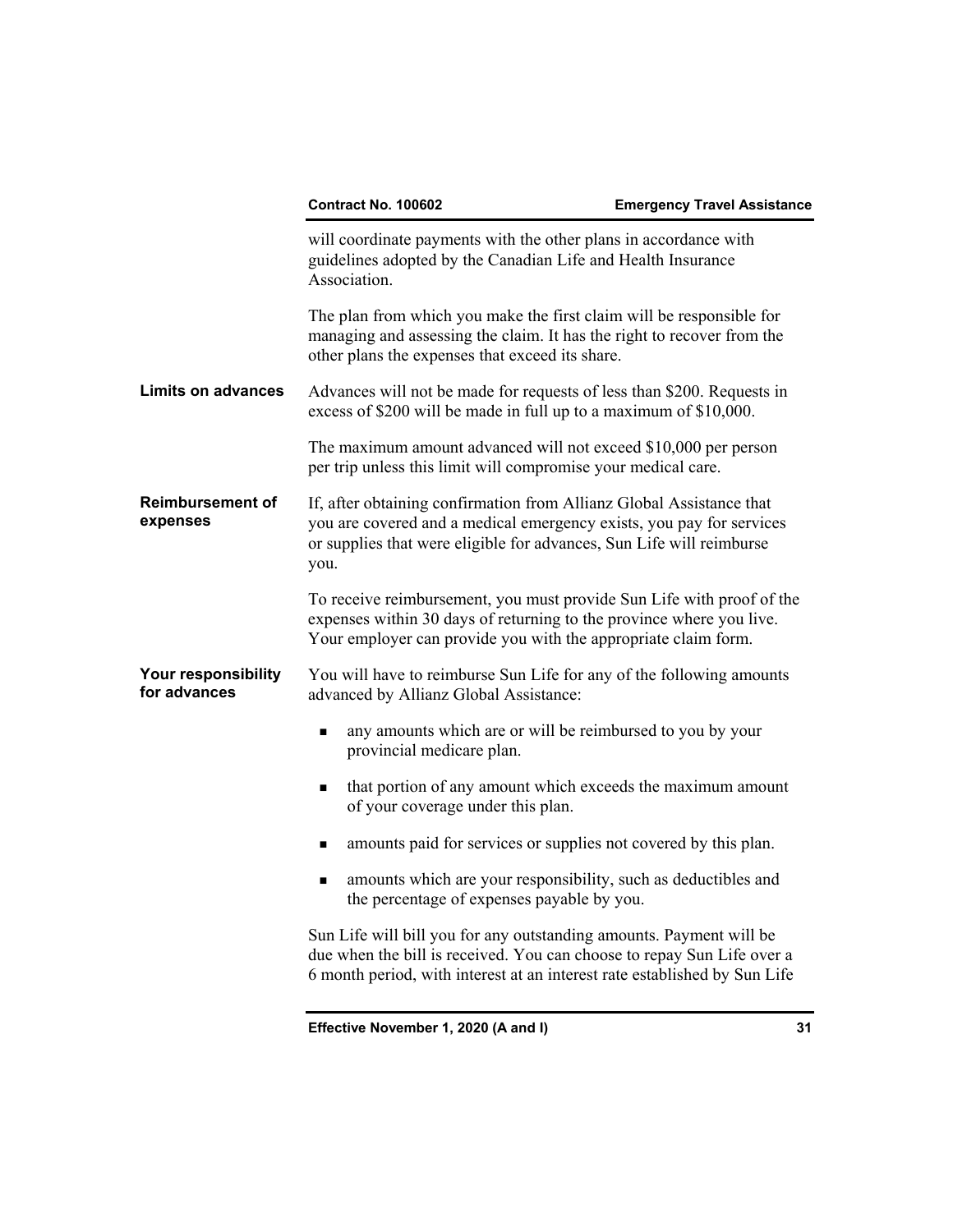will coordinate payments with the other plans in accordance with guidelines adopted by the Canadian Life and Health Insurance Association.

The plan from which you make the first claim will be responsible for managing and assessing the claim. It has the right to recover from the other plans the expenses that exceed its share.

**Limits on advances**

Advances will not be made for requests of less than $200. Requests in excess of $200 will be made in full up to a maximum of $10,000.

The maximum amount advanced will not exceed $10,000 per person per trip unless this limit will compromise your medical care.

**Reimbursement of expenses**

If, after obtaining confirmation from Allianz Global Assistance that you are covered and a medical emergency exists, you pay for services or supplies that were eligible for advances, Sun Life will reimburse you.

To receive reimbursement, you must provide Sun Life with proof of the expenses within 30 days of returning to the province where you live. Your employer can provide you with the appropriate claim form.

**Your responsibility for advances**

You will have to reimburse Sun Life for any of the following amounts advanced by Allianz Global Assistance:

- any amounts which are or will be reimbursed to you by your provincial medicare plan.
- that portion of any amount which exceeds the maximum amount of your coverage under this plan.
- amounts paid for services or supplies not covered by this plan.
- amounts which are your responsibility, such as deductibles and the percentage of expenses payable by you.

Sun Life will bill you for any outstanding amounts. Payment will be due when the bill is received. You can choose to repay Sun Life over a 6 month period, with interest at an interest rate established by Sun Life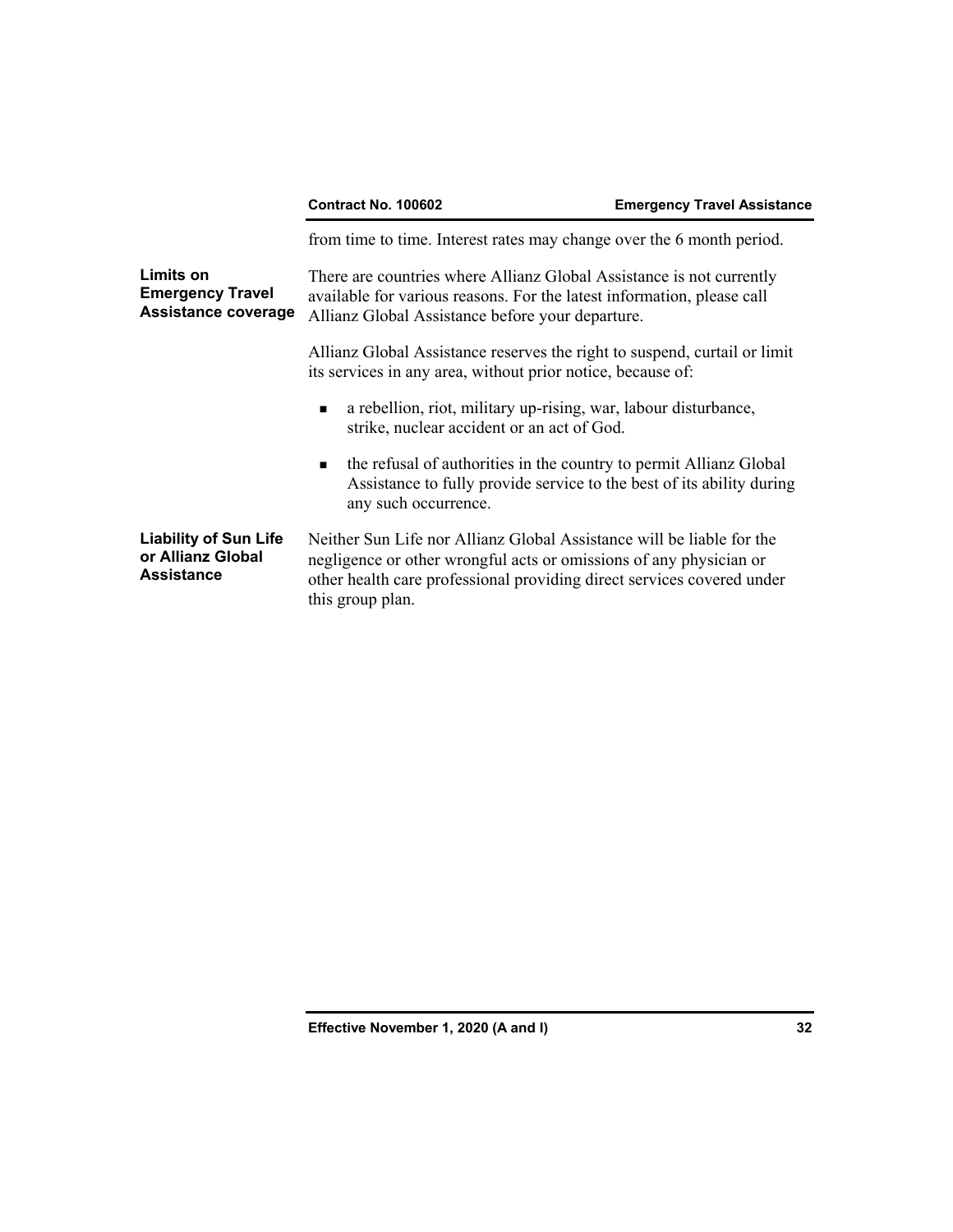from time to time. Interest rates may change over the 6 month period.

### Limits on Emergency Travel Assistance coverage

There are countries where Allianz Global Assistance is not currently available for various reasons. For the latest information, please call Allianz Global Assistance before your departure.

Allianz Global Assistance reserves the right to suspend, curtail or limit its services in any area, without prior notice, because of:

- a rebellion, riot, military up-rising, war, labour disturbance, strike, nuclear accident or an act of God.
- the refusal of authorities in the country to permit Allianz Global Assistance to fully provide service to the best of its ability during any such occurrence.

### Liability of Sun Life or Allianz Global Assistance

Neither Sun Life nor Allianz Global Assistance will be liable for the negligence or other wrongful acts or omissions of any physician or other health care professional providing direct services covered under this group plan.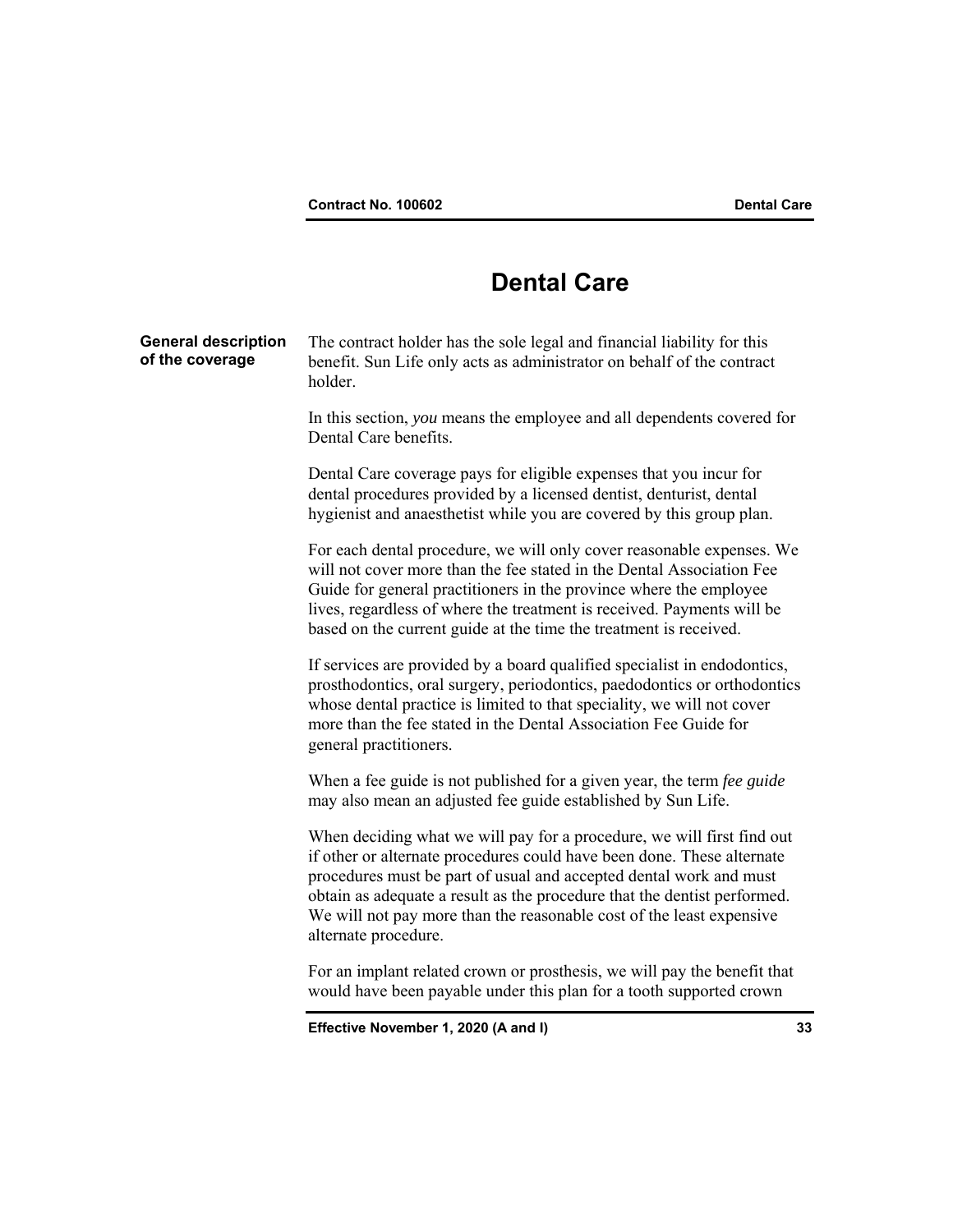# Dental Care

**General description of the coverage**

The contract holder has the sole legal and financial liability for this benefit. Sun Life only acts as administrator on behalf of the contract holder.

In this section, *you* means the employee and all dependents covered for Dental Care benefits.

Dental Care coverage pays for eligible expenses that you incur for dental procedures provided by a licensed dentist, denturist, dental hygienist and anaesthetist while you are covered by this group plan.

For each dental procedure, we will only cover reasonable expenses. We will not cover more than the fee stated in the Dental Association Fee Guide for general practitioners in the province where the employee lives, regardless of where the treatment is received. Payments will be based on the current guide at the time the treatment is received.

If services are provided by a board qualified specialist in endodontics, prosthodontics, oral surgery, periodontics, paedodontics or orthodontics whose dental practice is limited to that speciality, we will not cover more than the fee stated in the Dental Association Fee Guide for general practitioners.

When a fee guide is not published for a given year, the term *fee guide* may also mean an adjusted fee guide established by Sun Life.

When deciding what we will pay for a procedure, we will first find out if other or alternate procedures could have been done. These alternate procedures must be part of usual and accepted dental work and must obtain as adequate a result as the procedure that the dentist performed. We will not pay more than the reasonable cost of the least expensive alternate procedure.

For an implant related crown or prosthesis, we will pay the benefit that would have been payable under this plan for a tooth supported crown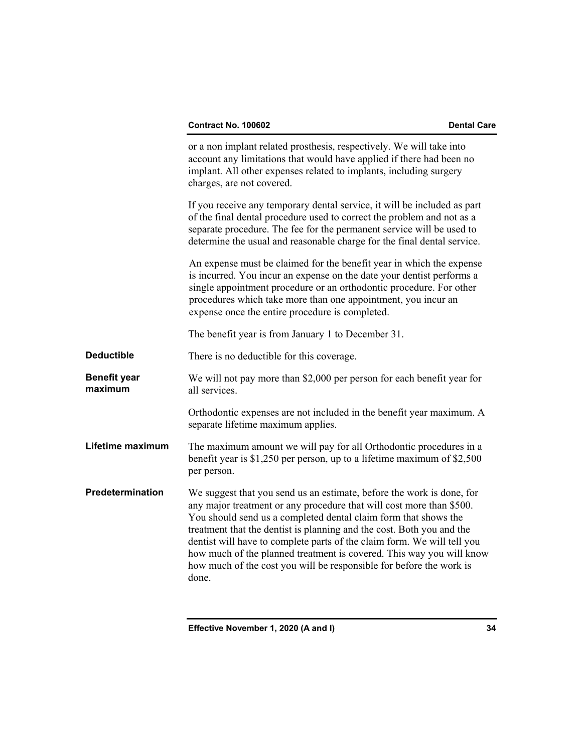or a non implant related prosthesis, respectively. We will take into account any limitations that would have applied if there had been no implant. All other expenses related to implants, including surgery charges, are not covered.

If you receive any temporary dental service, it will be included as part of the final dental procedure used to correct the problem and not as a separate procedure. The fee for the permanent service will be used to determine the usual and reasonable charge for the final dental service.

An expense must be claimed for the benefit year in which the expense is incurred. You incur an expense on the date your dentist performs a single appointment procedure or an orthodontic procedure. For other procedures which take more than one appointment, you incur an expense once the entire procedure is completed.

The benefit year is from January 1 to December 31.

**Deductible**

There is no deductible for this coverage.

**Benefit year maximum**

We will not pay more than $2,000 per person for each benefit year for all services.

Orthodontic expenses are not included in the benefit year maximum. A separate lifetime maximum applies.

**Lifetime maximum**

The maximum amount we will pay for all Orthodontic procedures in a benefit year is $1,250 per person, up to a lifetime maximum of $2,500 per person.

**Predetermination**

We suggest that you send us an estimate, before the work is done, for any major treatment or any procedure that will cost more than $500. You should send us a completed dental claim form that shows the treatment that the dentist is planning and the cost. Both you and the dentist will have to complete parts of the claim form. We will tell you how much of the planned treatment is covered. This way you will know how much of the cost you will be responsible for before the work is done.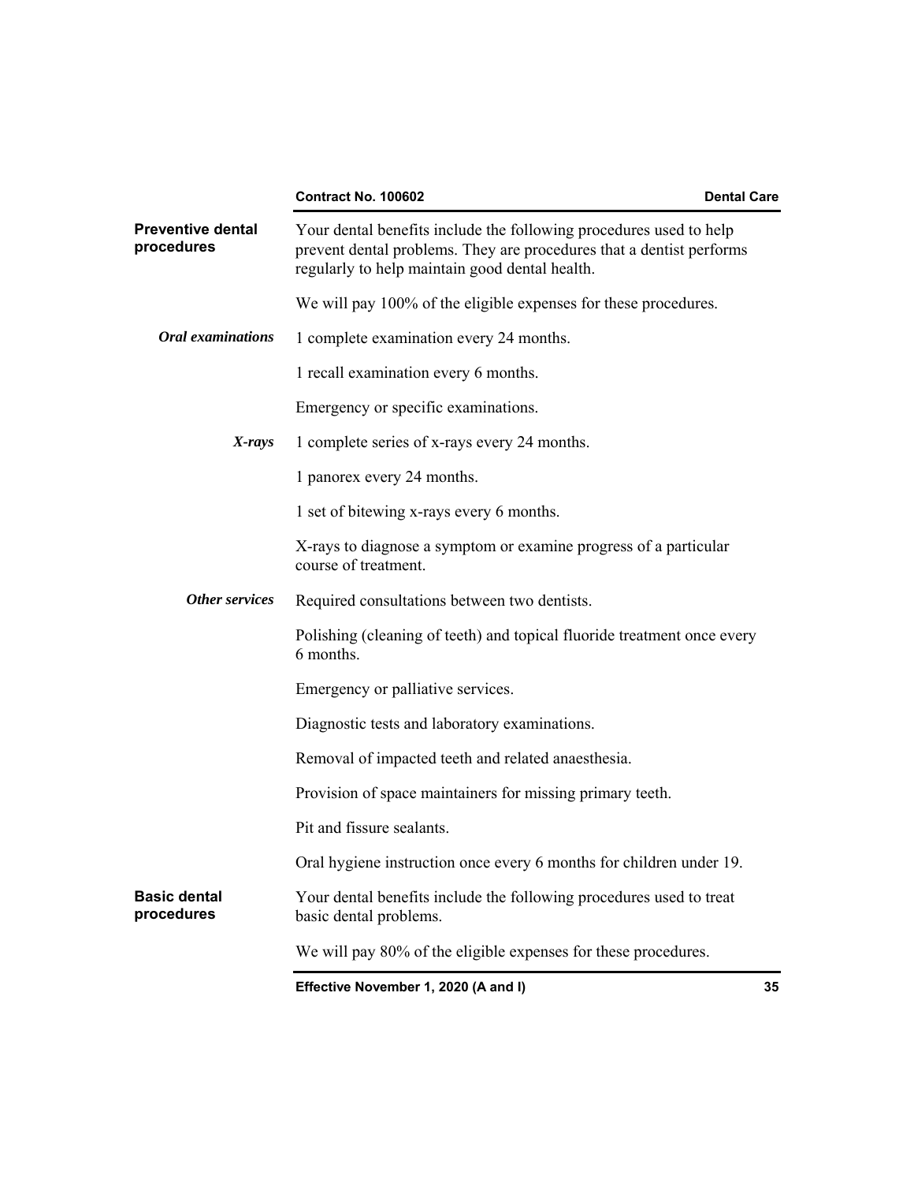## Preventive dental procedures

Your dental benefits include the following procedures used to help prevent dental problems. They are procedures that a dentist performs regularly to help maintain good dental health.

We will pay 100% of the eligible expenses for these procedures.

### *Oral examinations*

1 complete examination every 24 months.

1 recall examination every 6 months.

Emergency or specific examinations.

### *X-rays*

1 complete series of x-rays every 24 months.

1 panorex every 24 months.

1 set of bitewing x-rays every 6 months.

X-rays to diagnose a symptom or examine progress of a particular course of treatment.

### *Other services*

Required consultations between two dentists.

Polishing (cleaning of teeth) and topical fluoride treatment once every 6 months.

Emergency or palliative services.

Diagnostic tests and laboratory examinations.

Removal of impacted teeth and related anaesthesia.

Provision of space maintainers for missing primary teeth.

Pit and fissure sealants.

Oral hygiene instruction once every 6 months for children under 19.

## Basic dental procedures

Your dental benefits include the following procedures used to treat basic dental problems.

We will pay 80% of the eligible expenses for these procedures.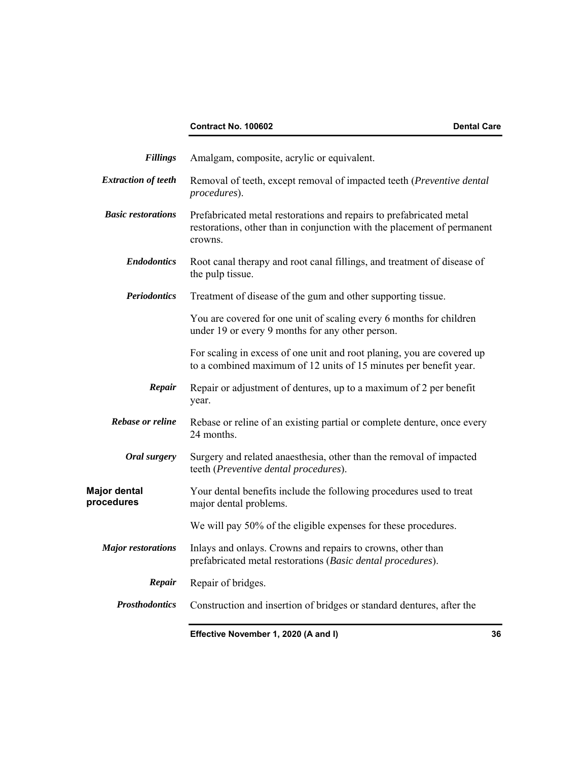***Fillings*** Amalgam, composite, acrylic or equivalent.

***Extraction of teeth*** Removal of teeth, except removal of impacted teeth (*Preventive dental procedures*).

***Basic restorations*** Prefabricated metal restorations and repairs to prefabricated metal restorations, other than in conjunction with the placement of permanent crowns.

***Endodontics*** Root canal therapy and root canal fillings, and treatment of disease of the pulp tissue.

***Periodontics*** Treatment of disease of the gum and other supporting tissue.

You are covered for one unit of scaling every 6 months for children under 19 or every 9 months for any other person.

For scaling in excess of one unit and root planing, you are covered up to a combined maximum of 12 units of 15 minutes per benefit year.

***Repair*** Repair or adjustment of dentures, up to a maximum of 2 per benefit year.

***Rebase or reline*** Rebase or reline of an existing partial or complete denture, once every 24 months.

***Oral surgery*** Surgery and related anaesthesia, other than the removal of impacted teeth (*Preventive dental procedures*).

## Major dental procedures

Your dental benefits include the following procedures used to treat major dental problems.

We will pay 50% of the eligible expenses for these procedures.

***Major restorations*** Inlays and onlays. Crowns and repairs to crowns, other than prefabricated metal restorations (*Basic dental procedures*).

***Repair*** Repair of bridges.

***Prosthodontics*** Construction and insertion of bridges or standard dentures, after the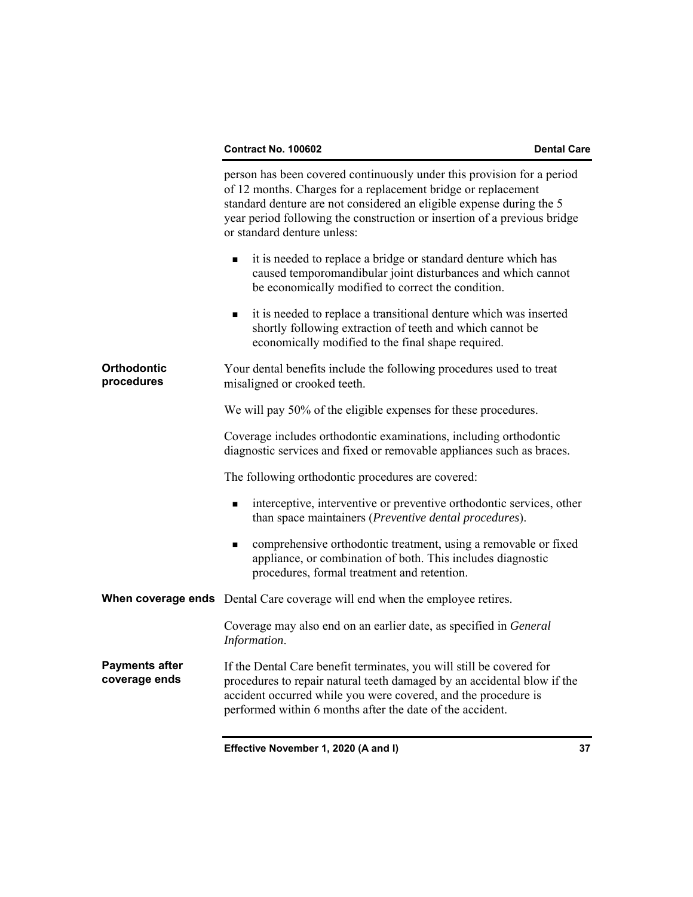person has been covered continuously under this provision for a period of 12 months. Charges for a replacement bridge or replacement standard denture are not considered an eligible expense during the 5 year period following the construction or insertion of a previous bridge or standard denture unless:

- it is needed to replace a bridge or standard denture which has caused temporomandibular joint disturbances and which cannot be economically modified to correct the condition.
- it is needed to replace a transitional denture which was inserted shortly following extraction of teeth and which cannot be economically modified to the final shape required.

### Orthodontic procedures

Your dental benefits include the following procedures used to treat misaligned or crooked teeth.

We will pay 50% of the eligible expenses for these procedures.

Coverage includes orthodontic examinations, including orthodontic diagnostic services and fixed or removable appliances such as braces.

The following orthodontic procedures are covered:

- interceptive, interventive or preventive orthodontic services, other than space maintainers (*Preventive dental procedures*).
- comprehensive orthodontic treatment, using a removable or fixed appliance, or combination of both. This includes diagnostic procedures, formal treatment and retention.

### When coverage ends

Dental Care coverage will end when the employee retires.

Coverage may also end on an earlier date, as specified in *General Information*.

### Payments after coverage ends

If the Dental Care benefit terminates, you will still be covered for procedures to repair natural teeth damaged by an accidental blow if the accident occurred while you were covered, and the procedure is performed within 6 months after the date of the accident.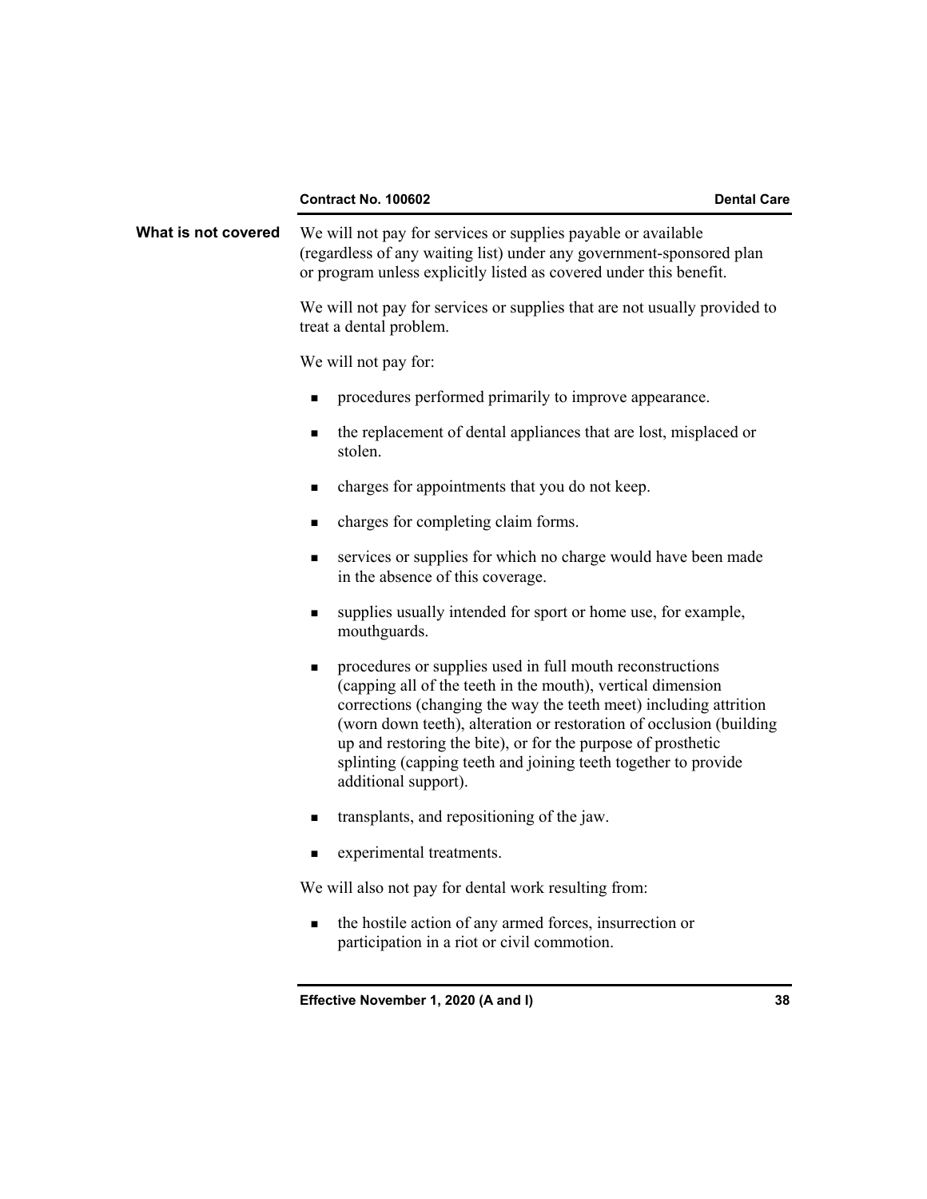## What is not covered

We will not pay for services or supplies payable or available (regardless of any waiting list) under any government-sponsored plan or program unless explicitly listed as covered under this benefit.

We will not pay for services or supplies that are not usually provided to treat a dental problem.

We will not pay for:

- procedures performed primarily to improve appearance.
- the replacement of dental appliances that are lost, misplaced or stolen.
- charges for appointments that you do not keep.
- charges for completing claim forms.
- services or supplies for which no charge would have been made in the absence of this coverage.
- supplies usually intended for sport or home use, for example, mouthguards.
- procedures or supplies used in full mouth reconstructions (capping all of the teeth in the mouth), vertical dimension corrections (changing the way the teeth meet) including attrition (worn down teeth), alteration or restoration of occlusion (building up and restoring the bite), or for the purpose of prosthetic splinting (capping teeth and joining teeth together to provide additional support).
- transplants, and repositioning of the jaw.
- experimental treatments.

We will also not pay for dental work resulting from:

- the hostile action of any armed forces, insurrection or participation in a riot or civil commotion.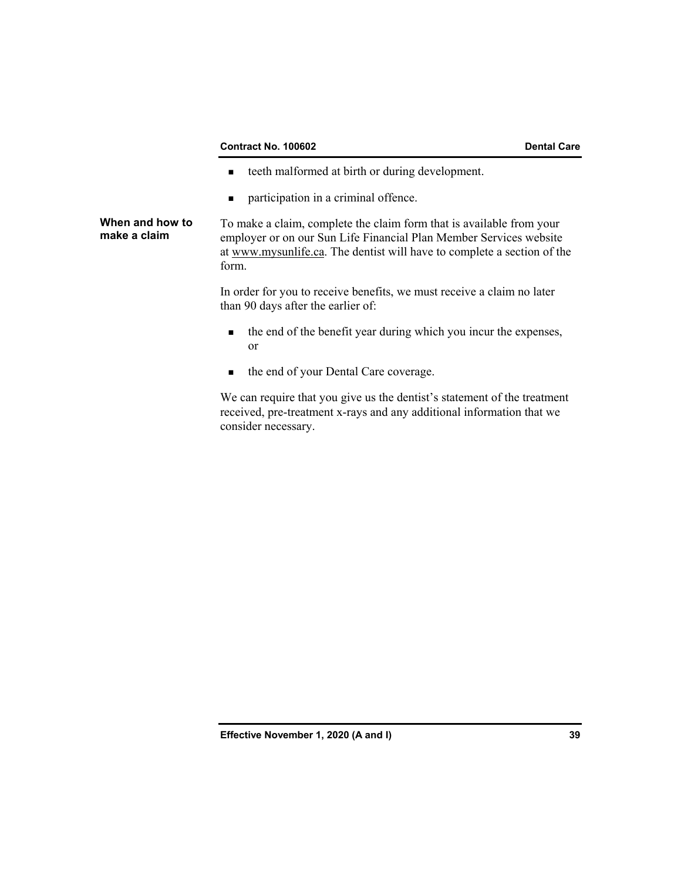- teeth malformed at birth or during development.
- participation in a criminal offence.

**When and how to make a claim**

To make a claim, complete the claim form that is available from your employer or on our Sun Life Financial Plan Member Services website at www.mysunlife.ca. The dentist will have to complete a section of the form.

In order for you to receive benefits, we must receive a claim no later than 90 days after the earlier of:

- the end of the benefit year during which you incur the expenses, or
- the end of your Dental Care coverage.

We can require that you give us the dentist's statement of the treatment received, pre-treatment x-rays and any additional information that we consider necessary.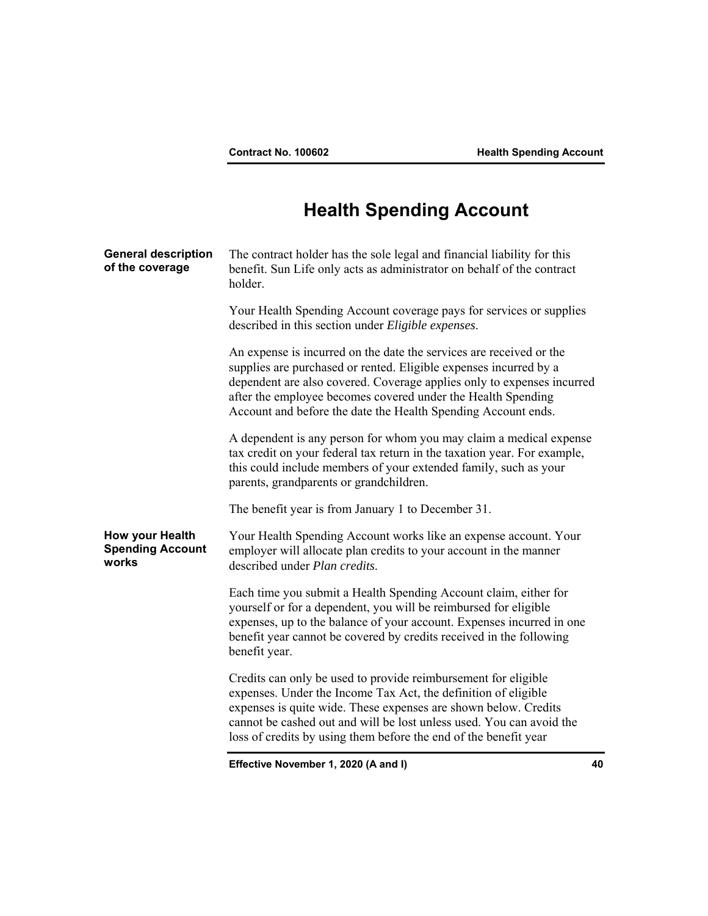# Health Spending Account

**General description of the coverage**

The contract holder has the sole legal and financial liability for this benefit. Sun Life only acts as administrator on behalf of the contract holder.

Your Health Spending Account coverage pays for services or supplies described in this section under *Eligible expenses*.

An expense is incurred on the date the services are received or the supplies are purchased or rented. Eligible expenses incurred by a dependent are also covered. Coverage applies only to expenses incurred after the employee becomes covered under the Health Spending Account and before the date the Health Spending Account ends.

A dependent is any person for whom you may claim a medical expense tax credit on your federal tax return in the taxation year. For example, this could include members of your extended family, such as your parents, grandparents or grandchildren.

The benefit year is from January 1 to December 31.

**How your Health Spending Account works**

Your Health Spending Account works like an expense account. Your employer will allocate plan credits to your account in the manner described under *Plan credits*.

Each time you submit a Health Spending Account claim, either for yourself or for a dependent, you will be reimbursed for eligible expenses, up to the balance of your account. Expenses incurred in one benefit year cannot be covered by credits received in the following benefit year.

Credits can only be used to provide reimbursement for eligible expenses. Under the Income Tax Act, the definition of eligible expenses is quite wide. These expenses are shown below. Credits cannot be cashed out and will be lost unless used. You can avoid the loss of credits by using them before the end of the benefit year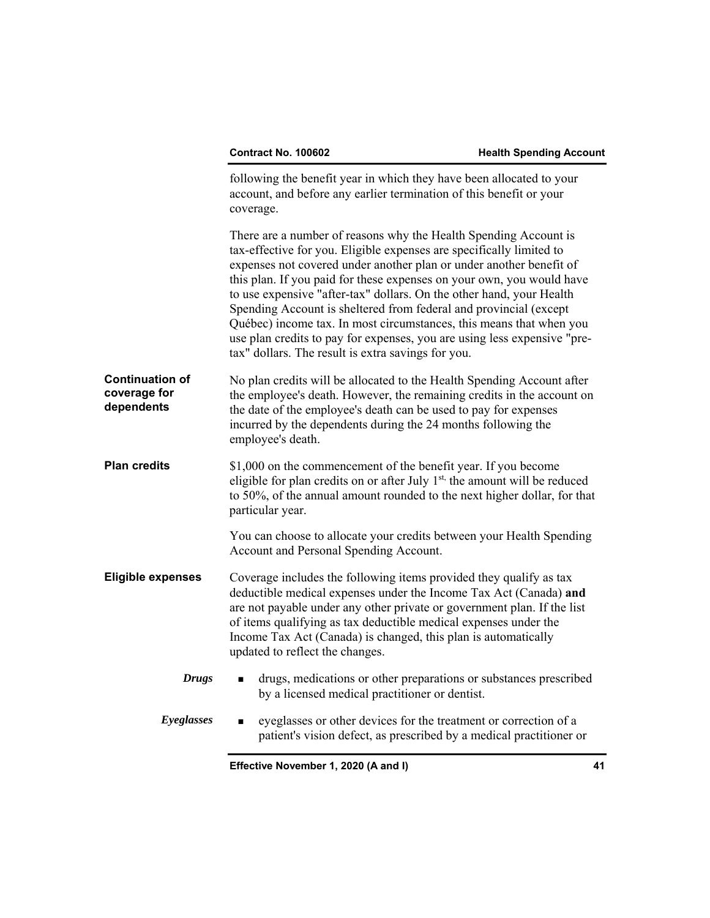following the benefit year in which they have been allocated to your account, and before any earlier termination of this benefit or your coverage.

There are a number of reasons why the Health Spending Account is tax-effective for you. Eligible expenses are specifically limited to expenses not covered under another plan or under another benefit of this plan. If you paid for these expenses on your own, you would have to use expensive "after-tax" dollars. On the other hand, your Health Spending Account is sheltered from federal and provincial (except Québec) income tax. In most circumstances, this means that when you use plan credits to pay for expenses, you are using less expensive "pre-tax" dollars. The result is extra savings for you.

**Continuation of coverage for dependents**

No plan credits will be allocated to the Health Spending Account after the employee's death. However, the remaining credits in the account on the date of the employee's death can be used to pay for expenses incurred by the dependents during the 24 months following the employee's death.

**Plan credits**

$1,000 on the commencement of the benefit year. If you become eligible for plan credits on or after July 1st, the amount will be reduced to 50%, of the annual amount rounded to the next higher dollar, for that particular year.

You can choose to allocate your credits between your Health Spending Account and Personal Spending Account.

**Eligible expenses**

Coverage includes the following items provided they qualify as tax deductible medical expenses under the Income Tax Act (Canada) **and** are not payable under any other private or government plan. If the list of items qualifying as tax deductible medical expenses under the Income Tax Act (Canada) is changed, this plan is automatically updated to reflect the changes.

***Drugs***

- drugs, medications or other preparations or substances prescribed by a licensed medical practitioner or dentist.

***Eyeglasses***

- eyeglasses or other devices for the treatment or correction of a patient's vision defect, as prescribed by a medical practitioner or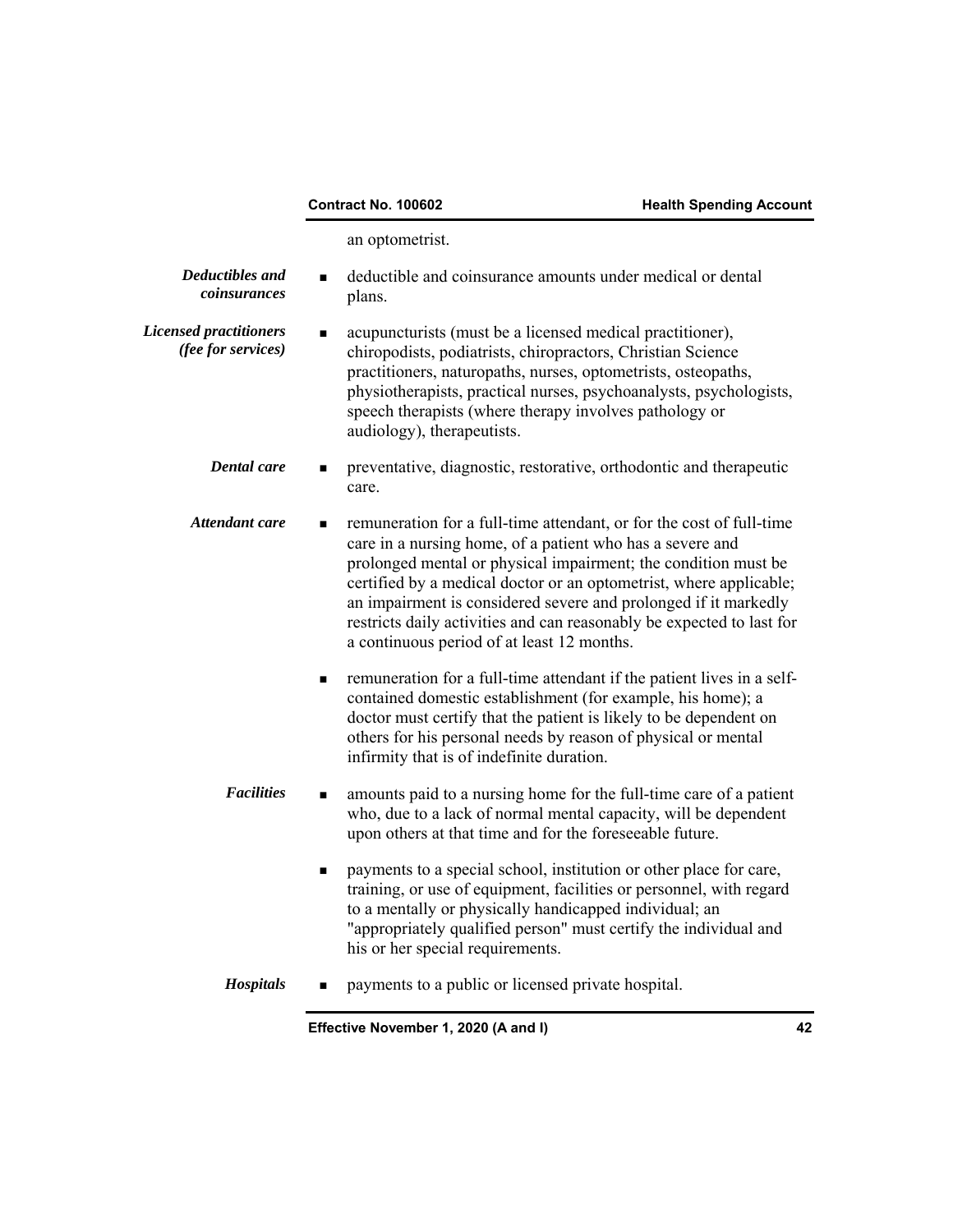an optometrist.

***Deductibles and coinsurances***

- deductible and coinsurance amounts under medical or dental plans.

***Licensed practitioners (fee for services)***

- acupuncturists (must be a licensed medical practitioner), chiropodists, podiatrists, chiropractors, Christian Science practitioners, naturopaths, nurses, optometrists, osteopaths, physiotherapists, practical nurses, psychoanalysts, psychologists, speech therapists (where therapy involves pathology or audiology), therapeutists.

***Dental care***

- preventative, diagnostic, restorative, orthodontic and therapeutic care.

***Attendant care***

- remuneration for a full-time attendant, or for the cost of full-time care in a nursing home, of a patient who has a severe and prolonged mental or physical impairment; the condition must be certified by a medical doctor or an optometrist, where applicable; an impairment is considered severe and prolonged if it markedly restricts daily activities and can reasonably be expected to last for a continuous period of at least 12 months.
- remuneration for a full-time attendant if the patient lives in a self-contained domestic establishment (for example, his home); a doctor must certify that the patient is likely to be dependent on others for his personal needs by reason of physical or mental infirmity that is of indefinite duration.

***Facilities***

- amounts paid to a nursing home for the full-time care of a patient who, due to a lack of normal mental capacity, will be dependent upon others at that time and for the foreseeable future.
- payments to a special school, institution or other place for care, training, or use of equipment, facilities or personnel, with regard to a mentally or physically handicapped individual; an "appropriately qualified person" must certify the individual and his or her special requirements.

***Hospitals***

- payments to a public or licensed private hospital.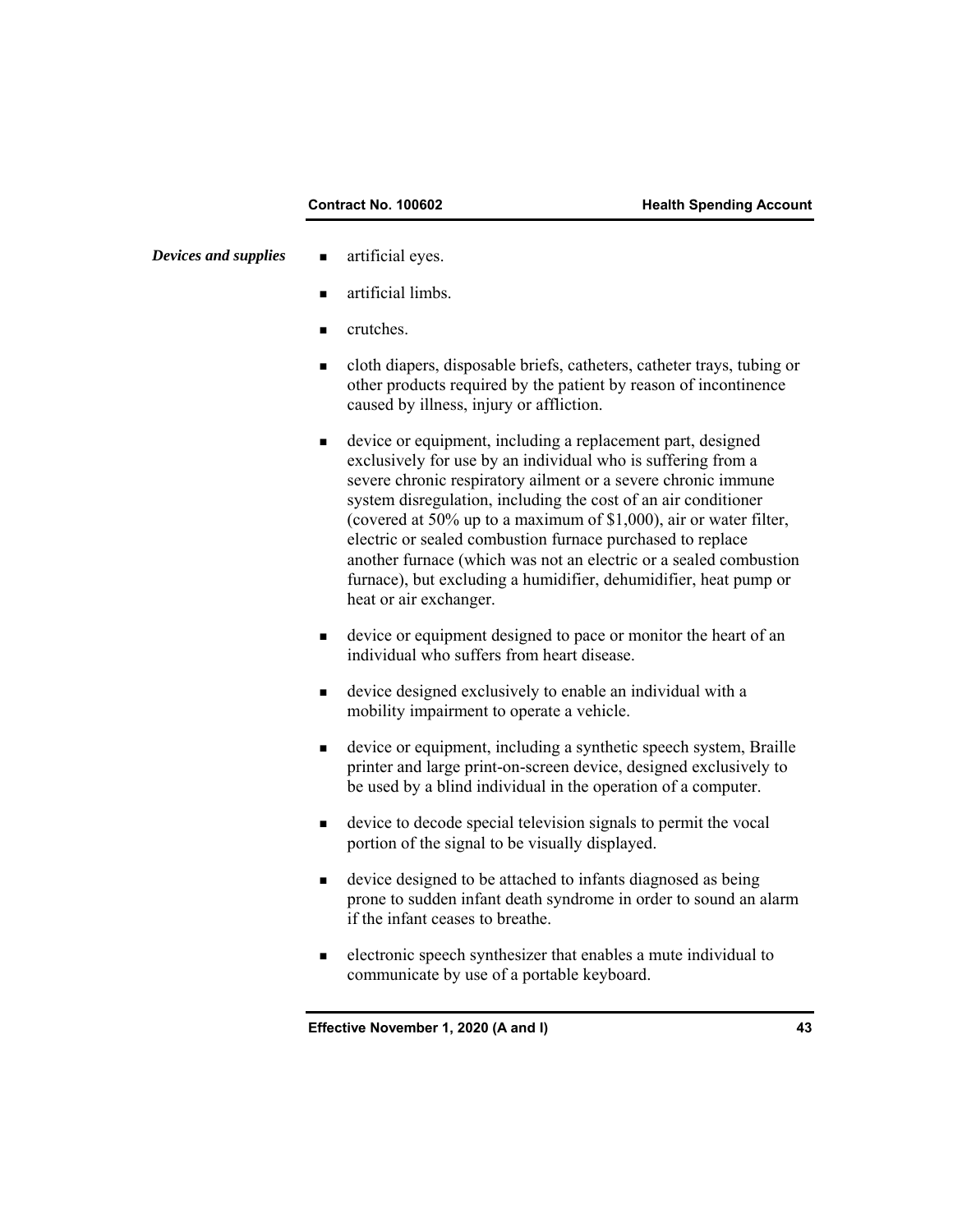***Devices and supplies***

- artificial eyes.
- artificial limbs.
- crutches.
- cloth diapers, disposable briefs, catheters, catheter trays, tubing or other products required by the patient by reason of incontinence caused by illness, injury or affliction.
- device or equipment, including a replacement part, designed exclusively for use by an individual who is suffering from a severe chronic respiratory ailment or a severe chronic immune system disregulation, including the cost of an air conditioner (covered at 50% up to a maximum of $1,000), air or water filter, electric or sealed combustion furnace purchased to replace another furnace (which was not an electric or a sealed combustion furnace), but excluding a humidifier, dehumidifier, heat pump or heat or air exchanger.
- device or equipment designed to pace or monitor the heart of an individual who suffers from heart disease.
- device designed exclusively to enable an individual with a mobility impairment to operate a vehicle.
- device or equipment, including a synthetic speech system, Braille printer and large print-on-screen device, designed exclusively to be used by a blind individual in the operation of a computer.
- device to decode special television signals to permit the vocal portion of the signal to be visually displayed.
- device designed to be attached to infants diagnosed as being prone to sudden infant death syndrome in order to sound an alarm if the infant ceases to breathe.
- electronic speech synthesizer that enables a mute individual to communicate by use of a portable keyboard.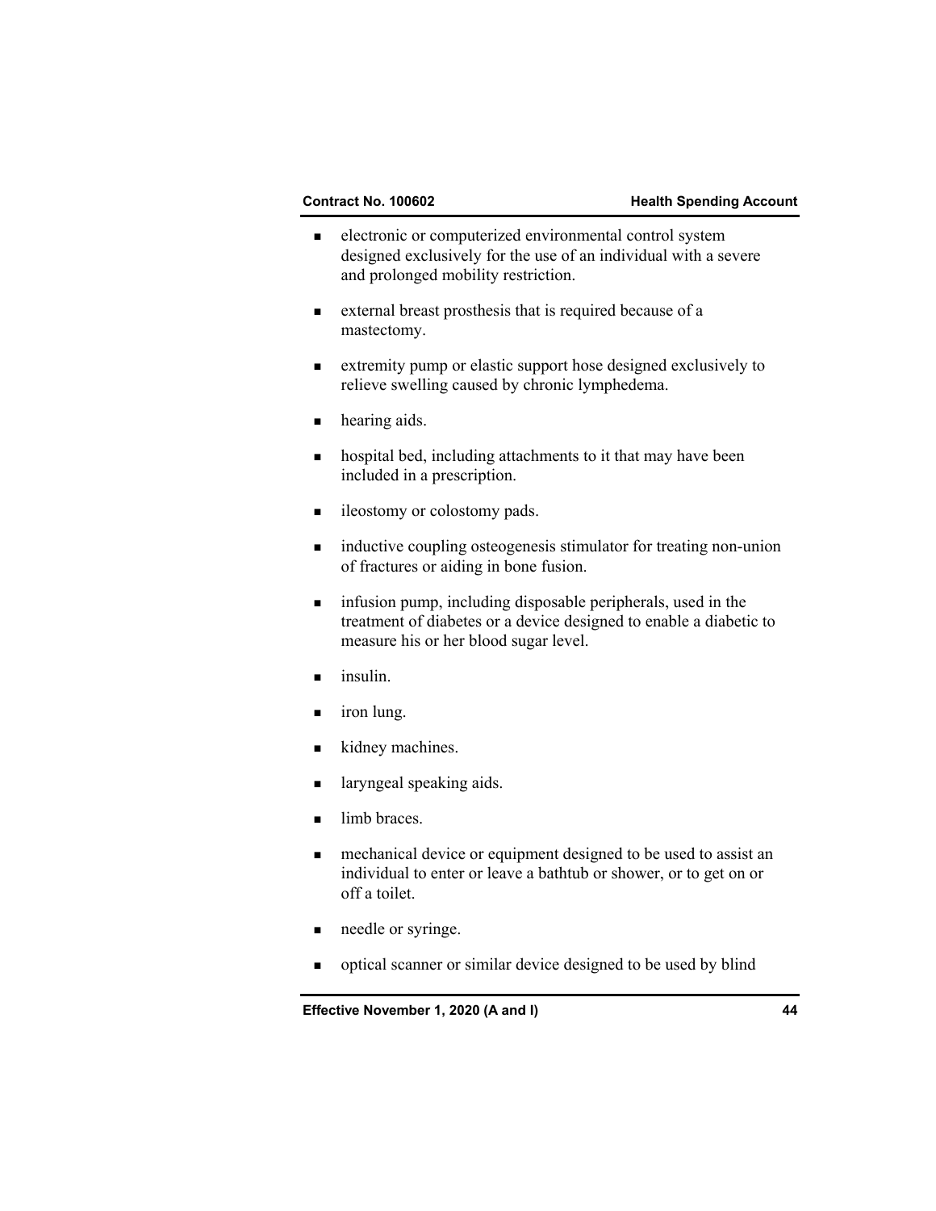- electronic or computerized environmental control system designed exclusively for the use of an individual with a severe and prolonged mobility restriction.

- external breast prosthesis that is required because of a mastectomy.

- extremity pump or elastic support hose designed exclusively to relieve swelling caused by chronic lymphedema.

- hearing aids.

- hospital bed, including attachments to it that may have been included in a prescription.

- ileostomy or colostomy pads.

- inductive coupling osteogenesis stimulator for treating non-union of fractures or aiding in bone fusion.

- infusion pump, including disposable peripherals, used in the treatment of diabetes or a device designed to enable a diabetic to measure his or her blood sugar level.

- insulin.

- iron lung.

- kidney machines.

- laryngeal speaking aids.

- limb braces.

- mechanical device or equipment designed to be used to assist an individual to enter or leave a bathtub or shower, or to get on or off a toilet.

- needle or syringe.

- optical scanner or similar device designed to be used by blind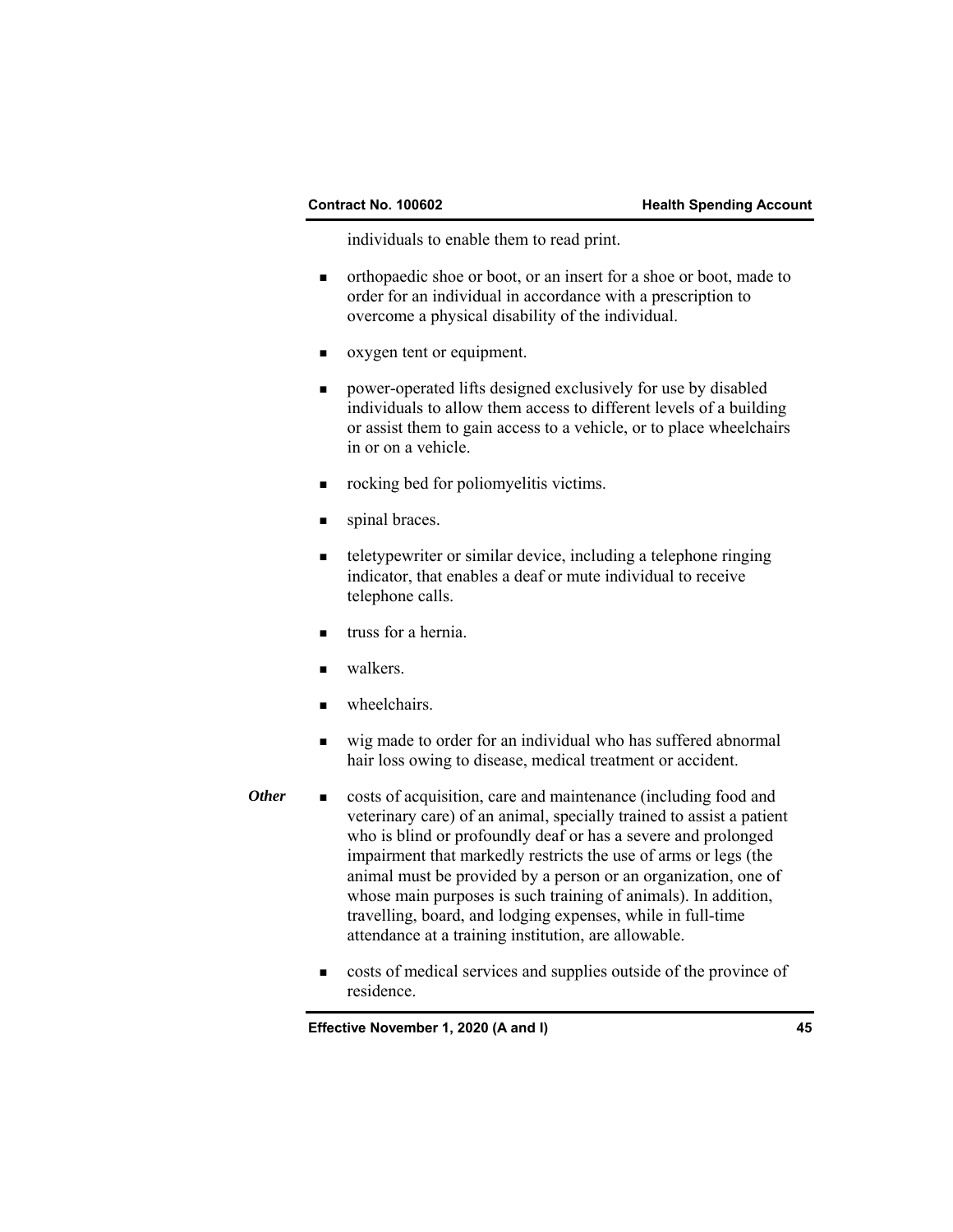individuals to enable them to read print.

- orthopaedic shoe or boot, or an insert for a shoe or boot, made to order for an individual in accordance with a prescription to overcome a physical disability of the individual.

- oxygen tent or equipment.

- power-operated lifts designed exclusively for use by disabled individuals to allow them access to different levels of a building or assist them to gain access to a vehicle, or to place wheelchairs in or on a vehicle.

- rocking bed for poliomyelitis victims.

- spinal braces.

- teletypewriter or similar device, including a telephone ringing indicator, that enables a deaf or mute individual to receive telephone calls.

- truss for a hernia.

- walkers.

- wheelchairs.

- wig made to order for an individual who has suffered abnormal hair loss owing to disease, medical treatment or accident.

***Other***

- costs of acquisition, care and maintenance (including food and veterinary care) of an animal, specially trained to assist a patient who is blind or profoundly deaf or has a severe and prolonged impairment that markedly restricts the use of arms or legs (the animal must be provided by a person or an organization, one of whose main purposes is such training of animals). In addition, travelling, board, and lodging expenses, while in full-time attendance at a training institution, are allowable.

- costs of medical services and supplies outside of the province of residence.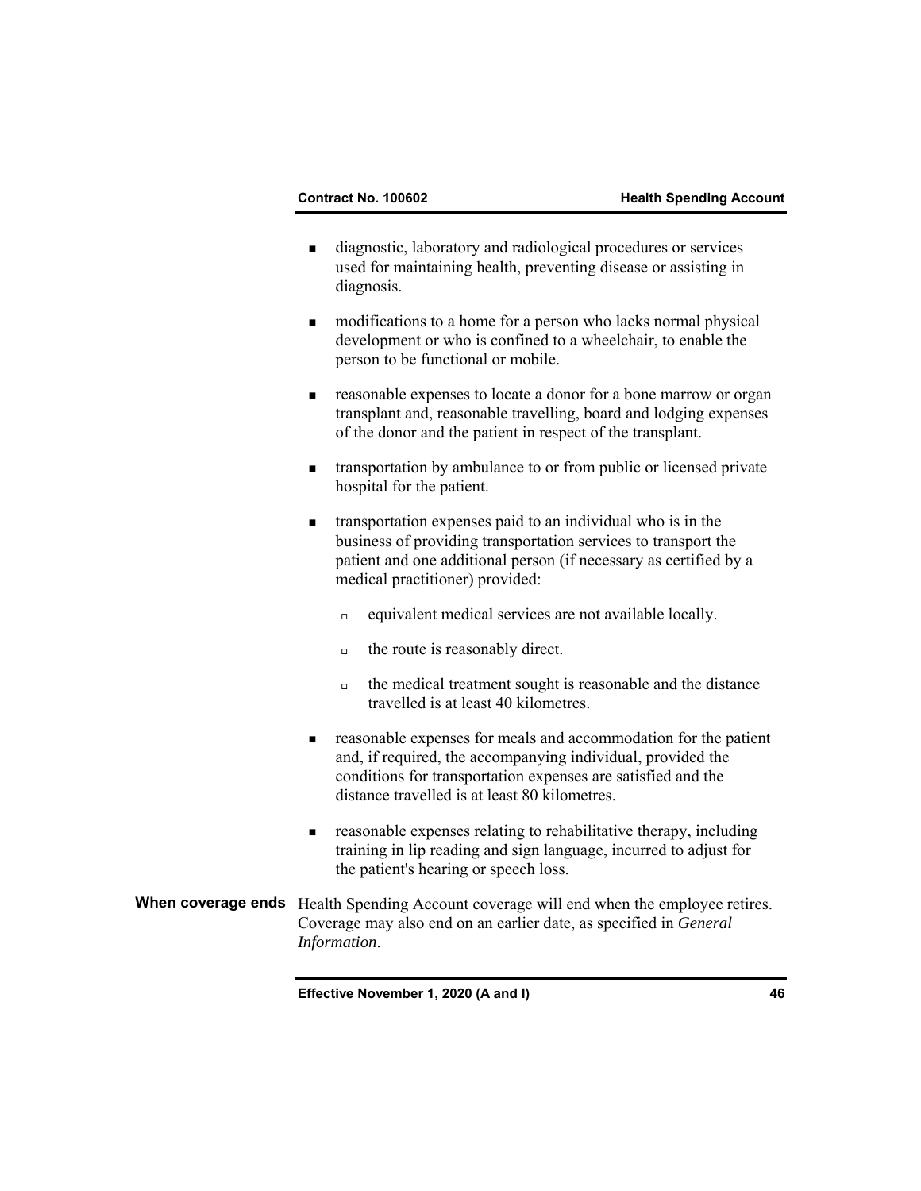- diagnostic, laboratory and radiological procedures or services used for maintaining health, preventing disease or assisting in diagnosis.
- modifications to a home for a person who lacks normal physical development or who is confined to a wheelchair, to enable the person to be functional or mobile.
- reasonable expenses to locate a donor for a bone marrow or organ transplant and, reasonable travelling, board and lodging expenses of the donor and the patient in respect of the transplant.
- transportation by ambulance to or from public or licensed private hospital for the patient.
- transportation expenses paid to an individual who is in the business of providing transportation services to transport the patient and one additional person (if necessary as certified by a medical practitioner) provided:
  - equivalent medical services are not available locally.
  - the route is reasonably direct.
  - the medical treatment sought is reasonable and the distance travelled is at least 40 kilometres.
- reasonable expenses for meals and accommodation for the patient and, if required, the accompanying individual, provided the conditions for transportation expenses are satisfied and the distance travelled is at least 80 kilometres.
- reasonable expenses relating to rehabilitative therapy, including training in lip reading and sign language, incurred to adjust for the patient's hearing or speech loss.

**When coverage ends**

Health Spending Account coverage will end when the employee retires. Coverage may also end on an earlier date, as specified in *General Information*.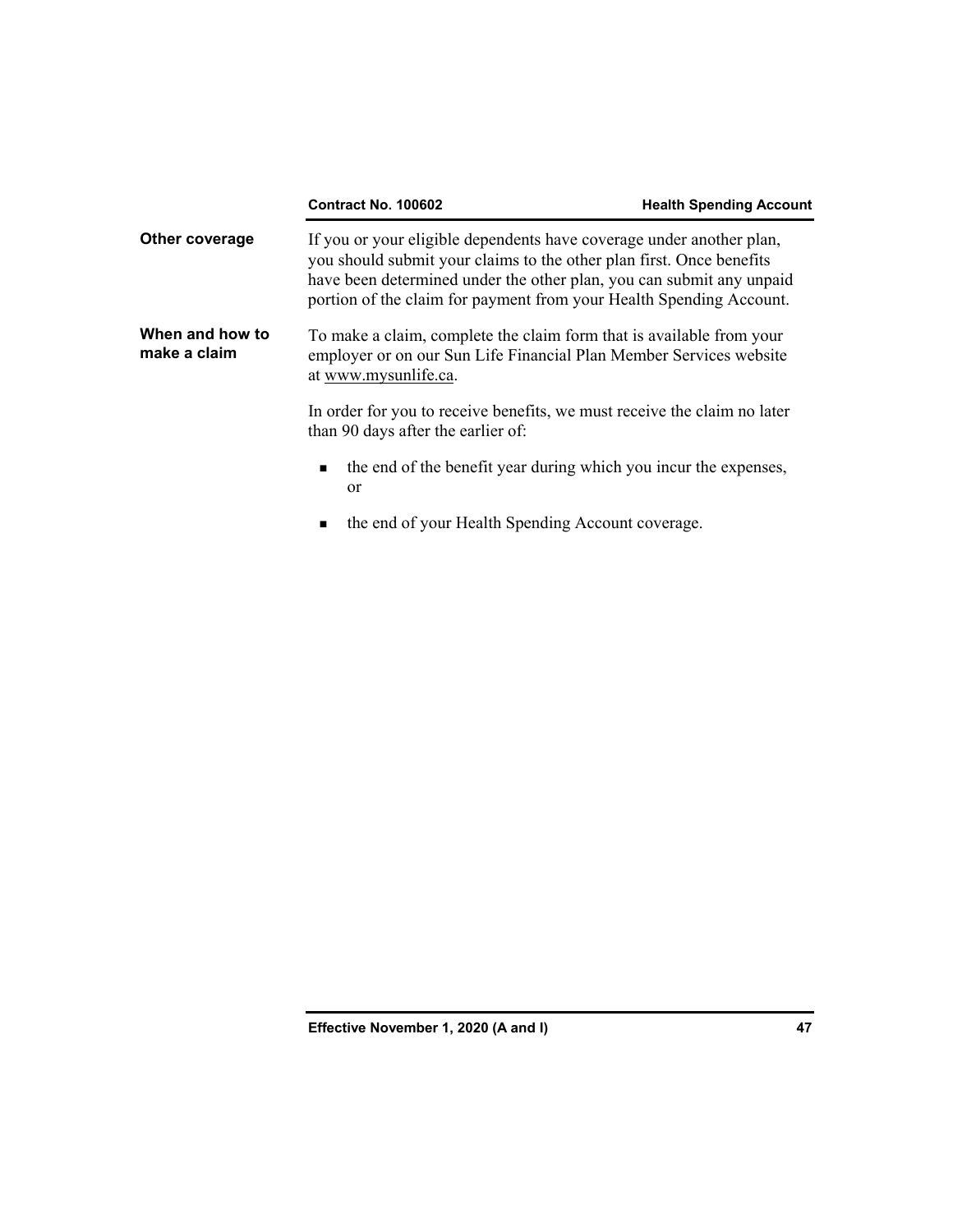### Other coverage

If you or your eligible dependents have coverage under another plan, you should submit your claims to the other plan first. Once benefits have been determined under the other plan, you can submit any unpaid portion of the claim for payment from your Health Spending Account.

### When and how to make a claim

To make a claim, complete the claim form that is available from your employer or on our Sun Life Financial Plan Member Services website at www.mysunlife.ca.

In order for you to receive benefits, we must receive the claim no later than 90 days after the earlier of:

- the end of the benefit year during which you incur the expenses, or
- the end of your Health Spending Account coverage.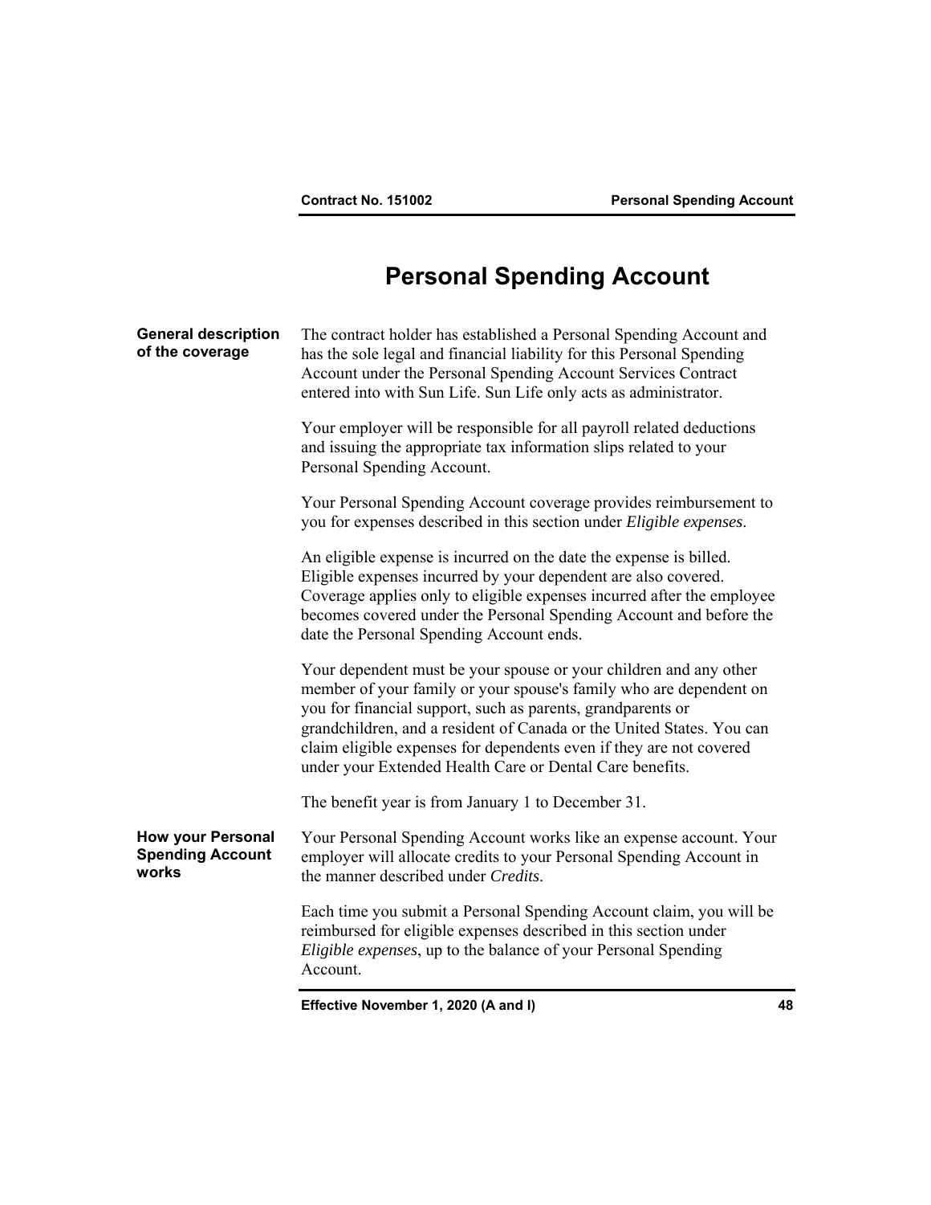# Personal Spending Account

## General description of the coverage

The contract holder has established a Personal Spending Account and has the sole legal and financial liability for this Personal Spending Account under the Personal Spending Account Services Contract entered into with Sun Life. Sun Life only acts as administrator.

Your employer will be responsible for all payroll related deductions and issuing the appropriate tax information slips related to your Personal Spending Account.

Your Personal Spending Account coverage provides reimbursement to you for expenses described in this section under *Eligible expenses*.

An eligible expense is incurred on the date the expense is billed. Eligible expenses incurred by your dependent are also covered. Coverage applies only to eligible expenses incurred after the employee becomes covered under the Personal Spending Account and before the date the Personal Spending Account ends.

Your dependent must be your spouse or your children and any other member of your family or your spouse's family who are dependent on you for financial support, such as parents, grandparents or grandchildren, and a resident of Canada or the United States. You can claim eligible expenses for dependents even if they are not covered under your Extended Health Care or Dental Care benefits.

The benefit year is from January 1 to December 31.

## How your Personal Spending Account works

Your Personal Spending Account works like an expense account. Your employer will allocate credits to your Personal Spending Account in the manner described under *Credits*.

Each time you submit a Personal Spending Account claim, you will be reimbursed for eligible expenses described in this section under *Eligible expenses*, up to the balance of your Personal Spending Account.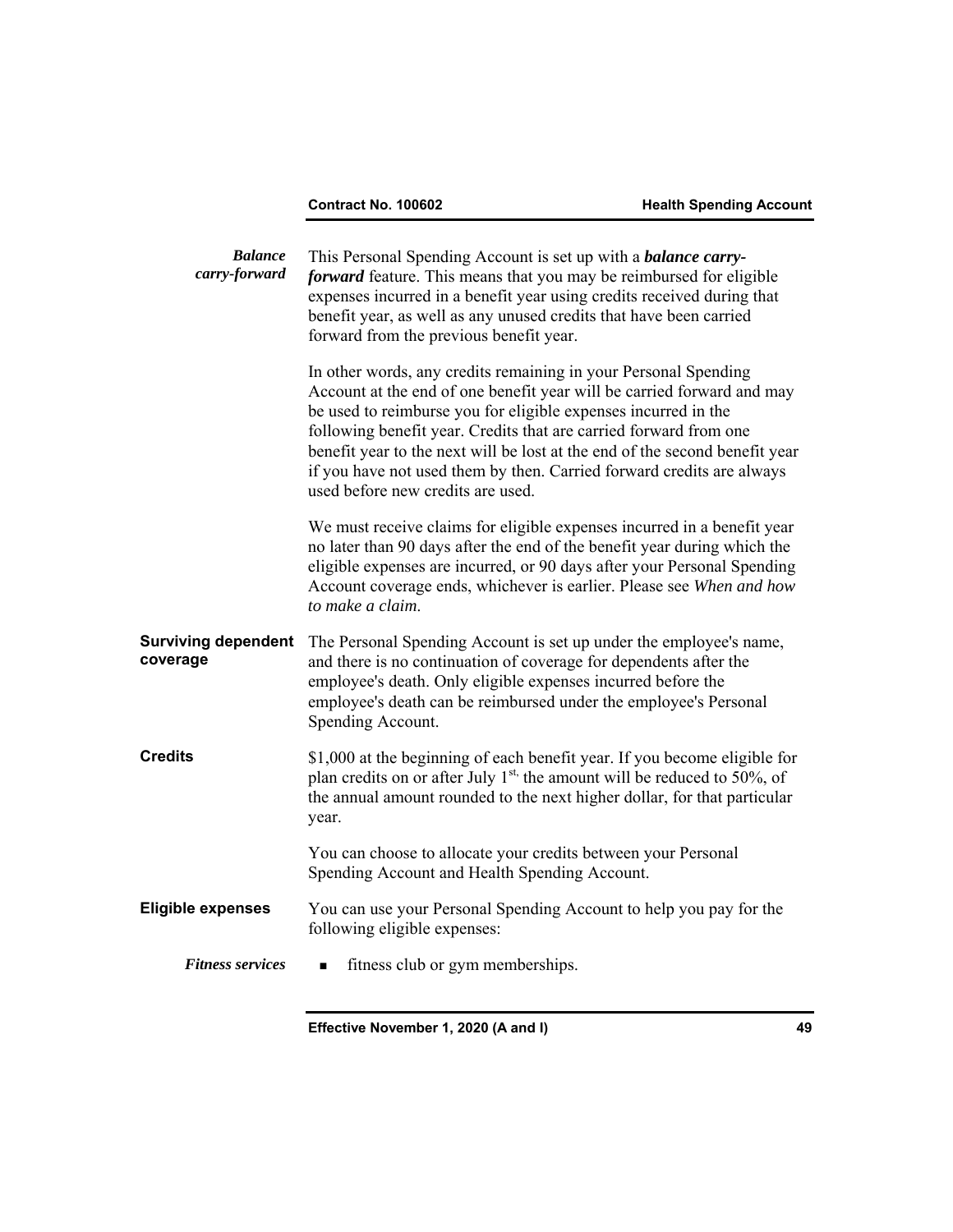***Balance carry-forward***

This Personal Spending Account is set up with a ***balance carry-forward*** feature. This means that you may be reimbursed for eligible expenses incurred in a benefit year using credits received during that benefit year, as well as any unused credits that have been carried forward from the previous benefit year.

In other words, any credits remaining in your Personal Spending Account at the end of one benefit year will be carried forward and may be used to reimburse you for eligible expenses incurred in the following benefit year. Credits that are carried forward from one benefit year to the next will be lost at the end of the second benefit year if you have not used them by then. Carried forward credits are always used before new credits are used.

We must receive claims for eligible expenses incurred in a benefit year no later than 90 days after the end of the benefit year during which the eligible expenses are incurred, or 90 days after your Personal Spending Account coverage ends, whichever is earlier. Please see *When and how to make a claim*.

**Surviving dependent coverage**

The Personal Spending Account is set up under the employee's name, and there is no continuation of coverage for dependents after the employee's death. Only eligible expenses incurred before the employee's death can be reimbursed under the employee's Personal Spending Account.

**Credits**

$1,000 at the beginning of each benefit year. If you become eligible for plan credits on or after July 1st, the amount will be reduced to 50%, of the annual amount rounded to the next higher dollar, for that particular year.

You can choose to allocate your credits between your Personal Spending Account and Health Spending Account.

**Eligible expenses**

You can use your Personal Spending Account to help you pay for the following eligible expenses:

***Fitness services***

- fitness club or gym memberships.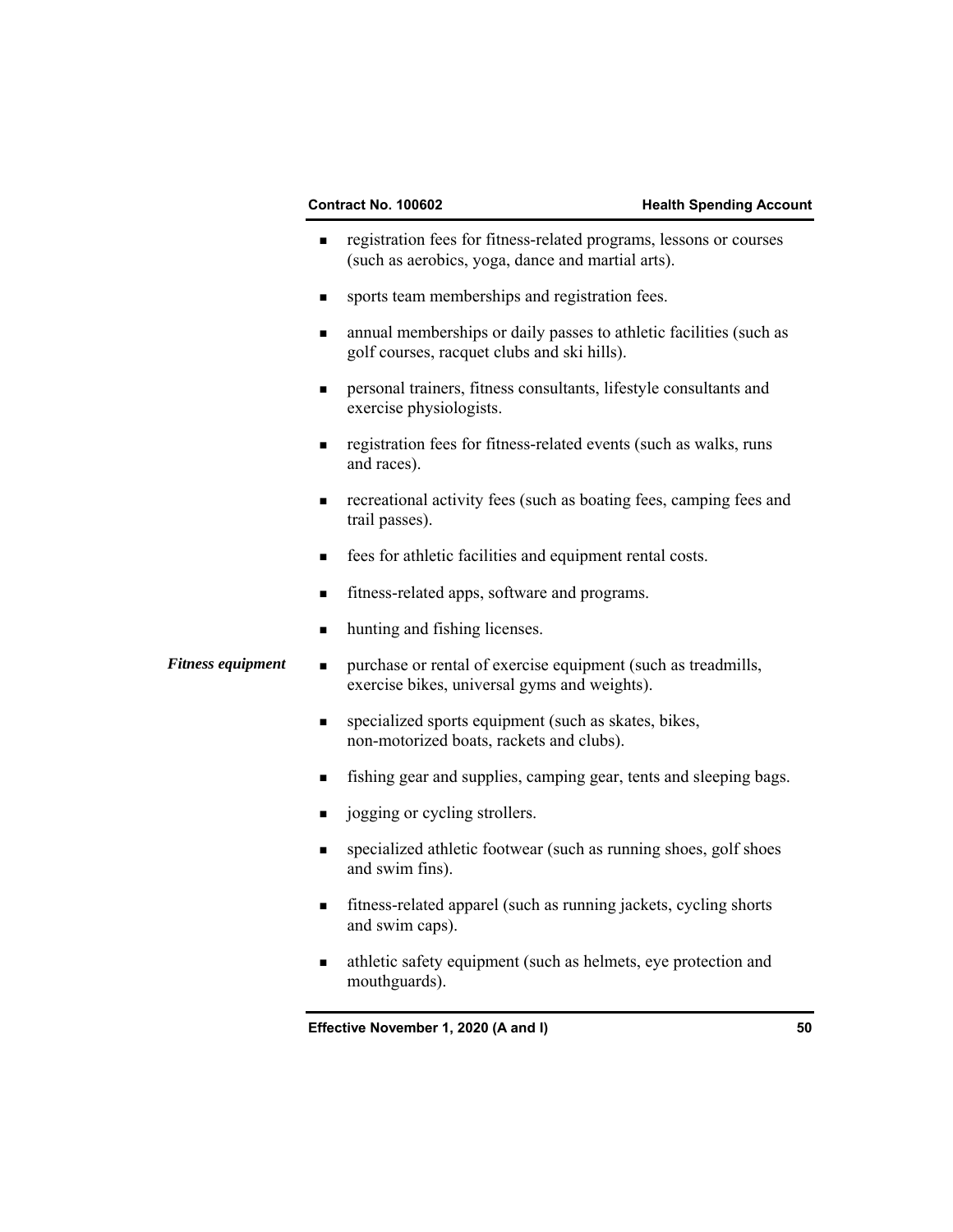- registration fees for fitness-related programs, lessons or courses (such as aerobics, yoga, dance and martial arts).
- sports team memberships and registration fees.
- annual memberships or daily passes to athletic facilities (such as golf courses, racquet clubs and ski hills).
- personal trainers, fitness consultants, lifestyle consultants and exercise physiologists.
- registration fees for fitness-related events (such as walks, runs and races).
- recreational activity fees (such as boating fees, camping fees and trail passes).
- fees for athletic facilities and equipment rental costs.
- fitness-related apps, software and programs.
- hunting and fishing licenses.

***Fitness equipment***

- purchase or rental of exercise equipment (such as treadmills, exercise bikes, universal gyms and weights).
- specialized sports equipment (such as skates, bikes, non-motorized boats, rackets and clubs).
- fishing gear and supplies, camping gear, tents and sleeping bags.
- jogging or cycling strollers.
- specialized athletic footwear (such as running shoes, golf shoes and swim fins).
- fitness-related apparel (such as running jackets, cycling shorts and swim caps).
- athletic safety equipment (such as helmets, eye protection and mouthguards).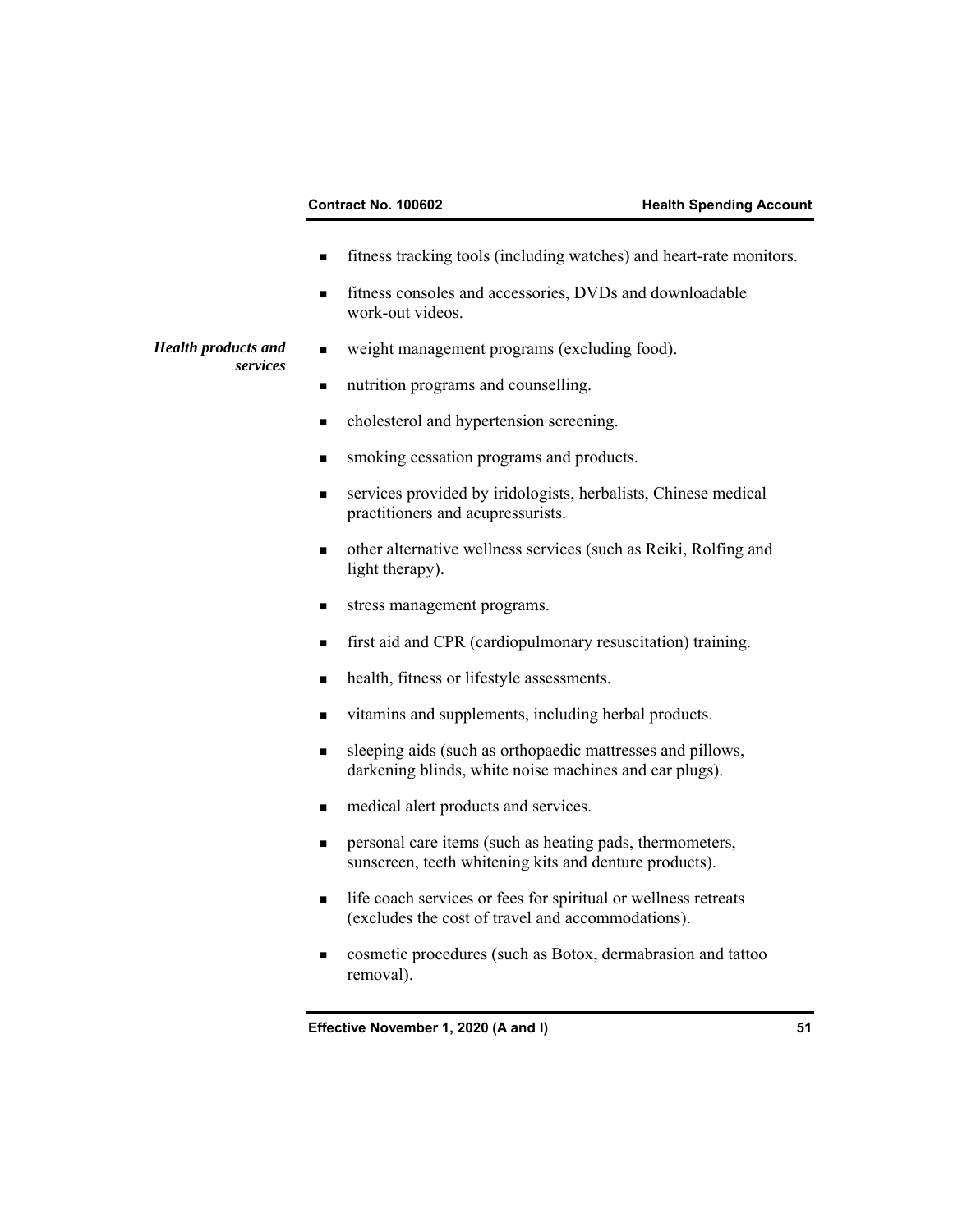- fitness tracking tools (including watches) and heart-rate monitors.
- fitness consoles and accessories, DVDs and downloadable work-out videos.

***Health products and services***

- weight management programs (excluding food).
- nutrition programs and counselling.
- cholesterol and hypertension screening.
- smoking cessation programs and products.
- services provided by iridologists, herbalists, Chinese medical practitioners and acupressurists.
- other alternative wellness services (such as Reiki, Rolfing and light therapy).
- stress management programs.
- first aid and CPR (cardiopulmonary resuscitation) training.
- health, fitness or lifestyle assessments.
- vitamins and supplements, including herbal products.
- sleeping aids (such as orthopaedic mattresses and pillows, darkening blinds, white noise machines and ear plugs).
- medical alert products and services.
- personal care items (such as heating pads, thermometers, sunscreen, teeth whitening kits and denture products).
- life coach services or fees for spiritual or wellness retreats (excludes the cost of travel and accommodations).
- cosmetic procedures (such as Botox, dermabrasion and tattoo removal).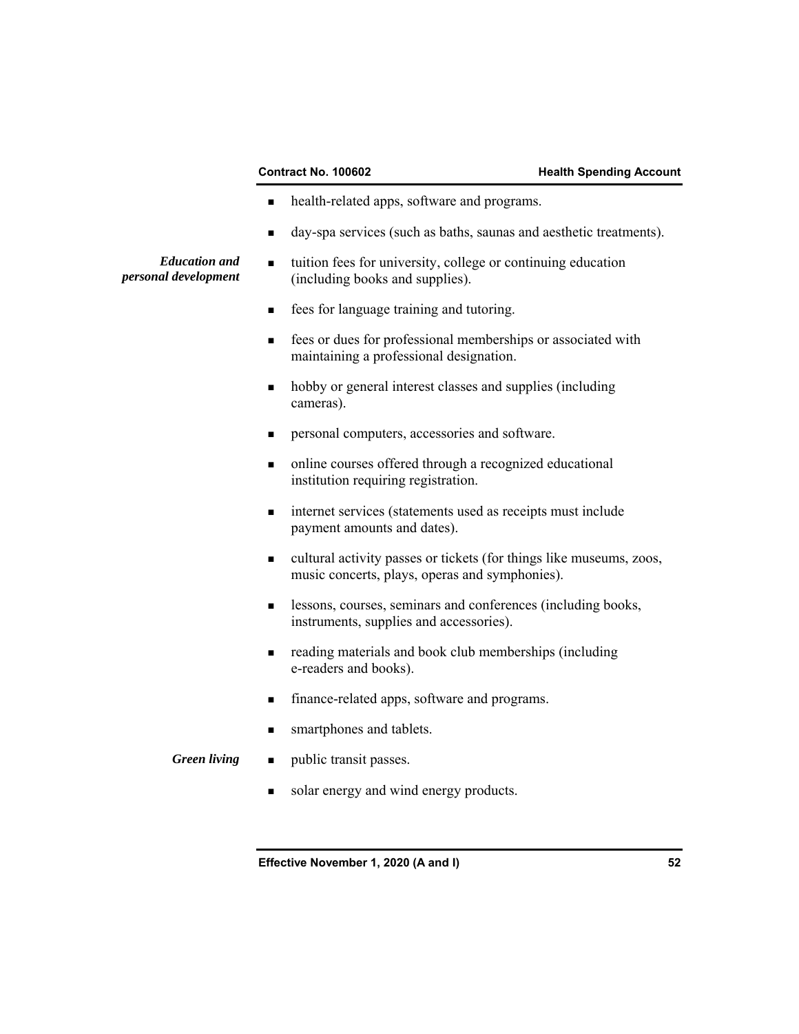- health-related apps, software and programs.
- day-spa services (such as baths, saunas and aesthetic treatments).

*Education and personal development*

- tuition fees for university, college or continuing education (including books and supplies).
- fees for language training and tutoring.
- fees or dues for professional memberships or associated with maintaining a professional designation.
- hobby or general interest classes and supplies (including cameras).
- personal computers, accessories and software.
- online courses offered through a recognized educational institution requiring registration.
- internet services (statements used as receipts must include payment amounts and dates).
- cultural activity passes or tickets (for things like museums, zoos, music concerts, plays, operas and symphonies).
- lessons, courses, seminars and conferences (including books, instruments, supplies and accessories).
- reading materials and book club memberships (including e-readers and books).
- finance-related apps, software and programs.
- smartphones and tablets.

*Green living*

- public transit passes.
- solar energy and wind energy products.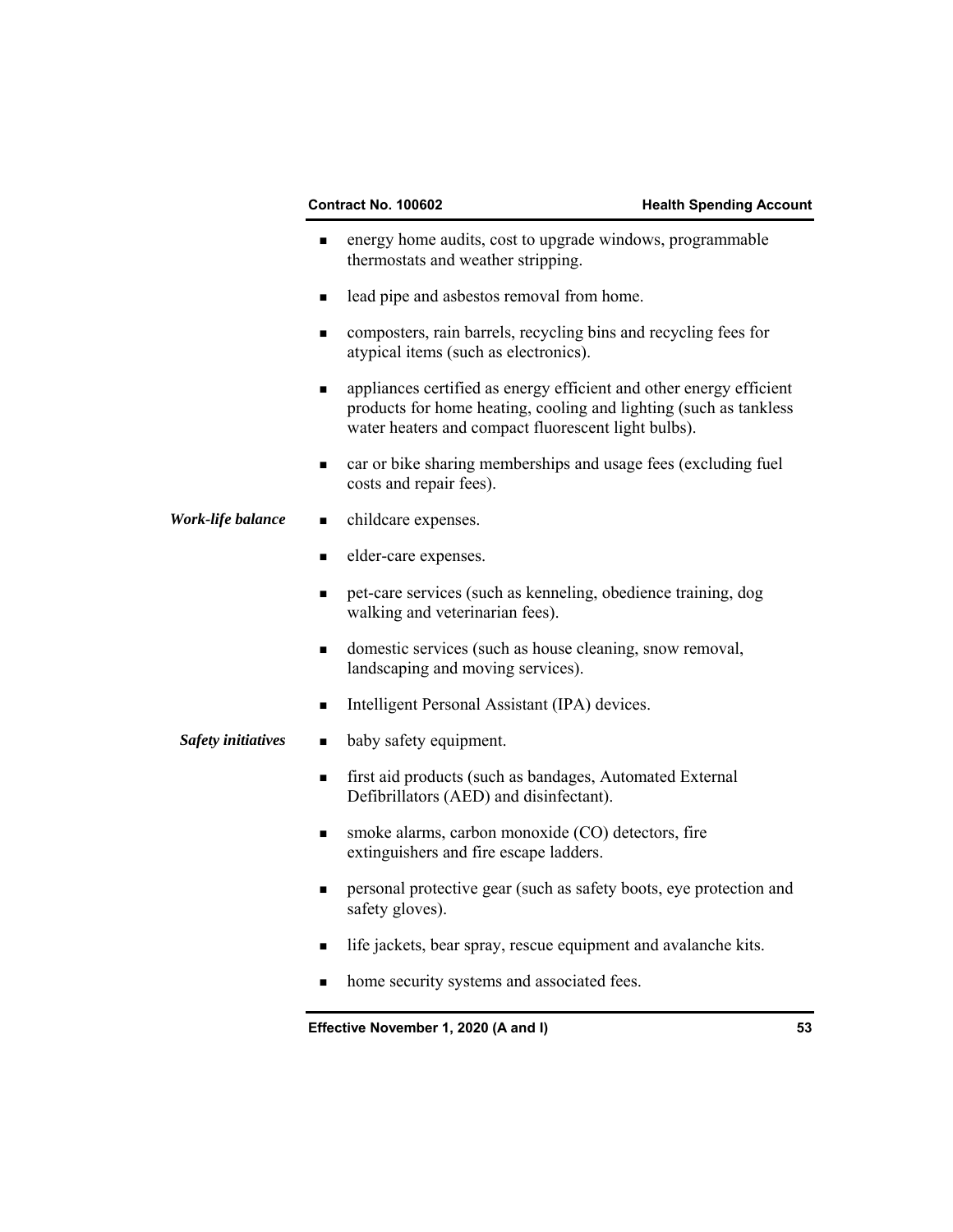- energy home audits, cost to upgrade windows, programmable thermostats and weather stripping.
- lead pipe and asbestos removal from home.
- composters, rain barrels, recycling bins and recycling fees for atypical items (such as electronics).
- appliances certified as energy efficient and other energy efficient products for home heating, cooling and lighting (such as tankless water heaters and compact fluorescent light bulbs).
- car or bike sharing memberships and usage fees (excluding fuel costs and repair fees).

***Work-life balance***

- childcare expenses.
- elder-care expenses.
- pet-care services (such as kenneling, obedience training, dog walking and veterinarian fees).
- domestic services (such as house cleaning, snow removal, landscaping and moving services).
- Intelligent Personal Assistant (IPA) devices.

***Safety initiatives***

- baby safety equipment.
- first aid products (such as bandages, Automated External Defibrillators (AED) and disinfectant).
- smoke alarms, carbon monoxide (CO) detectors, fire extinguishers and fire escape ladders.
- personal protective gear (such as safety boots, eye protection and safety gloves).
- life jackets, bear spray, rescue equipment and avalanche kits.
- home security systems and associated fees.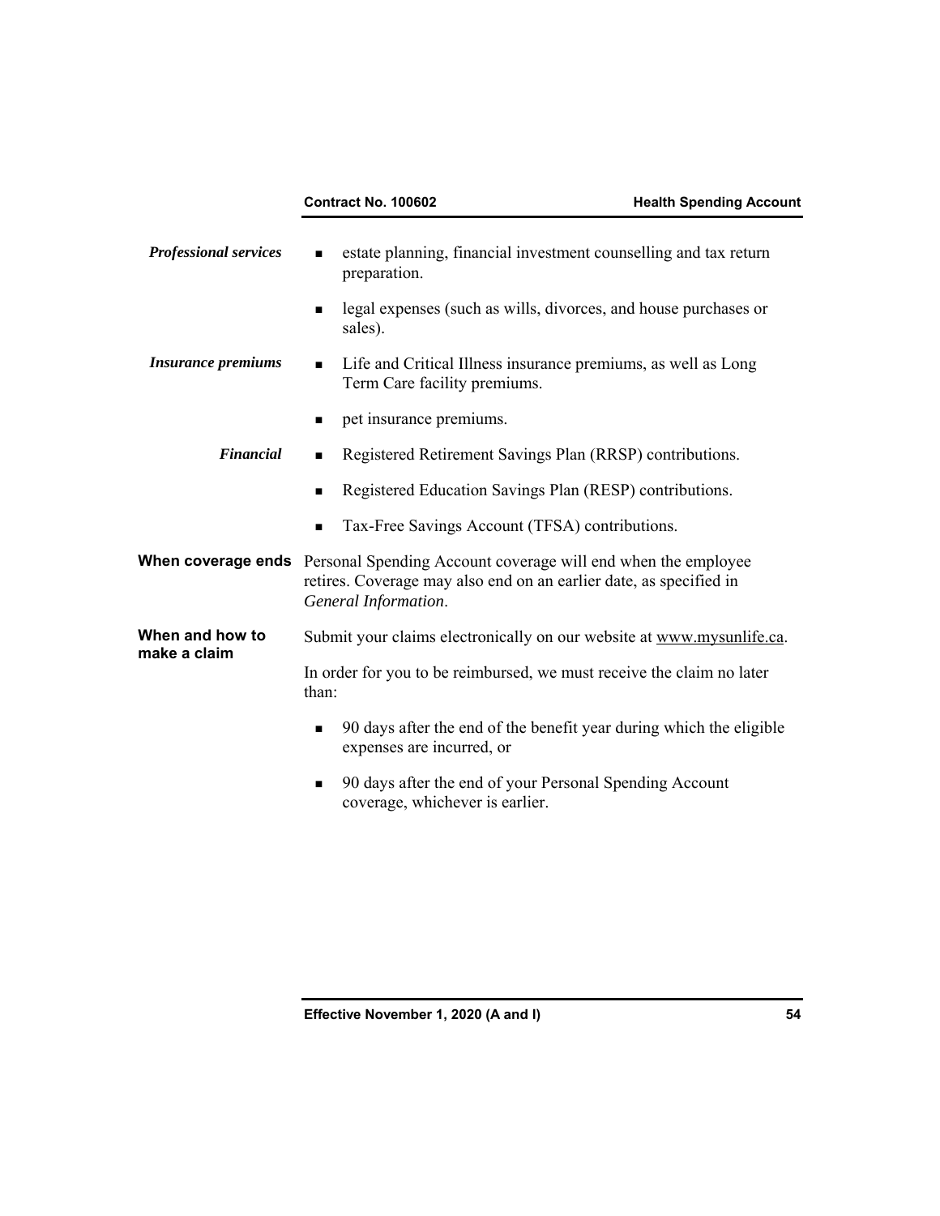*Professional services*

- estate planning, financial investment counselling and tax return preparation.
- legal expenses (such as wills, divorces, and house purchases or sales).

*Insurance premiums*

- Life and Critical Illness insurance premiums, as well as Long Term Care facility premiums.
- pet insurance premiums.

*Financial*

- Registered Retirement Savings Plan (RRSP) contributions.
- Registered Education Savings Plan (RESP) contributions.
- Tax-Free Savings Account (TFSA) contributions.

**When coverage ends**

Personal Spending Account coverage will end when the employee retires. Coverage may also end on an earlier date, as specified in *General Information*.

**When and how to make a claim**

Submit your claims electronically on our website at www.mysunlife.ca.

In order for you to be reimbursed, we must receive the claim no later than:

- 90 days after the end of the benefit year during which the eligible expenses are incurred, or
- 90 days after the end of your Personal Spending Account coverage, whichever is earlier.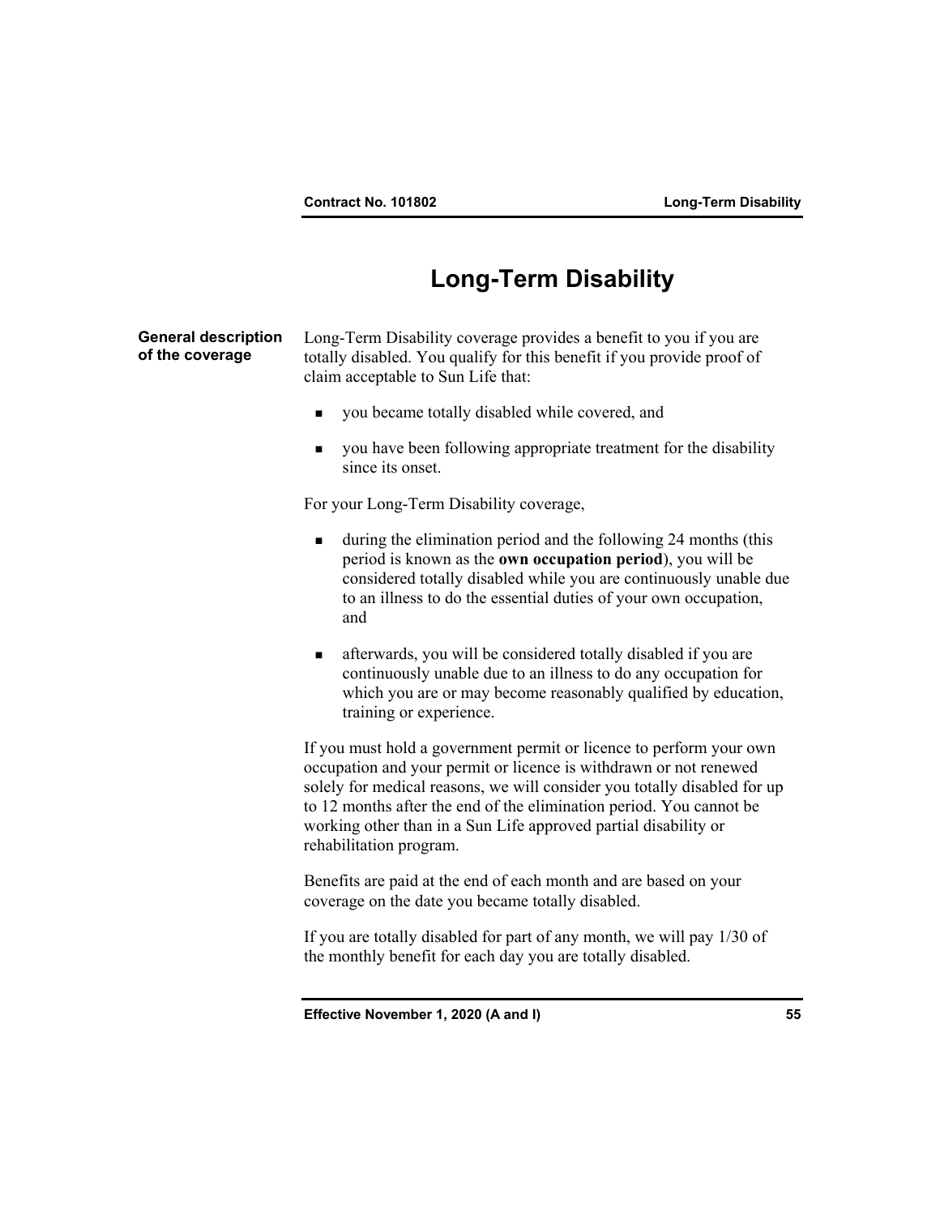# Long-Term Disability

**General description of the coverage**

Long-Term Disability coverage provides a benefit to you if you are totally disabled. You qualify for this benefit if you provide proof of claim acceptable to Sun Life that:

- you became totally disabled while covered, and
- you have been following appropriate treatment for the disability since its onset.

For your Long-Term Disability coverage,

- during the elimination period and the following 24 months (this period is known as the **own occupation period**), you will be considered totally disabled while you are continuously unable due to an illness to do the essential duties of your own occupation, and
- afterwards, you will be considered totally disabled if you are continuously unable due to an illness to do any occupation for which you are or may become reasonably qualified by education, training or experience.

If you must hold a government permit or licence to perform your own occupation and your permit or licence is withdrawn or not renewed solely for medical reasons, we will consider you totally disabled for up to 12 months after the end of the elimination period. You cannot be working other than in a Sun Life approved partial disability or rehabilitation program.

Benefits are paid at the end of each month and are based on your coverage on the date you became totally disabled.

If you are totally disabled for part of any month, we will pay 1/30 of the monthly benefit for each day you are totally disabled.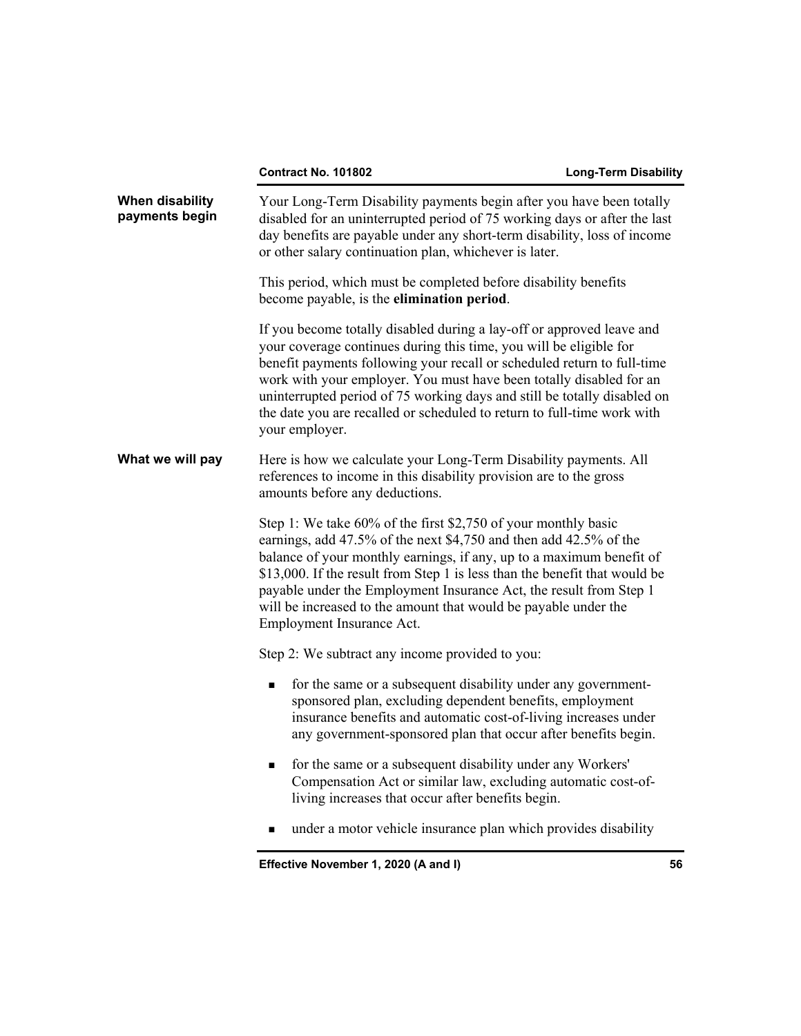### When disability payments begin

Your Long-Term Disability payments begin after you have been totally disabled for an uninterrupted period of 75 working days or after the last day benefits are payable under any short-term disability, loss of income or other salary continuation plan, whichever is later.

This period, which must be completed before disability benefits become payable, is the **elimination period**.

If you become totally disabled during a lay-off or approved leave and your coverage continues during this time, you will be eligible for benefit payments following your recall or scheduled return to full-time work with your employer. You must have been totally disabled for an uninterrupted period of 75 working days and still be totally disabled on the date you are recalled or scheduled to return to full-time work with your employer.

### What we will pay

Here is how we calculate your Long-Term Disability payments. All references to income in this disability provision are to the gross amounts before any deductions.

Step 1: We take 60% of the first $2,750 of your monthly basic earnings, add 47.5% of the next $4,750 and then add 42.5% of the balance of your monthly earnings, if any, up to a maximum benefit of $13,000. If the result from Step 1 is less than the benefit that would be payable under the Employment Insurance Act, the result from Step 1 will be increased to the amount that would be payable under the Employment Insurance Act.

Step 2: We subtract any income provided to you:

- for the same or a subsequent disability under any government-sponsored plan, excluding dependent benefits, employment insurance benefits and automatic cost-of-living increases under any government-sponsored plan that occur after benefits begin.
- for the same or a subsequent disability under any Workers' Compensation Act or similar law, excluding automatic cost-of-living increases that occur after benefits begin.
- under a motor vehicle insurance plan which provides disability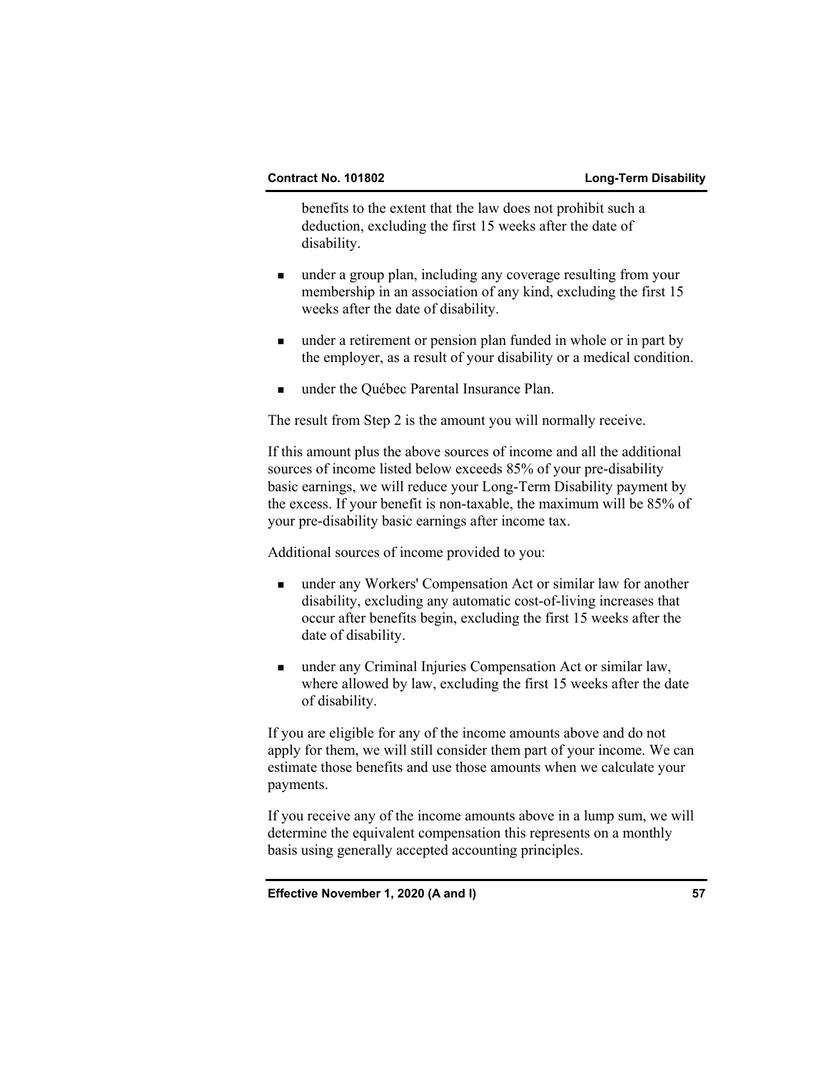benefits to the extent that the law does not prohibit such a deduction, excluding the first 15 weeks after the date of disability.

- under a group plan, including any coverage resulting from your membership in an association of any kind, excluding the first 15 weeks after the date of disability.
- under a retirement or pension plan funded in whole or in part by the employer, as a result of your disability or a medical condition.
- under the Québec Parental Insurance Plan.

The result from Step 2 is the amount you will normally receive.

If this amount plus the above sources of income and all the additional sources of income listed below exceeds 85% of your pre-disability basic earnings, we will reduce your Long-Term Disability payment by the excess. If your benefit is non-taxable, the maximum will be 85% of your pre-disability basic earnings after income tax.

Additional sources of income provided to you:

- under any Workers' Compensation Act or similar law for another disability, excluding any automatic cost-of-living increases that occur after benefits begin, excluding the first 15 weeks after the date of disability.
- under any Criminal Injuries Compensation Act or similar law, where allowed by law, excluding the first 15 weeks after the date of disability.

If you are eligible for any of the income amounts above and do not apply for them, we will still consider them part of your income. We can estimate those benefits and use those amounts when we calculate your payments.

If you receive any of the income amounts above in a lump sum, we will determine the equivalent compensation this represents on a monthly basis using generally accepted accounting principles.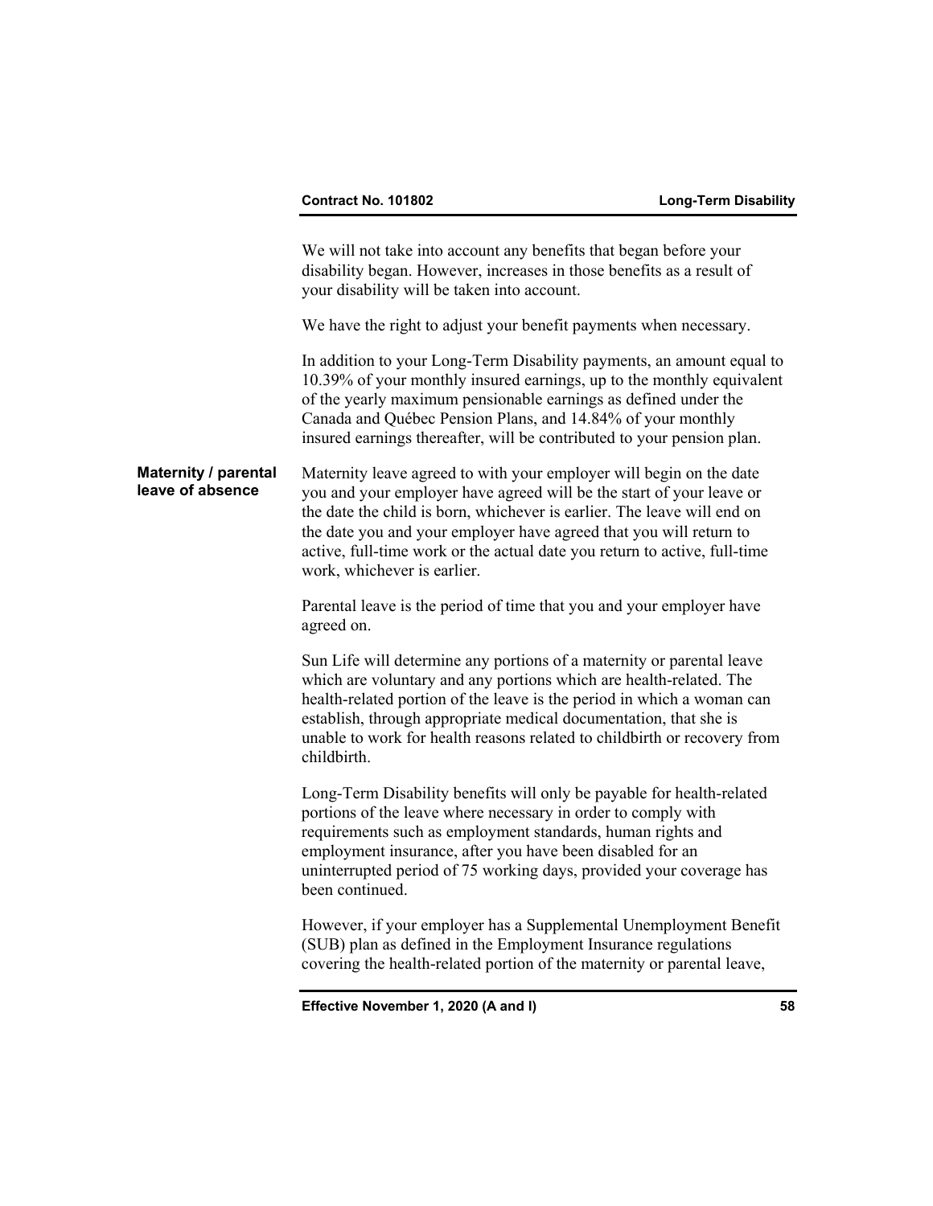We will not take into account any benefits that began before your disability began. However, increases in those benefits as a result of your disability will be taken into account.

We have the right to adjust your benefit payments when necessary.

In addition to your Long-Term Disability payments, an amount equal to 10.39% of your monthly insured earnings, up to the monthly equivalent of the yearly maximum pensionable earnings as defined under the Canada and Québec Pension Plans, and 14.84% of your monthly insured earnings thereafter, will be contributed to your pension plan.

**Maternity / parental leave of absence**

Maternity leave agreed to with your employer will begin on the date you and your employer have agreed will be the start of your leave or the date the child is born, whichever is earlier. The leave will end on the date you and your employer have agreed that you will return to active, full-time work or the actual date you return to active, full-time work, whichever is earlier.

Parental leave is the period of time that you and your employer have agreed on.

Sun Life will determine any portions of a maternity or parental leave which are voluntary and any portions which are health-related. The health-related portion of the leave is the period in which a woman can establish, through appropriate medical documentation, that she is unable to work for health reasons related to childbirth or recovery from childbirth.

Long-Term Disability benefits will only be payable for health-related portions of the leave where necessary in order to comply with requirements such as employment standards, human rights and employment insurance, after you have been disabled for an uninterrupted period of 75 working days, provided your coverage has been continued.

However, if your employer has a Supplemental Unemployment Benefit (SUB) plan as defined in the Employment Insurance regulations covering the health-related portion of the maternity or parental leave,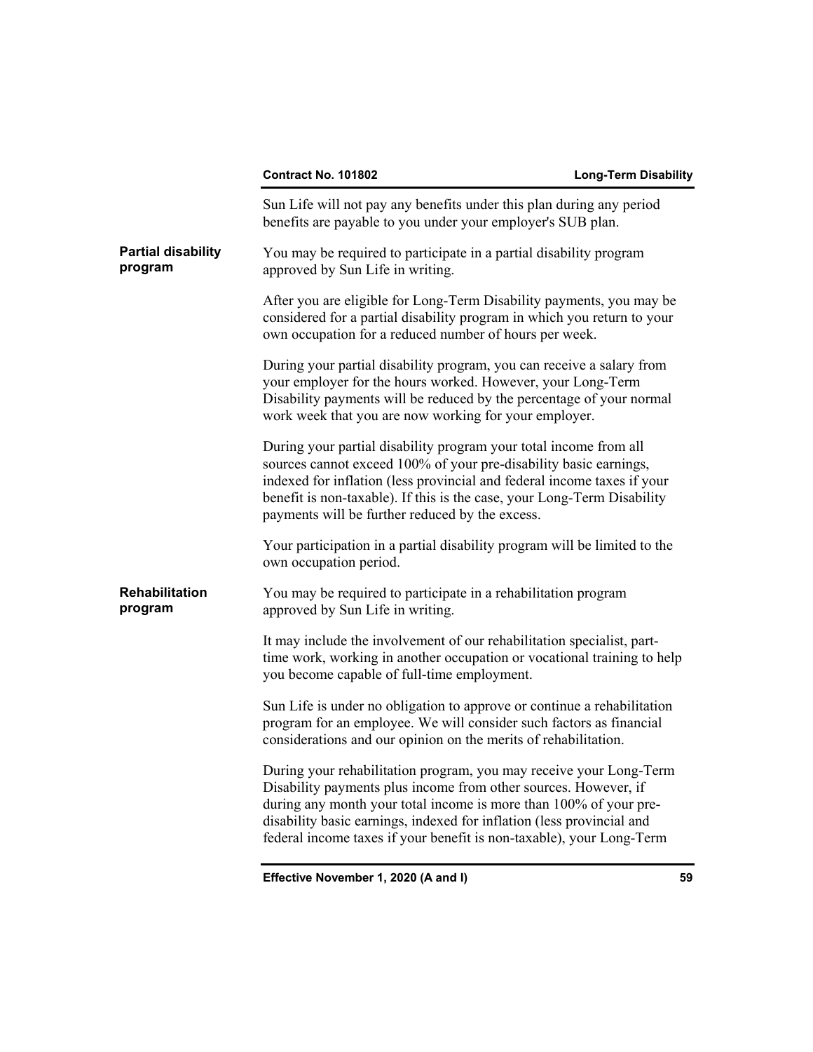Sun Life will not pay any benefits under this plan during any period benefits are payable to you under your employer's SUB plan.

### Partial disability program

You may be required to participate in a partial disability program approved by Sun Life in writing.

After you are eligible for Long-Term Disability payments, you may be considered for a partial disability program in which you return to your own occupation for a reduced number of hours per week.

During your partial disability program, you can receive a salary from your employer for the hours worked. However, your Long-Term Disability payments will be reduced by the percentage of your normal work week that you are now working for your employer.

During your partial disability program your total income from all sources cannot exceed 100% of your pre-disability basic earnings, indexed for inflation (less provincial and federal income taxes if your benefit is non-taxable). If this is the case, your Long-Term Disability payments will be further reduced by the excess.

Your participation in a partial disability program will be limited to the own occupation period.

### Rehabilitation program

You may be required to participate in a rehabilitation program approved by Sun Life in writing.

It may include the involvement of our rehabilitation specialist, part-time work, working in another occupation or vocational training to help you become capable of full-time employment.

Sun Life is under no obligation to approve or continue a rehabilitation program for an employee. We will consider such factors as financial considerations and our opinion on the merits of rehabilitation.

During your rehabilitation program, you may receive your Long-Term Disability payments plus income from other sources. However, if during any month your total income is more than 100% of your pre-disability basic earnings, indexed for inflation (less provincial and federal income taxes if your benefit is non-taxable), your Long-Term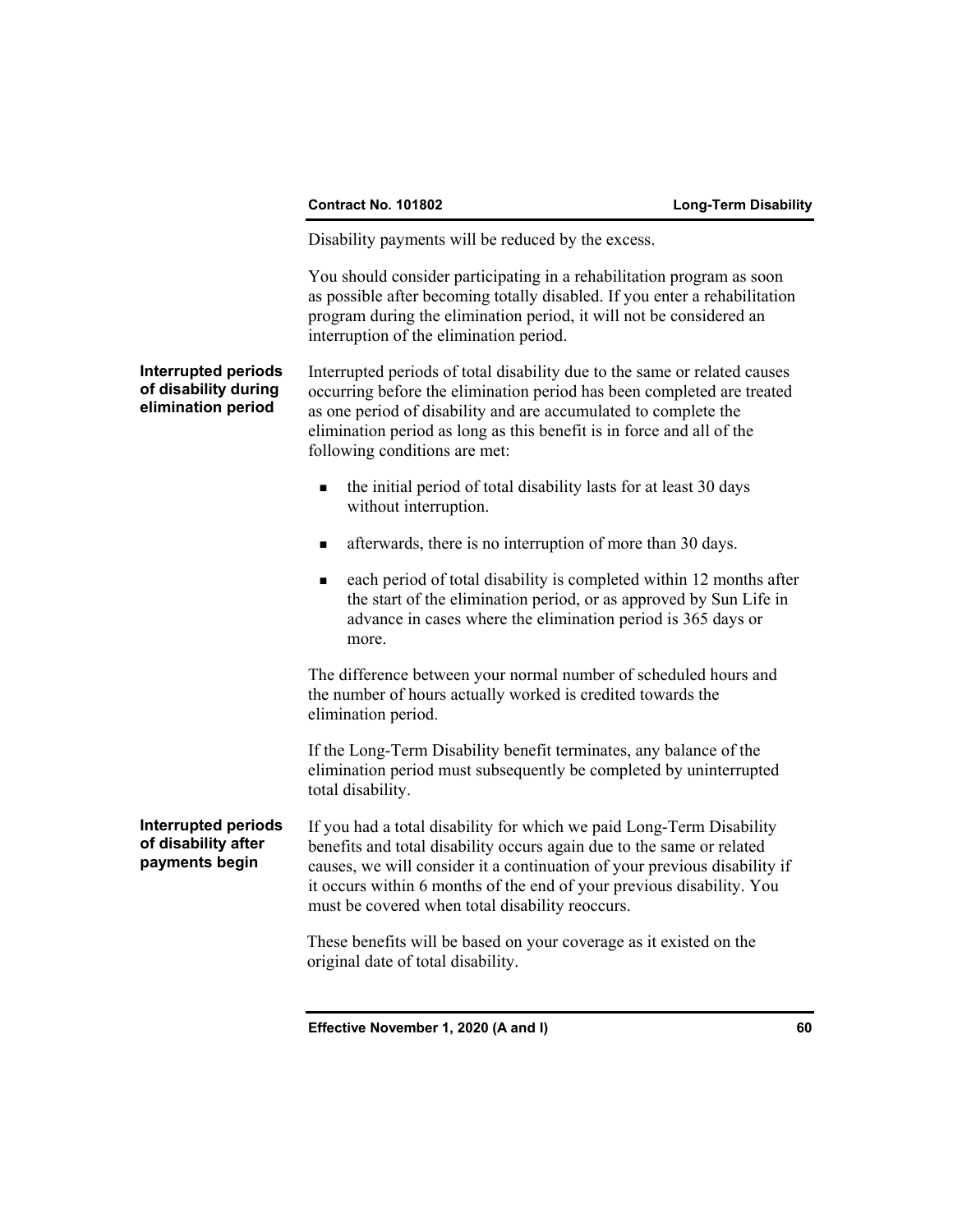Disability payments will be reduced by the excess.

You should consider participating in a rehabilitation program as soon as possible after becoming totally disabled. If you enter a rehabilitation program during the elimination period, it will not be considered an interruption of the elimination period.

### Interrupted periods of disability during elimination period

Interrupted periods of total disability due to the same or related causes occurring before the elimination period has been completed are treated as one period of disability and are accumulated to complete the elimination period as long as this benefit is in force and all of the following conditions are met:

- the initial period of total disability lasts for at least 30 days without interruption.
- afterwards, there is no interruption of more than 30 days.
- each period of total disability is completed within 12 months after the start of the elimination period, or as approved by Sun Life in advance in cases where the elimination period is 365 days or more.

The difference between your normal number of scheduled hours and the number of hours actually worked is credited towards the elimination period.

If the Long-Term Disability benefit terminates, any balance of the elimination period must subsequently be completed by uninterrupted total disability.

### Interrupted periods of disability after payments begin

If you had a total disability for which we paid Long-Term Disability benefits and total disability occurs again due to the same or related causes, we will consider it a continuation of your previous disability if it occurs within 6 months of the end of your previous disability. You must be covered when total disability reoccurs.

These benefits will be based on your coverage as it existed on the original date of total disability.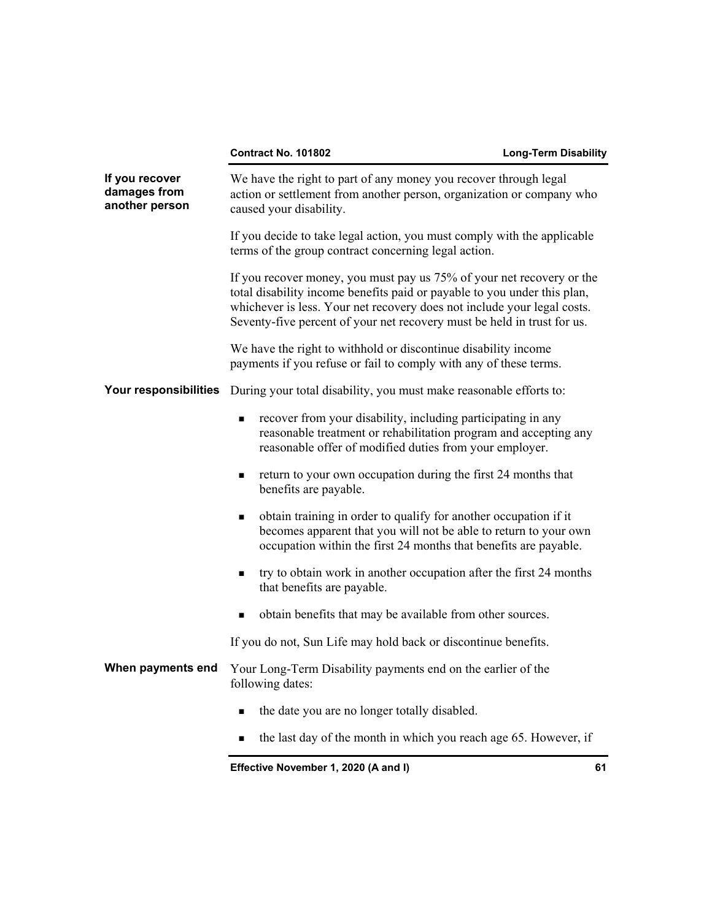### If you recover damages from another person

We have the right to part of any money you recover through legal action or settlement from another person, organization or company who caused your disability.

If you decide to take legal action, you must comply with the applicable terms of the group contract concerning legal action.

If you recover money, you must pay us 75% of your net recovery or the total disability income benefits paid or payable to you under this plan, whichever is less. Your net recovery does not include your legal costs. Seventy-five percent of your net recovery must be held in trust for us.

We have the right to withhold or discontinue disability income payments if you refuse or fail to comply with any of these terms.

### Your responsibilities

During your total disability, you must make reasonable efforts to:

- recover from your disability, including participating in any reasonable treatment or rehabilitation program and accepting any reasonable offer of modified duties from your employer.
- return to your own occupation during the first 24 months that benefits are payable.
- obtain training in order to qualify for another occupation if it becomes apparent that you will not be able to return to your own occupation within the first 24 months that benefits are payable.
- try to obtain work in another occupation after the first 24 months that benefits are payable.
- obtain benefits that may be available from other sources.

If you do not, Sun Life may hold back or discontinue benefits.

### When payments end

Your Long-Term Disability payments end on the earlier of the following dates:

- the date you are no longer totally disabled.
- the last day of the month in which you reach age 65. However, if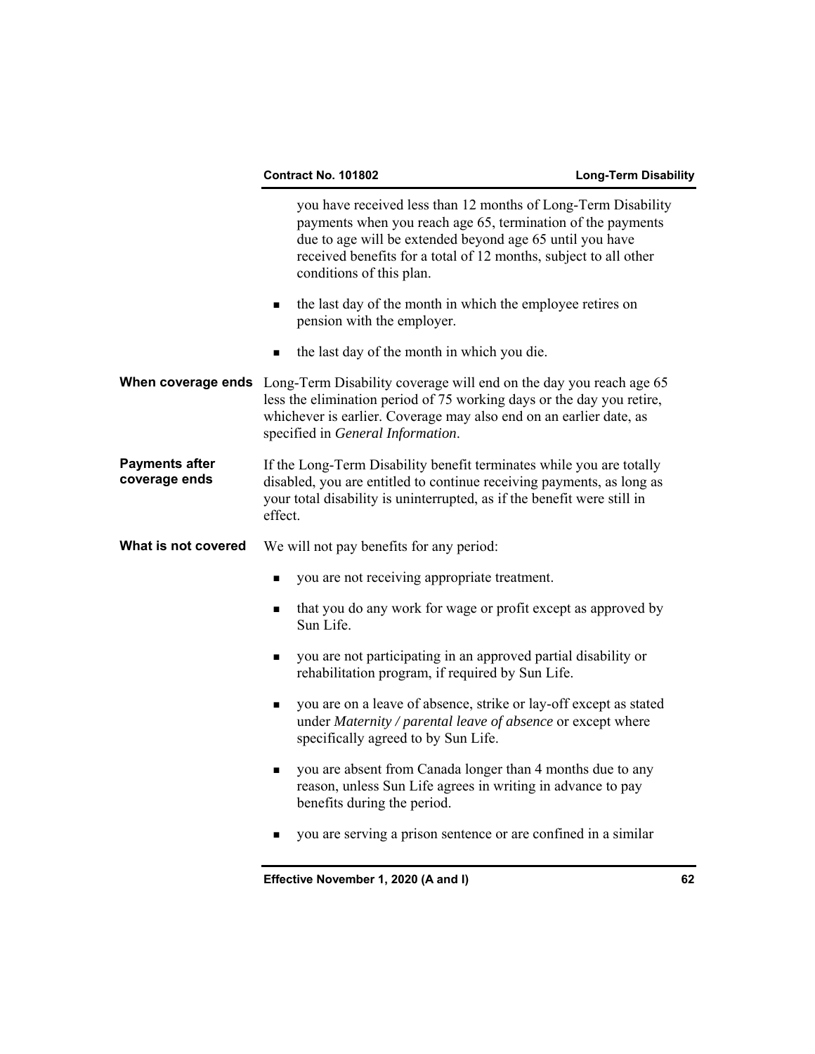you have received less than 12 months of Long-Term Disability payments when you reach age 65, termination of the payments due to age will be extended beyond age 65 until you have received benefits for a total of 12 months, subject to all other conditions of this plan.

- the last day of the month in which the employee retires on pension with the employer.
- the last day of the month in which you die.

**When coverage ends** Long-Term Disability coverage will end on the day you reach age 65 less the elimination period of 75 working days or the day you retire, whichever is earlier. Coverage may also end on an earlier date, as specified in *General Information*.

**Payments after coverage ends** If the Long-Term Disability benefit terminates while you are totally disabled, you are entitled to continue receiving payments, as long as your total disability is uninterrupted, as if the benefit were still in effect.

**What is not covered** We will not pay benefits for any period:

- you are not receiving appropriate treatment.
- that you do any work for wage or profit except as approved by Sun Life.
- you are not participating in an approved partial disability or rehabilitation program, if required by Sun Life.
- you are on a leave of absence, strike or lay-off except as stated under *Maternity / parental leave of absence* or except where specifically agreed to by Sun Life.
- you are absent from Canada longer than 4 months due to any reason, unless Sun Life agrees in writing in advance to pay benefits during the period.
- you are serving a prison sentence or are confined in a similar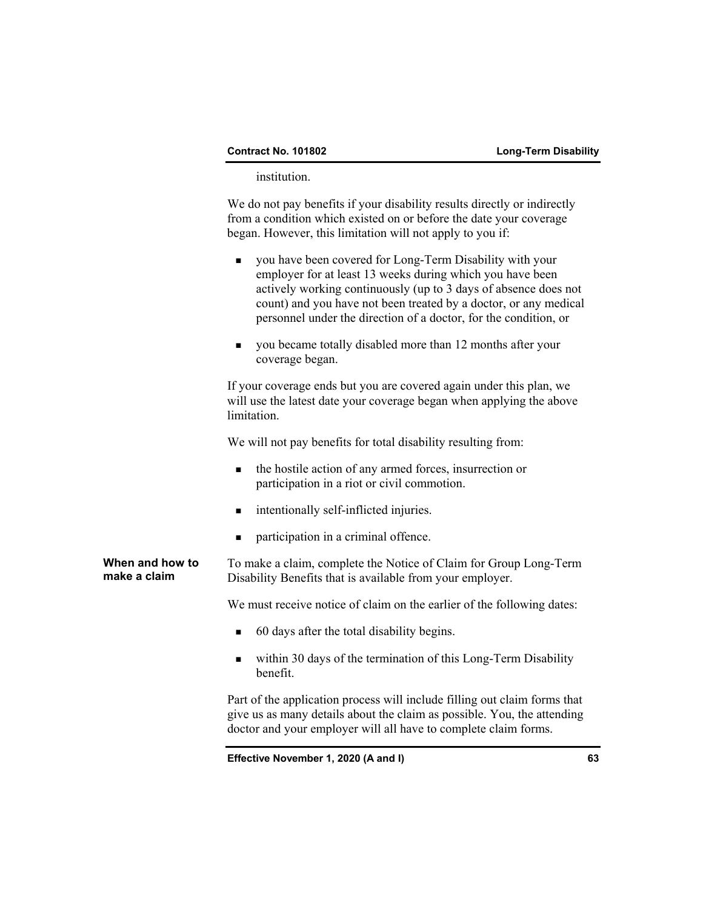institution.

We do not pay benefits if your disability results directly or indirectly from a condition which existed on or before the date your coverage began. However, this limitation will not apply to you if:

- you have been covered for Long-Term Disability with your employer for at least 13 weeks during which you have been actively working continuously (up to 3 days of absence does not count) and you have not been treated by a doctor, or any medical personnel under the direction of a doctor, for the condition, or
- you became totally disabled more than 12 months after your coverage began.

If your coverage ends but you are covered again under this plan, we will use the latest date your coverage began when applying the above limitation.

We will not pay benefits for total disability resulting from:

- the hostile action of any armed forces, insurrection or participation in a riot or civil commotion.
- intentionally self-inflicted injuries.
- participation in a criminal offence.

**When and how to make a claim**

To make a claim, complete the Notice of Claim for Group Long-Term Disability Benefits that is available from your employer.

We must receive notice of claim on the earlier of the following dates:

- 60 days after the total disability begins.
- within 30 days of the termination of this Long-Term Disability benefit.

Part of the application process will include filling out claim forms that give us as many details about the claim as possible. You, the attending doctor and your employer will all have to complete claim forms.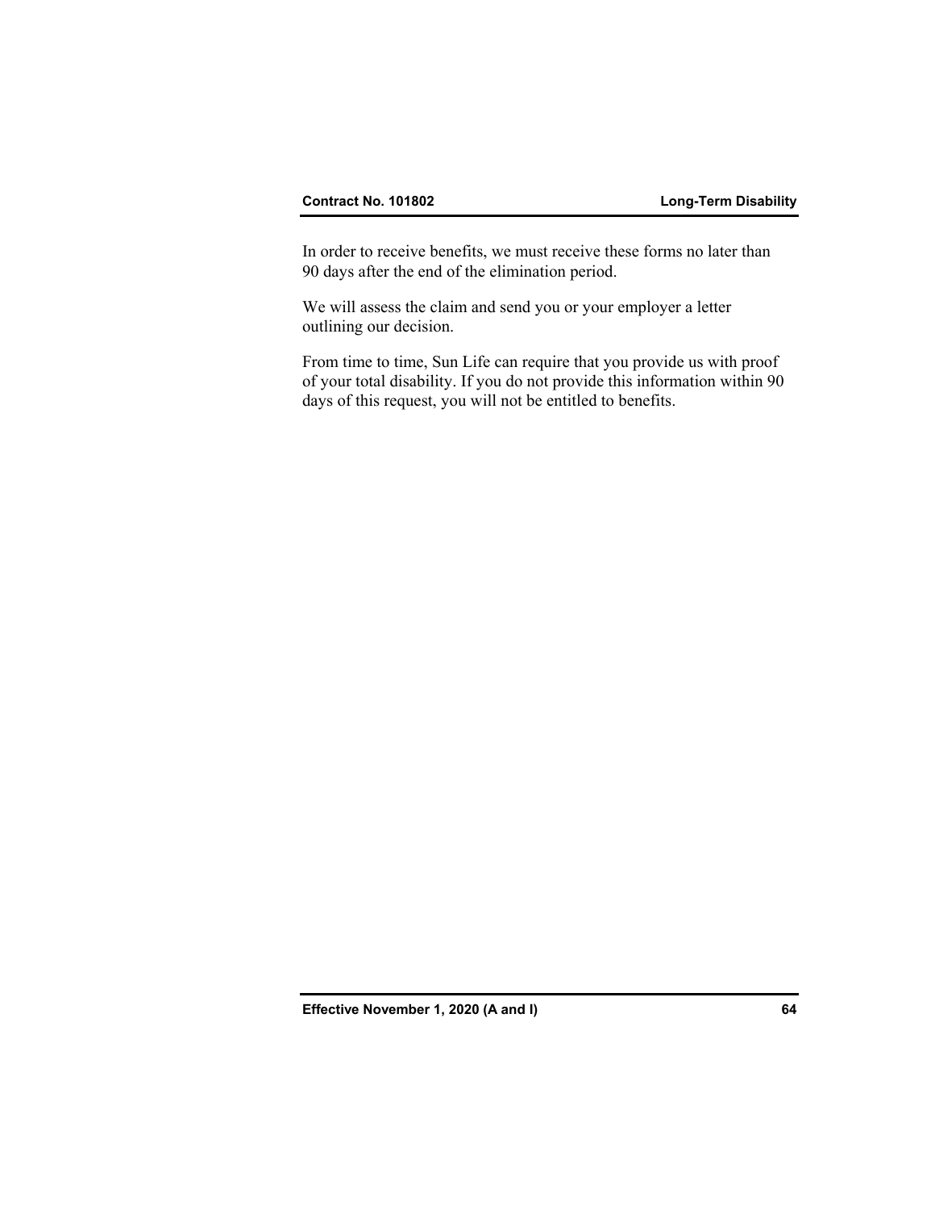In order to receive benefits, we must receive these forms no later than 90 days after the end of the elimination period.

We will assess the claim and send you or your employer a letter outlining our decision.

From time to time, Sun Life can require that you provide us with proof of your total disability. If you do not provide this information within 90 days of this request, you will not be entitled to benefits.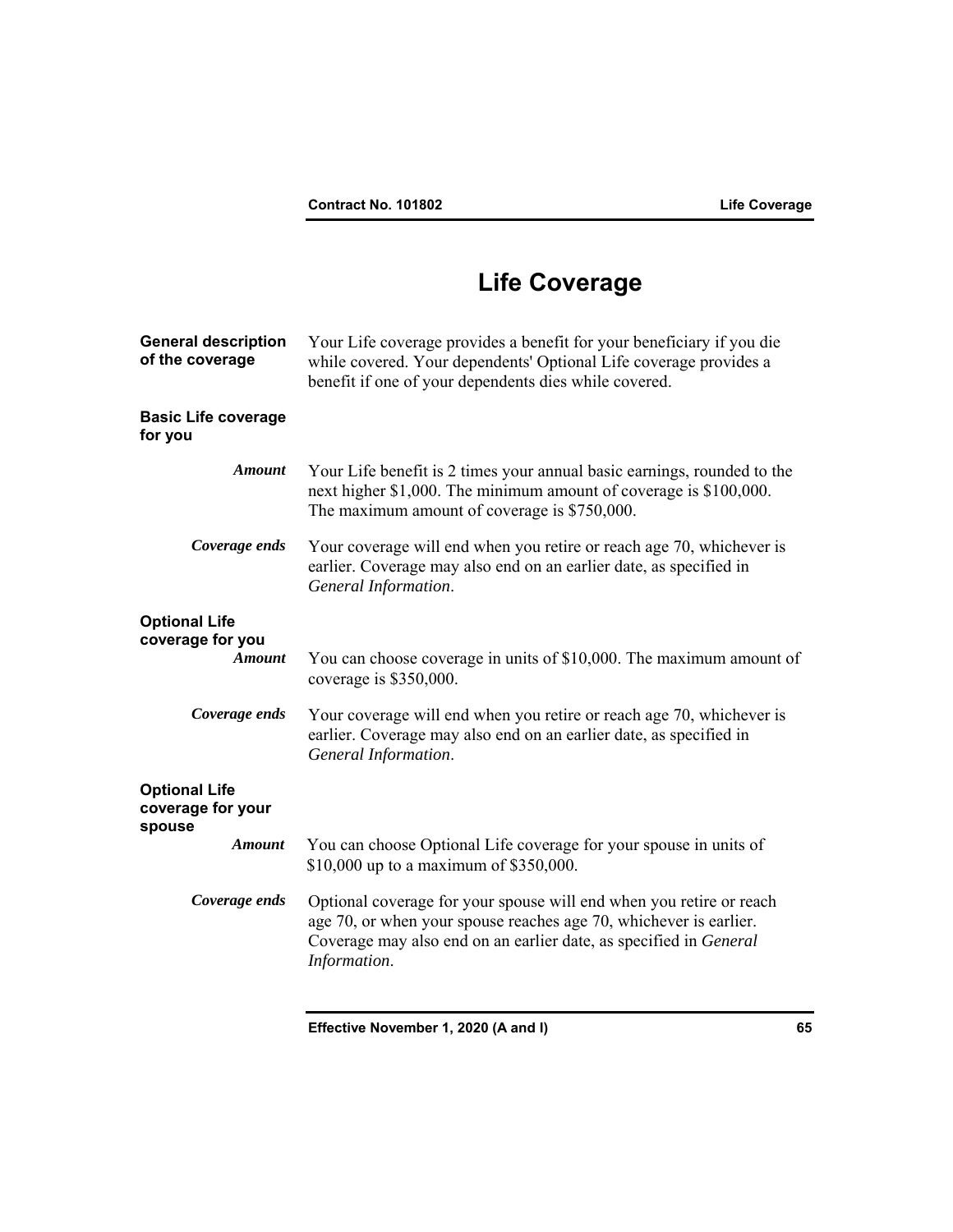# Life Coverage

**General description of the coverage**

Your Life coverage provides a benefit for your beneficiary if you die while covered. Your dependents' Optional Life coverage provides a benefit if one of your dependents dies while covered.

## Basic Life coverage for you

***Amount***

Your Life benefit is 2 times your annual basic earnings, rounded to the next higher $1,000. The minimum amount of coverage is $100,000. The maximum amount of coverage is $750,000.

***Coverage ends***

Your coverage will end when you retire or reach age 70, whichever is earlier. Coverage may also end on an earlier date, as specified in *General Information*.

## Optional Life coverage for you

***Amount***

You can choose coverage in units of $10,000. The maximum amount of coverage is $350,000.

***Coverage ends***

Your coverage will end when you retire or reach age 70, whichever is earlier. Coverage may also end on an earlier date, as specified in *General Information*.

## Optional Life coverage for your spouse

***Amount***

You can choose Optional Life coverage for your spouse in units of $10,000 up to a maximum of $350,000.

***Coverage ends***

Optional coverage for your spouse will end when you retire or reach age 70, or when your spouse reaches age 70, whichever is earlier. Coverage may also end on an earlier date, as specified in *General Information*.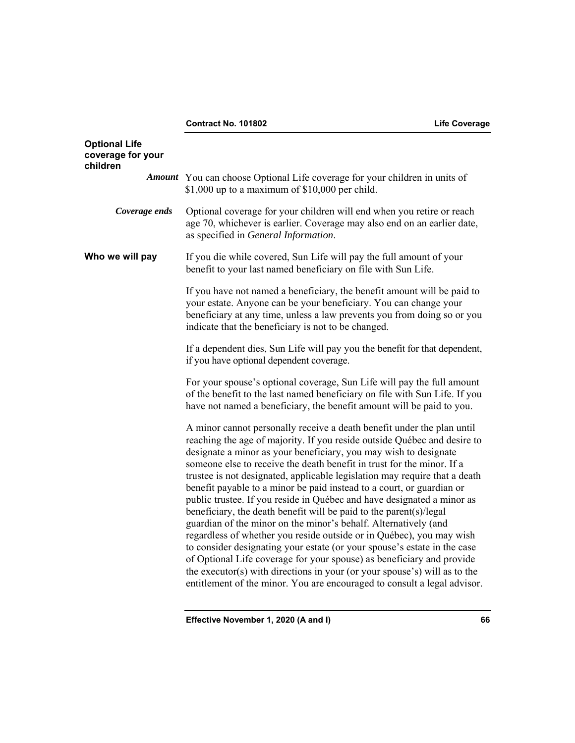## Optional Life coverage for your children

***Amount*** You can choose Optional Life coverage for your children in units of $1,000 up to a maximum of $10,000 per child.

***Coverage ends*** Optional coverage for your children will end when you retire or reach age 70, whichever is earlier. Coverage may also end on an earlier date, as specified in *General Information*.

## Who we will pay

If you die while covered, Sun Life will pay the full amount of your benefit to your last named beneficiary on file with Sun Life.

If you have not named a beneficiary, the benefit amount will be paid to your estate. Anyone can be your beneficiary. You can change your beneficiary at any time, unless a law prevents you from doing so or you indicate that the beneficiary is not to be changed.

If a dependent dies, Sun Life will pay you the benefit for that dependent, if you have optional dependent coverage.

For your spouse's optional coverage, Sun Life will pay the full amount of the benefit to the last named beneficiary on file with Sun Life. If you have not named a beneficiary, the benefit amount will be paid to you.

A minor cannot personally receive a death benefit under the plan until reaching the age of majority. If you reside outside Québec and desire to designate a minor as your beneficiary, you may wish to designate someone else to receive the death benefit in trust for the minor. If a trustee is not designated, applicable legislation may require that a death benefit payable to a minor be paid instead to a court, or guardian or public trustee. If you reside in Québec and have designated a minor as beneficiary, the death benefit will be paid to the parent(s)/legal guardian of the minor on the minor's behalf. Alternatively (and regardless of whether you reside outside or in Québec), you may wish to consider designating your estate (or your spouse's estate in the case of Optional Life coverage for your spouse) as beneficiary and provide the executor(s) with directions in your (or your spouse's) will as to the entitlement of the minor. You are encouraged to consult a legal advisor.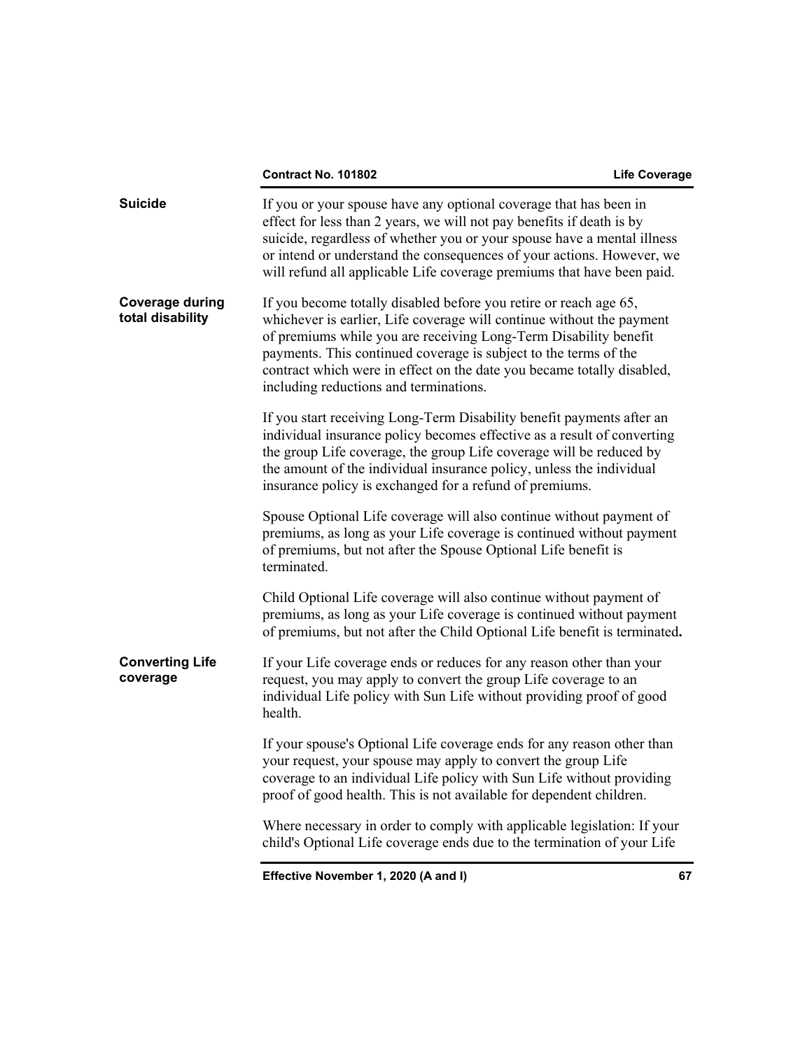### Suicide

If you or your spouse have any optional coverage that has been in effect for less than 2 years, we will not pay benefits if death is by suicide, regardless of whether you or your spouse have a mental illness or intend or understand the consequences of your actions. However, we will refund all applicable Life coverage premiums that have been paid.

### Coverage during total disability

If you become totally disabled before you retire or reach age 65, whichever is earlier, Life coverage will continue without the payment of premiums while you are receiving Long-Term Disability benefit payments. This continued coverage is subject to the terms of the contract which were in effect on the date you became totally disabled, including reductions and terminations.

If you start receiving Long-Term Disability benefit payments after an individual insurance policy becomes effective as a result of converting the group Life coverage, the group Life coverage will be reduced by the amount of the individual insurance policy, unless the individual insurance policy is exchanged for a refund of premiums.

Spouse Optional Life coverage will also continue without payment of premiums, as long as your Life coverage is continued without payment of premiums, but not after the Spouse Optional Life benefit is terminated.

Child Optional Life coverage will also continue without payment of premiums, as long as your Life coverage is continued without payment of premiums, but not after the Child Optional Life benefit is terminated**.**

### Converting Life coverage

If your Life coverage ends or reduces for any reason other than your request, you may apply to convert the group Life coverage to an individual Life policy with Sun Life without providing proof of good health.

If your spouse's Optional Life coverage ends for any reason other than your request, your spouse may apply to convert the group Life coverage to an individual Life policy with Sun Life without providing proof of good health. This is not available for dependent children.

Where necessary in order to comply with applicable legislation: If your child's Optional Life coverage ends due to the termination of your Life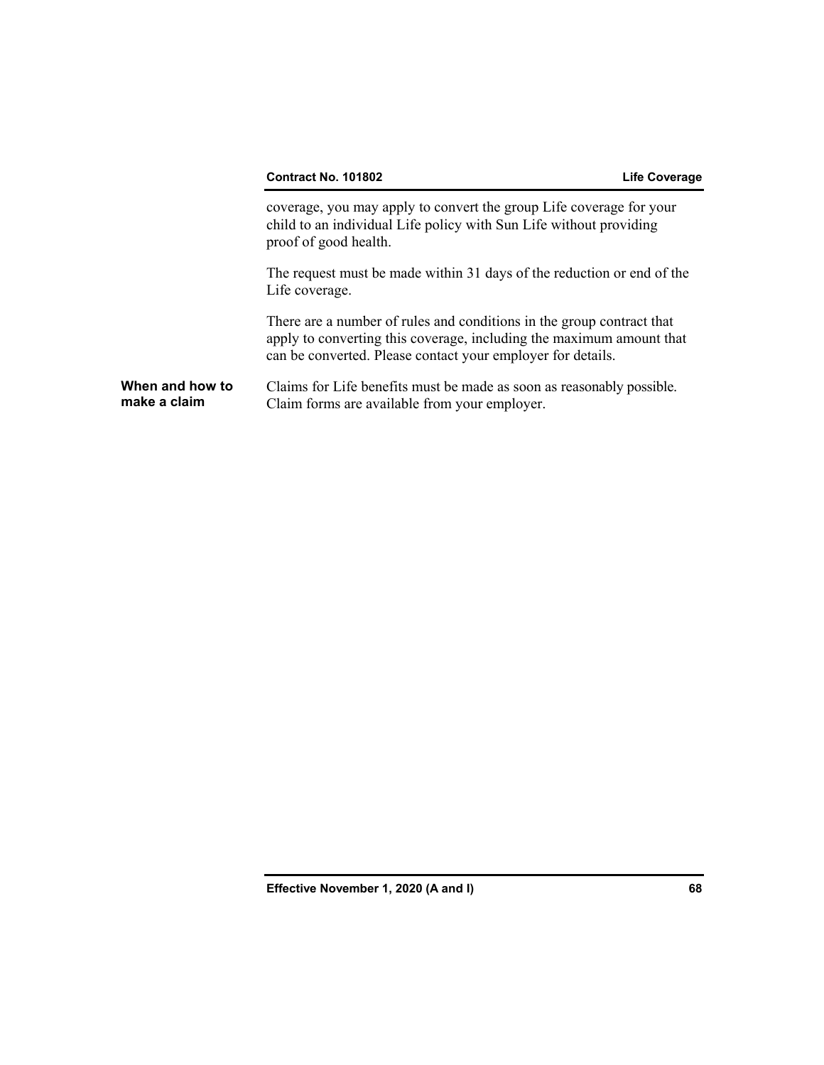coverage, you may apply to convert the group Life coverage for your child to an individual Life policy with Sun Life without providing proof of good health.

The request must be made within 31 days of the reduction or end of the Life coverage.

There are a number of rules and conditions in the group contract that apply to converting this coverage, including the maximum amount that can be converted. Please contact your employer for details.

**When and how to make a claim**

Claims for Life benefits must be made as soon as reasonably possible. Claim forms are available from your employer.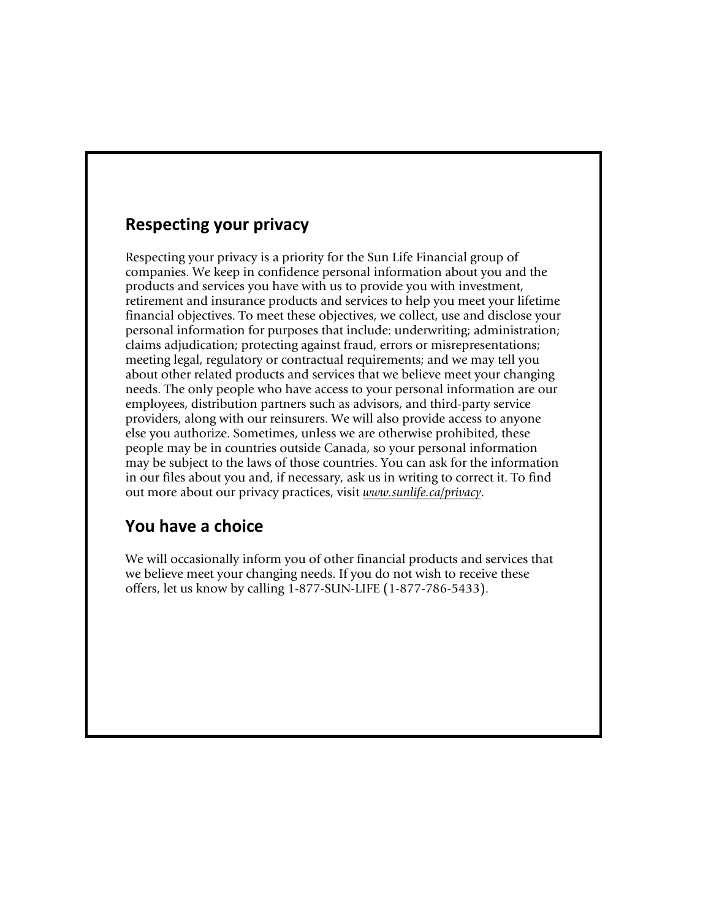## Respecting your privacy

Respecting your privacy is a priority for the Sun Life Financial group of companies. We keep in confidence personal information about you and the products and services you have with us to provide you with investment, retirement and insurance products and services to help you meet your lifetime financial objectives. To meet these objectives, we collect, use and disclose your personal information for purposes that include: underwriting; administration; claims adjudication; protecting against fraud, errors or misrepresentations; meeting legal, regulatory or contractual requirements; and we may tell you about other related products and services that we believe meet your changing needs. The only people who have access to your personal information are our employees, distribution partners such as advisors, and third-party service providers, along with our reinsurers. We will also provide access to anyone else you authorize. Sometimes, unless we are otherwise prohibited, these people may be in countries outside Canada, so your personal information may be subject to the laws of those countries. You can ask for the information in our files about you and, if necessary, ask us in writing to correct it. To find out more about our privacy practices, visit *www.sunlife.ca/privacy*.

## You have a choice

We will occasionally inform you of other financial products and services that we believe meet your changing needs. If you do not wish to receive these offers, let us know by calling 1-877-SUN-LIFE (1-877-786-5433).